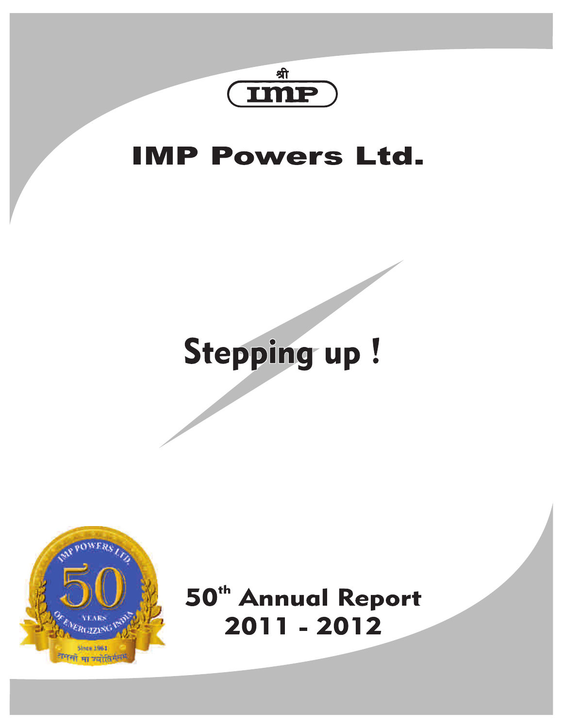श्री
IMP

# IMP Powers Ltd.

## Stepping up !

IMP POWERS LTD.

50

YEARS

OF ENERGIZING INDIA

Since 1961

तमसो मा ज्योतिर्गमय

## 50th Annual Report 2011 - 2012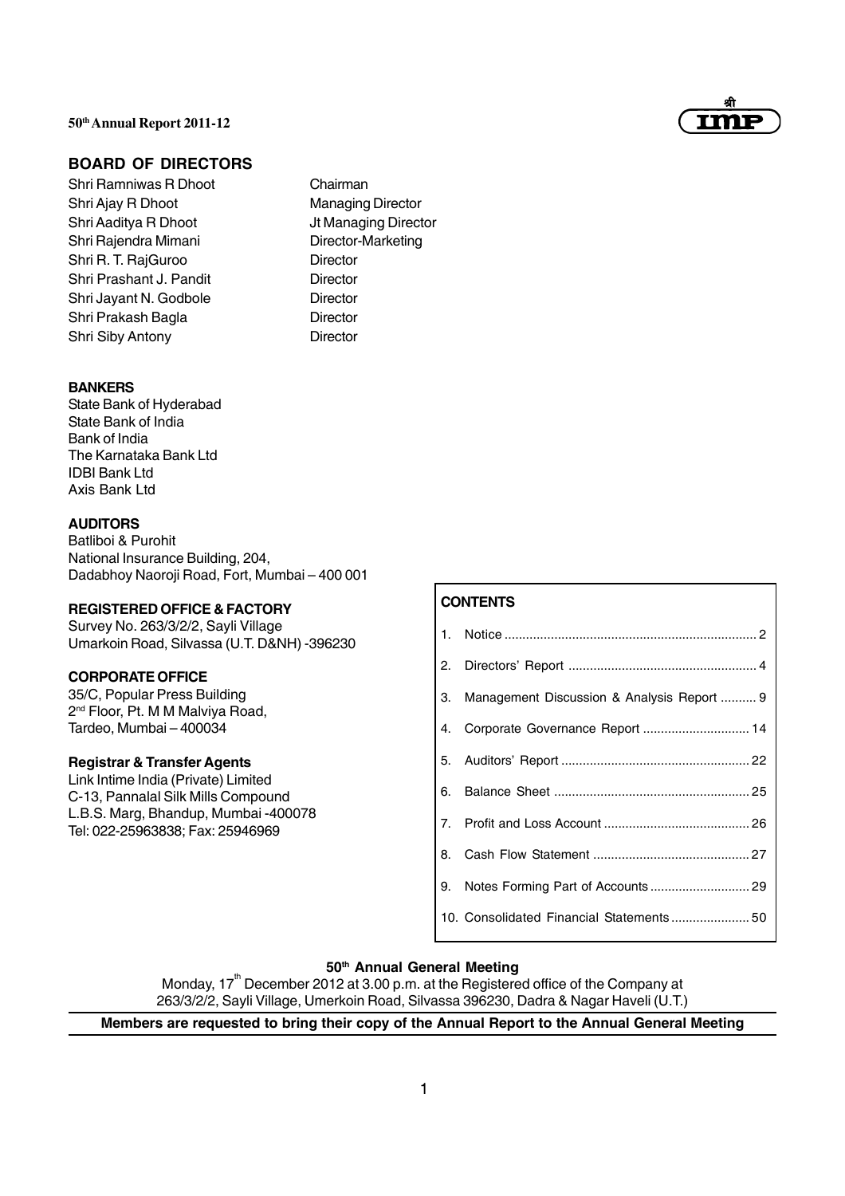## BOARD OF DIRECTORS

| | |
|---|---|
| Shri Ramniwas R Dhoot | Chairman |
| Shri Ajay R Dhoot | Managing Director |
| Shri Aaditya R Dhoot | Jt Managing Director |
| Shri Rajendra Mimani | Director-Marketing |
| Shri R. T. RajGuroo | Director |
| Shri Prashant J. Pandit | Director |
| Shri Jayant N. Godbole | Director |
| Shri Prakash Bagla | Director |
| Shri Siby Antony | Director |

### BANKERS

State Bank of Hyderabad
State Bank of India
Bank of India
The Karnataka Bank Ltd
IDBI Bank Ltd
Axis Bank Ltd

### AUDITORS

Batliboi & Purohit
National Insurance Building, 204,
Dadabhoy Naoroji Road, Fort, Mumbai – 400 001

### REGISTERED OFFICE & FACTORY

Survey No. 263/3/2/2, Sayli Village
Umarkoin Road, Silvassa (U.T. D&NH) -396230

### CORPORATE OFFICE

35/C, Popular Press Building
2nd Floor, Pt. M M Malviya Road,
Tardeo, Mumbai – 400034

### Registrar & Transfer Agents

Link Intime India (Private) Limited
C-13, Pannalal Silk Mills Compound
L.B.S. Marg, Bhandup, Mumbai -400078
Tel: 022-25963838; Fax: 25946969

### CONTENTS

| | |
|---|---|
| 1. Notice | 2 |
| 2. Directors' Report | 4 |
| 3. Management Discussion & Analysis Report | 9 |
| 4. Corporate Governance Report | 14 |
| 5. Auditors' Report | 22 |
| 6. Balance Sheet | 25 |
| 7. Profit and Loss Account | 26 |
| 8. Cash Flow Statement | 27 |
| 9. Notes Forming Part of Accounts | 29 |
| 10. Consolidated Financial Statements | 50 |

**50th Annual General Meeting**

Monday, 17th December 2012 at 3.00 p.m. at the Registered office of the Company at 263/3/2/2, Sayli Village, Umerkoin Road, Silvassa 396230, Dadra & Nagar Haveli (U.T.)

**Members are requested to bring their copy of the Annual Report to the Annual General Meeting**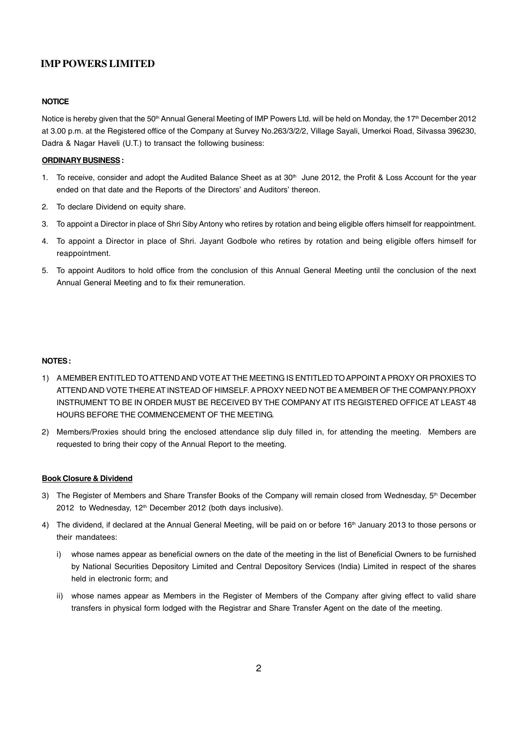# IMP POWERS LIMITED

## NOTICE

Notice is hereby given that the 50th Annual General Meeting of IMP Powers Ltd. will be held on Monday, the 17th December 2012 at 3.00 p.m. at the Registered office of the Company at Survey No.263/3/2/2, Village Sayali, Umerkoi Road, Silvassa 396230, Dadra & Nagar Haveli (U.T.) to transact the following business:

### ORDINARY BUSINESS :

1. To receive, consider and adopt the Audited Balance Sheet as at 30th June 2012, the Profit & Loss Account for the year ended on that date and the Reports of the Directors' and Auditors' thereon.
2. To declare Dividend on equity share.
3. To appoint a Director in place of Shri Siby Antony who retires by rotation and being eligible offers himself for reappointment.
4. To appoint a Director in place of Shri. Jayant Godbole who retires by rotation and being eligible offers himself for reappointment.
5. To appoint Auditors to hold office from the conclusion of this Annual General Meeting until the conclusion of the next Annual General Meeting and to fix their remuneration.

### NOTES :

1) A MEMBER ENTITLED TO ATTEND AND VOTE AT THE MEETING IS ENTITLED TO APPOINT A PROXY OR PROXIES TO ATTEND AND VOTE THERE AT INSTEAD OF HIMSELF. A PROXY NEED NOT BE A MEMBER OF THE COMPANY.PROXY INSTRUMENT TO BE IN ORDER MUST BE RECEIVED BY THE COMPANY AT ITS REGISTERED OFFICE AT LEAST 48 HOURS BEFORE THE COMMENCEMENT OF THE MEETING.
2) Members/Proxies should bring the enclosed attendance slip duly filled in, for attending the meeting. Members are requested to bring their copy of the Annual Report to the meeting.

### Book Closure & Dividend

3) The Register of Members and Share Transfer Books of the Company will remain closed from Wednesday, 5th December 2012 to Wednesday, 12th December 2012 (both days inclusive).
4) The dividend, if declared at the Annual General Meeting, will be paid on or before 16th January 2013 to those persons or their mandatees:
   i) whose names appear as beneficial owners on the date of the meeting in the list of Beneficial Owners to be furnished by National Securities Depository Limited and Central Depository Services (India) Limited in respect of the shares held in electronic form; and
   ii) whose names appear as Members in the Register of Members of the Company after giving effect to valid share transfers in physical form lodged with the Registrar and Share Transfer Agent on the date of the meeting.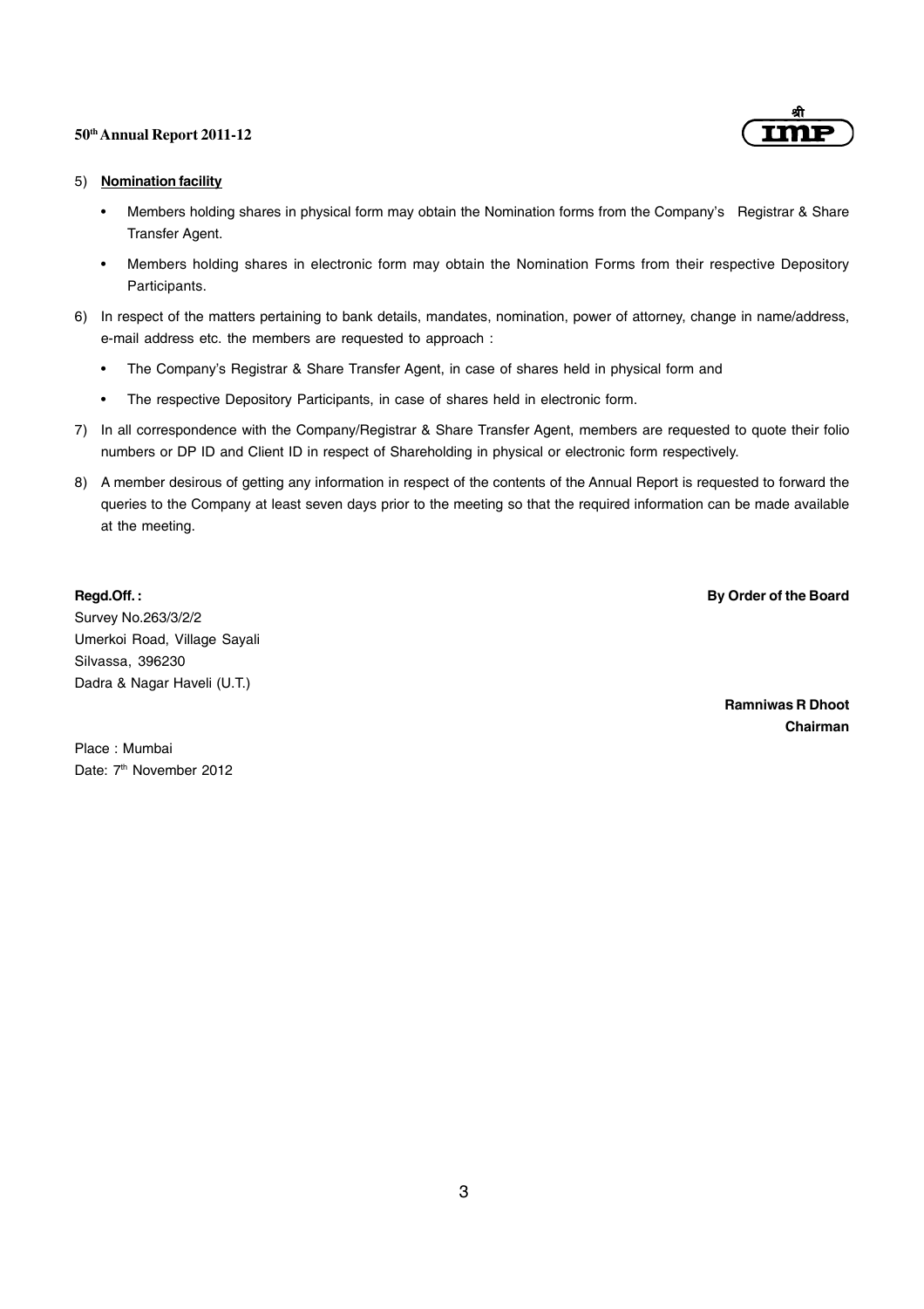5) **Nomination facility**

- Members holding shares in physical form may obtain the Nomination forms from the Company's Registrar & Share Transfer Agent.
- Members holding shares in electronic form may obtain the Nomination Forms from their respective Depository Participants.

6) In respect of the matters pertaining to bank details, mandates, nomination, power of attorney, change in name/address, e-mail address etc. the members are requested to approach :

- The Company's Registrar & Share Transfer Agent, in case of shares held in physical form and
- The respective Depository Participants, in case of shares held in electronic form.

7) In all correspondence with the Company/Registrar & Share Transfer Agent, members are requested to quote their folio numbers or DP ID and Client ID in respect of Shareholding in physical or electronic form respectively.

8) A member desirous of getting any information in respect of the contents of the Annual Report is requested to forward the queries to the Company at least seven days prior to the meeting so that the required information can be made available at the meeting.

**Regd.Off. :**
Survey No.263/3/2/2
Umerkoi Road, Village Sayali
Silvassa, 396230
Dadra & Nagar Haveli (U.T.)

**By Order of the Board**

**Ramniwas R Dhoot**
**Chairman**

Place : Mumbai
Date: 7th November 2012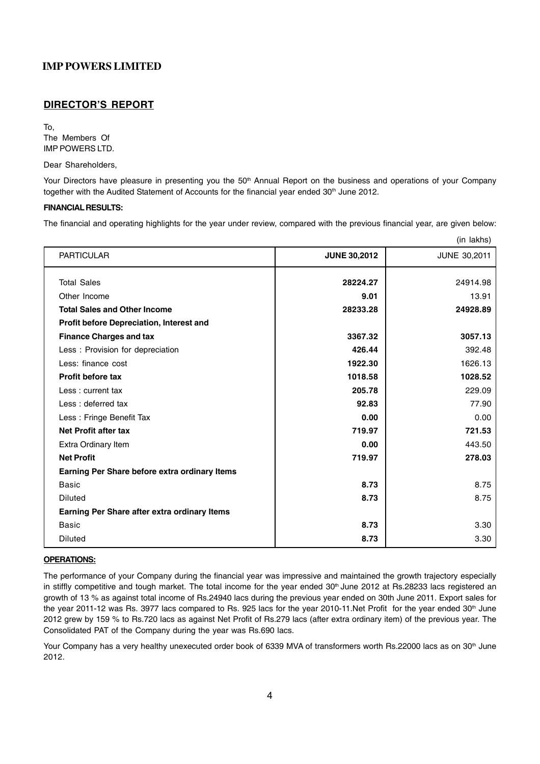## IMP POWERS LIMITED

## DIRECTOR'S REPORT

To,
The Members Of
IMP POWERS LTD.

Dear Shareholders,

Your Directors have pleasure in presenting you the 50th Annual Report on the business and operations of your Company together with the Audited Statement of Accounts for the financial year ended 30th June 2012.

**FINANCIAL RESULTS:**

The financial and operating highlights for the year under review, compared with the previous financial year, are given below:

(in lakhs)

| PARTICULAR | **JUNE 30,2012** | JUNE 30,2011 |
|---|---|---|
| Total Sales | **28224.27** | 24914.98 |
| Other Income | **9.01** | 13.91 |
| **Total Sales and Other Income** | **28233.28** | **24928.89** |
| **Profit before Depreciation, Interest and Finance Charges and tax** | **3367.32** | **3057.13** |
| Less : Provision for depreciation | **426.44** | 392.48 |
| Less: finance cost | **1922.30** | 1626.13 |
| **Profit before tax** | **1018.58** | **1028.52** |
| Less : current tax | **205.78** | 229.09 |
| Less : deferred tax | **92.83** | 77.90 |
| Less : Fringe Benefit Tax | **0.00** | 0.00 |
| **Net Profit after tax** | **719.97** | **721.53** |
| Extra Ordinary Item | **0.00** | 443.50 |
| **Net Profit** | **719.97** | **278.03** |
| **Earning Per Share before extra ordinary Items** | | |
| Basic | **8.73** | 8.75 |
| Diluted | **8.73** | 8.75 |
| **Earning Per Share after extra ordinary Items** | | |
| Basic | **8.73** | 3.30 |
| Diluted | **8.73** | 3.30 |

**OPERATIONS:**

The performance of your Company during the financial year was impressive and maintained the growth trajectory especially in stiffly competitive and tough market. The total income for the year ended 30th June 2012 at Rs.28233 lacs registered an growth of 13 % as against total income of Rs.24940 lacs during the previous year ended on 30th June 2011. Export sales for the year 2011-12 was Rs. 3977 lacs compared to Rs. 925 lacs for the year 2010-11.Net Profit for the year ended 30th June 2012 grew by 159 % to Rs.720 lacs as against Net Profit of Rs.279 lacs (after extra ordinary item) of the previous year. The Consolidated PAT of the Company during the year was Rs.690 lacs.

Your Company has a very healthy unexecuted order book of 6339 MVA of transformers worth Rs.22000 lacs as on 30th June 2012.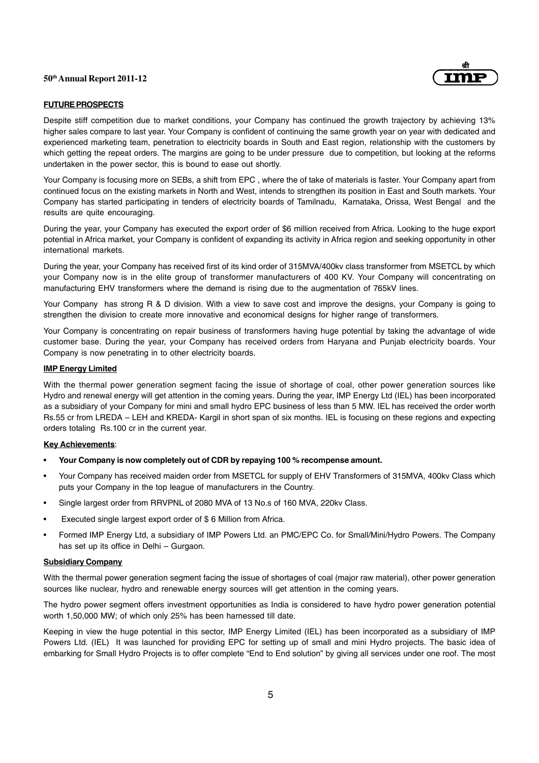## FUTURE PROSPECTS

Despite stiff competition due to market conditions, your Company has continued the growth trajectory by achieving 13% higher sales compare to last year. Your Company is confident of continuing the same growth year on year with dedicated and experienced marketing team, penetration to electricity boards in South and East region, relationship with the customers by which getting the repeat orders. The margins are going to be under pressure due to competition, but looking at the reforms undertaken in the power sector, this is bound to ease out shortly.

Your Company is focusing more on SEBs, a shift from EPC , where the of take of materials is faster. Your Company apart from continued focus on the existing markets in North and West, intends to strengthen its position in East and South markets. Your Company has started participating in tenders of electricity boards of Tamilnadu, Karnataka, Orissa, West Bengal and the results are quite encouraging.

During the year, your Company has executed the export order of $6 million received from Africa. Looking to the huge export potential in Africa market, your Company is confident of expanding its activity in Africa region and seeking opportunity in other international markets.

During the year, your Company has received first of its kind order of 315MVA/400kv class transformer from MSETCL by which your Company now is in the elite group of transformer manufacturers of 400 KV. Your Company will concentrating on manufacturing EHV transformers where the demand is rising due to the augmentation of 765kV lines.

Your Company has strong R & D division. With a view to save cost and improve the designs, your Company is going to strengthen the division to create more innovative and economical designs for higher range of transformers.

Your Company is concentrating on repair business of transformers having huge potential by taking the advantage of wide customer base. During the year, your Company has received orders from Haryana and Punjab electricity boards. Your Company is now penetrating in to other electricity boards.

### IMP Energy Limited

With the thermal power generation segment facing the issue of shortage of coal, other power generation sources like Hydro and renewal energy will get attention in the coming years. During the year, IMP Energy Ltd (IEL) has been incorporated as a subsidiary of your Company for mini and small hydro EPC business of less than 5 MW. IEL has received the order worth Rs.55 cr from LREDA – LEH and KREDA- Kargil in short span of six months. IEL is focusing on these regions and expecting orders totaling Rs.100 cr in the current year.

### Key Achievements:

- **Your Company is now completely out of CDR by repaying 100 % recompense amount.**
- Your Company has received maiden order from MSETCL for supply of EHV Transformers of 315MVA, 400kv Class which puts your Company in the top league of manufacturers in the Country.
- Single largest order from RRVPNL of 2080 MVA of 13 No.s of 160 MVA, 220kv Class.
- Executed single largest export order of $ 6 Million from Africa.
- Formed IMP Energy Ltd, a subsidiary of IMP Powers Ltd. an PMC/EPC Co. for Small/Mini/Hydro Powers. The Company has set up its office in Delhi – Gurgaon.

### Subsidiary Company

With the thermal power generation segment facing the issue of shortages of coal (major raw material), other power generation sources like nuclear, hydro and renewable energy sources will get attention in the coming years.

The hydro power segment offers investment opportunities as India is considered to have hydro power generation potential worth 1,50,000 MW; of which only 25% has been harnessed till date.

Keeping in view the huge potential in this sector, IMP Energy Limited (IEL) has been incorporated as a subsidiary of IMP Powers Ltd. (IEL) It was launched for providing EPC for setting up of small and mini Hydro projects. The basic idea of embarking for Small Hydro Projects is to offer complete "End to End solution" by giving all services under one roof. The most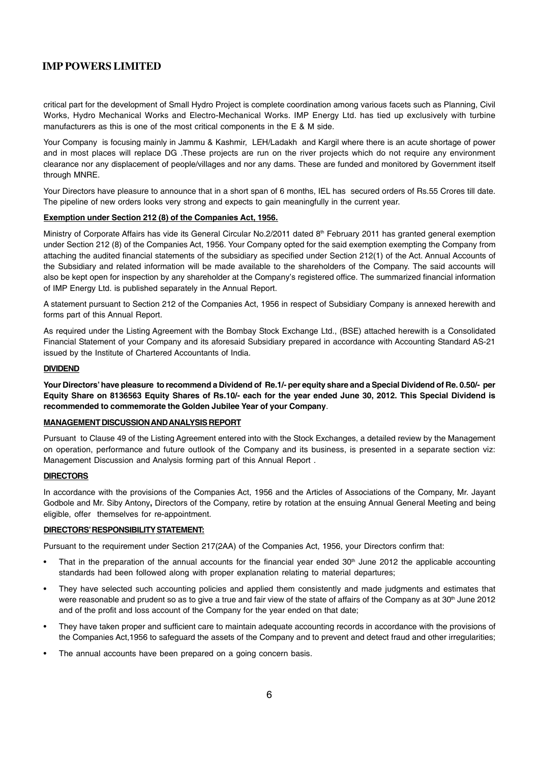critical part for the development of Small Hydro Project is complete coordination among various facets such as Planning, Civil Works, Hydro Mechanical Works and Electro-Mechanical Works. IMP Energy Ltd. has tied up exclusively with turbine manufacturers as this is one of the most critical components in the E & M side.

Your Company is focusing mainly in Jammu & Kashmir, LEH/Ladakh and Kargil where there is an acute shortage of power and in most places will replace DG .These projects are run on the river projects which do not require any environment clearance nor any displacement of people/villages and nor any dams. These are funded and monitored by Government itself through MNRE.

Your Directors have pleasure to announce that in a short span of 6 months, IEL has secured orders of Rs.55 Crores till date. The pipeline of new orders looks very strong and expects to gain meaningfully in the current year.

**Exemption under Section 212 (8) of the Companies Act, 1956.**

Ministry of Corporate Affairs has vide its General Circular No.2/2011 dated 8th February 2011 has granted general exemption under Section 212 (8) of the Companies Act, 1956. Your Company opted for the said exemption exempting the Company from attaching the audited financial statements of the subsidiary as specified under Section 212(1) of the Act. Annual Accounts of the Subsidiary and related information will be made available to the shareholders of the Company. The said accounts will also be kept open for inspection by any shareholder at the Company's registered office. The summarized financial information of IMP Energy Ltd. is published separately in the Annual Report.

A statement pursuant to Section 212 of the Companies Act, 1956 in respect of Subsidiary Company is annexed herewith and forms part of this Annual Report.

As required under the Listing Agreement with the Bombay Stock Exchange Ltd., (BSE) attached herewith is a Consolidated Financial Statement of your Company and its aforesaid Subsidiary prepared in accordance with Accounting Standard AS-21 issued by the Institute of Chartered Accountants of India.

**DIVIDEND**

**Your Directors' have pleasure to recommend a Dividend of Re.1/- per equity share and a Special Dividend of Re. 0.50/- per Equity Share on 8136563 Equity Shares of Rs.10/- each for the year ended June 30, 2012. This Special Dividend is recommended to commemorate the Golden Jubilee Year of your Company**.

**MANAGEMENT DISCUSSION AND ANALYSIS REPORT**

Pursuant to Clause 49 of the Listing Agreement entered into with the Stock Exchanges, a detailed review by the Management on operation, performance and future outlook of the Company and its business, is presented in a separate section viz: Management Discussion and Analysis forming part of this Annual Report .

**DIRECTORS**

In accordance with the provisions of the Companies Act, 1956 and the Articles of Associations of the Company, Mr. Jayant Godbole and Mr. Siby Antony**,** Directors of the Company, retire by rotation at the ensuing Annual General Meeting and being eligible, offer themselves for re-appointment.

**DIRECTORS' RESPONSIBILITY STATEMENT:**

Pursuant to the requirement under Section 217(2AA) of the Companies Act, 1956, your Directors confirm that:

- That in the preparation of the annual accounts for the financial year ended 30th June 2012 the applicable accounting standards had been followed along with proper explanation relating to material departures;
- They have selected such accounting policies and applied them consistently and made judgments and estimates that were reasonable and prudent so as to give a true and fair view of the state of affairs of the Company as at 30th June 2012 and of the profit and loss account of the Company for the year ended on that date;
- They have taken proper and sufficient care to maintain adequate accounting records in accordance with the provisions of the Companies Act,1956 to safeguard the assets of the Company and to prevent and detect fraud and other irregularities;
- The annual accounts have been prepared on a going concern basis.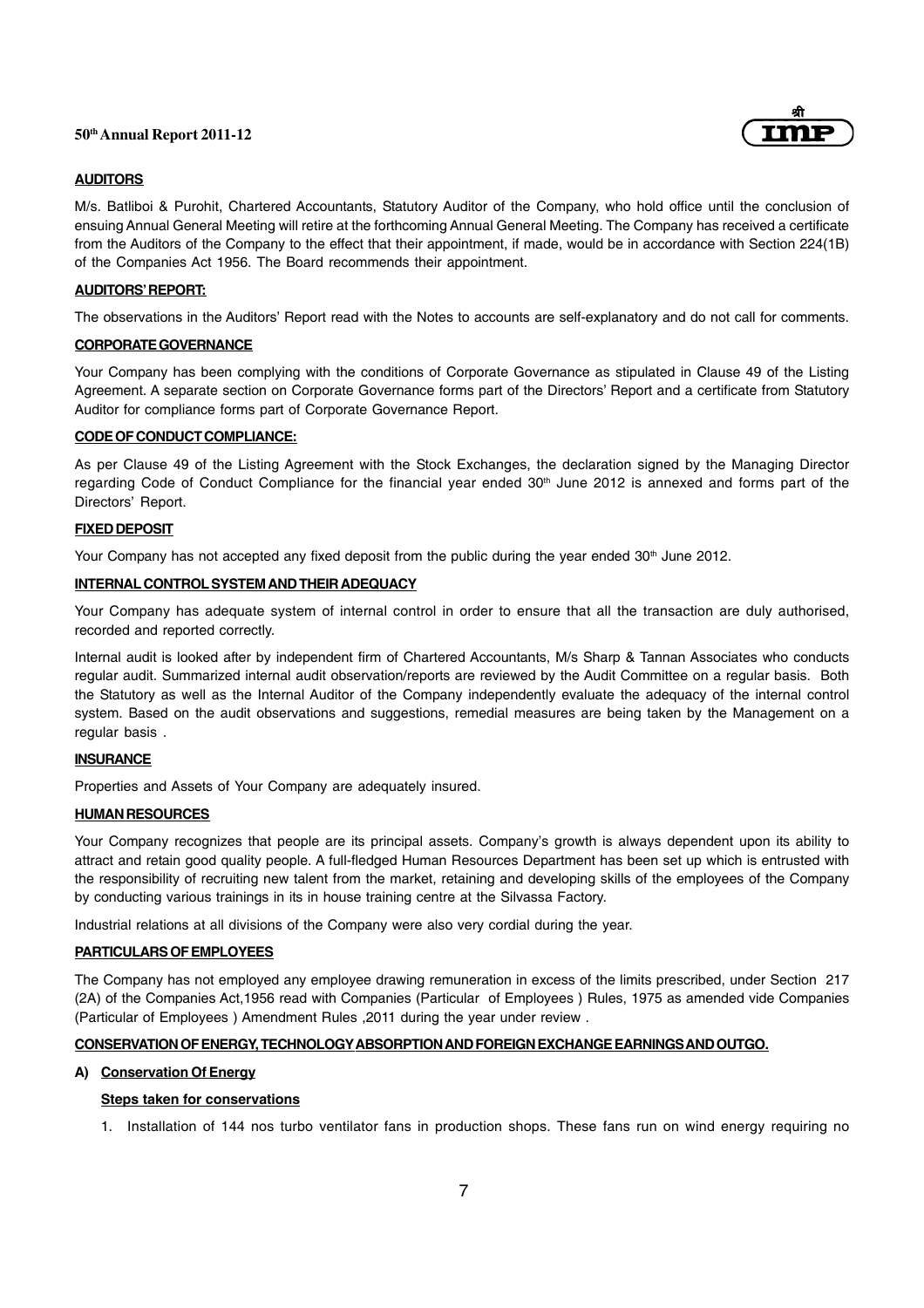## AUDITORS

M/s. Batliboi & Purohit, Chartered Accountants, Statutory Auditor of the Company, who hold office until the conclusion of ensuing Annual General Meeting will retire at the forthcoming Annual General Meeting. The Company has received a certificate from the Auditors of the Company to the effect that their appointment, if made, would be in accordance with Section 224(1B) of the Companies Act 1956. The Board recommends their appointment.

## AUDITORS' REPORT:

The observations in the Auditors' Report read with the Notes to accounts are self-explanatory and do not call for comments.

## CORPORATE GOVERNANCE

Your Company has been complying with the conditions of Corporate Governance as stipulated in Clause 49 of the Listing Agreement. A separate section on Corporate Governance forms part of the Directors' Report and a certificate from Statutory Auditor for compliance forms part of Corporate Governance Report.

## CODE OF CONDUCT COMPLIANCE:

As per Clause 49 of the Listing Agreement with the Stock Exchanges, the declaration signed by the Managing Director regarding Code of Conduct Compliance for the financial year ended 30th June 2012 is annexed and forms part of the Directors' Report.

## FIXED DEPOSIT

Your Company has not accepted any fixed deposit from the public during the year ended 30th June 2012.

## INTERNAL CONTROL SYSTEM AND THEIR ADEQUACY

Your Company has adequate system of internal control in order to ensure that all the transaction are duly authorised, recorded and reported correctly.

Internal audit is looked after by independent firm of Chartered Accountants, M/s Sharp & Tannan Associates who conducts regular audit. Summarized internal audit observation/reports are reviewed by the Audit Committee on a regular basis. Both the Statutory as well as the Internal Auditor of the Company independently evaluate the adequacy of the internal control system. Based on the audit observations and suggestions, remedial measures are being taken by the Management on a regular basis .

## INSURANCE

Properties and Assets of Your Company are adequately insured.

## HUMAN RESOURCES

Your Company recognizes that people are its principal assets. Company's growth is always dependent upon its ability to attract and retain good quality people. A full-fledged Human Resources Department has been set up which is entrusted with the responsibility of recruiting new talent from the market, retaining and developing skills of the employees of the Company by conducting various trainings in its in house training centre at the Silvassa Factory.

Industrial relations at all divisions of the Company were also very cordial during the year.

## PARTICULARS OF EMPLOYEES

The Company has not employed any employee drawing remuneration in excess of the limits prescribed, under Section 217 (2A) of the Companies Act,1956 read with Companies (Particular of Employees ) Rules, 1975 as amended vide Companies (Particular of Employees ) Amendment Rules ,2011 during the year under review .

## CONSERVATION OF ENERGY, TECHNOLOGY ABSORPTION AND FOREIGN EXCHANGE EARNINGS AND OUTGO.

### A) Conservation Of Energy

**Steps taken for conservations**

1. Installation of 144 nos turbo ventilator fans in production shops. These fans run on wind energy requiring no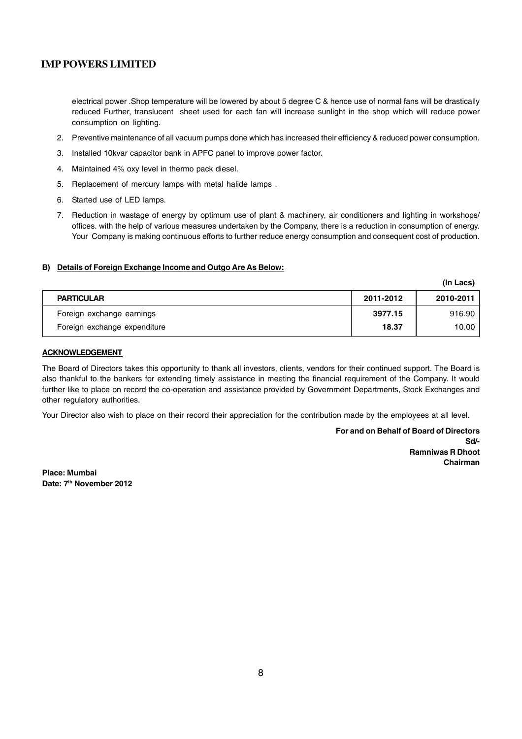electrical power .Shop temperature will be lowered by about 5 degree C & hence use of normal fans will be drastically reduced Further, translucent sheet used for each fan will increase sunlight in the shop which will reduce power consumption on lighting.

2. Preventive maintenance of all vacuum pumps done which has increased their efficiency & reduced power consumption.
3. Installed 10kvar capacitor bank in APFC panel to improve power factor.
4. Maintained 4% oxy level in thermo pack diesel.
5. Replacement of mercury lamps with metal halide lamps .
6. Started use of LED lamps.
7. Reduction in wastage of energy by optimum use of plant & machinery, air conditioners and lighting in workshops/ offices. with the help of various measures undertaken by the Company, there is a reduction in consumption of energy. Your Company is making continuous efforts to further reduce energy consumption and consequent cost of production.

**B) Details of Foreign Exchange Income and Outgo Are As Below:**

**(In Lacs)**

| PARTICULAR | 2011-2012 | 2010-2011 |
|---|---|---|
| Foreign exchange earnings | **3977.15** | 916.90 |
| Foreign exchange expenditure | **18.37** | 10.00 |

**ACKNOWLEDGEMENT**

The Board of Directors takes this opportunity to thank all investors, clients, vendors for their continued support. The Board is also thankful to the bankers for extending timely assistance in meeting the financial requirement of the Company. It would further like to place on record the co-operation and assistance provided by Government Departments, Stock Exchanges and other regulatory authorities.

Your Director also wish to place on their record their appreciation for the contribution made by the employees at all level.

**For and on Behalf of Board of Directors**
**Sd/-**
**Ramniwas R Dhoot**
**Chairman**

**Place: Mumbai**
**Date: 7th November 2012**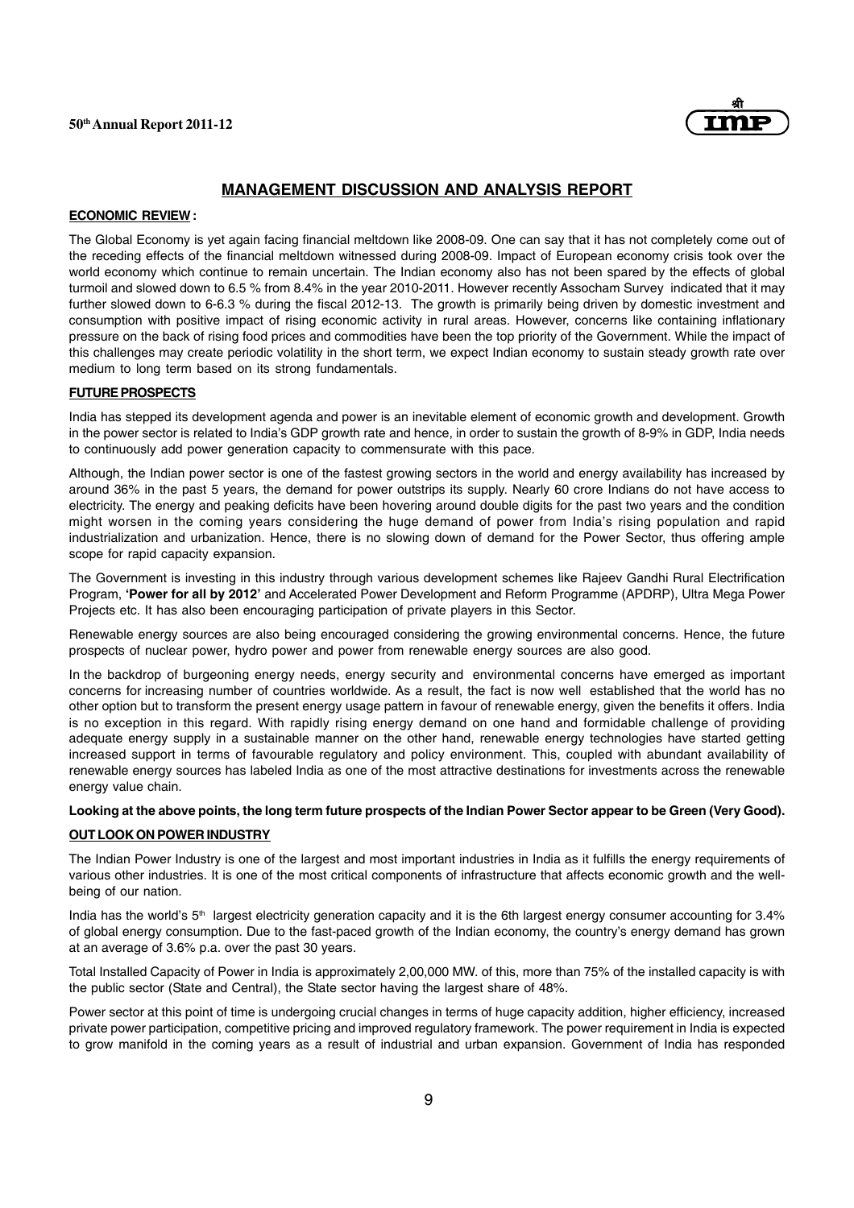## MANAGEMENT DISCUSSION AND ANALYSIS REPORT

**ECONOMIC REVIEW :**

The Global Economy is yet again facing financial meltdown like 2008-09. One can say that it has not completely come out of the receding effects of the financial meltdown witnessed during 2008-09. Impact of European economy crisis took over the world economy which continue to remain uncertain. The Indian economy also has not been spared by the effects of global turmoil and slowed down to 6.5 % from 8.4% in the year 2010-2011. However recently Assocham Survey indicated that it may further slowed down to 6-6.3 % during the fiscal 2012-13. The growth is primarily being driven by domestic investment and consumption with positive impact of rising economic activity in rural areas. However, concerns like containing inflationary pressure on the back of rising food prices and commodities have been the top priority of the Government. While the impact of this challenges may create periodic volatility in the short term, we expect Indian economy to sustain steady growth rate over medium to long term based on its strong fundamentals.

**FUTURE PROSPECTS**

India has stepped its development agenda and power is an inevitable element of economic growth and development. Growth in the power sector is related to India's GDP growth rate and hence, in order to sustain the growth of 8-9% in GDP, India needs to continuously add power generation capacity to commensurate with this pace.

Although, the Indian power sector is one of the fastest growing sectors in the world and energy availability has increased by around 36% in the past 5 years, the demand for power outstrips its supply. Nearly 60 crore Indians do not have access to electricity. The energy and peaking deficits have been hovering around double digits for the past two years and the condition might worsen in the coming years considering the huge demand of power from India's rising population and rapid industrialization and urbanization. Hence, there is no slowing down of demand for the Power Sector, thus offering ample scope for rapid capacity expansion.

The Government is investing in this industry through various development schemes like Rajeev Gandhi Rural Electrification Program, **'Power for all by 2012'** and Accelerated Power Development and Reform Programme (APDRP), Ultra Mega Power Projects etc. It has also been encouraging participation of private players in this Sector.

Renewable energy sources are also being encouraged considering the growing environmental concerns. Hence, the future prospects of nuclear power, hydro power and power from renewable energy sources are also good.

In the backdrop of burgeoning energy needs, energy security and environmental concerns have emerged as important concerns for increasing number of countries worldwide. As a result, the fact is now well established that the world has no other option but to transform the present energy usage pattern in favour of renewable energy, given the benefits it offers. India is no exception in this regard. With rapidly rising energy demand on one hand and formidable challenge of providing adequate energy supply in a sustainable manner on the other hand, renewable energy technologies have started getting increased support in terms of favourable regulatory and policy environment. This, coupled with abundant availability of renewable energy sources has labeled India as one of the most attractive destinations for investments across the renewable energy value chain.

**Looking at the above points, the long term future prospects of the Indian Power Sector appear to be Green (Very Good).**

**OUT LOOK ON POWER INDUSTRY**

The Indian Power Industry is one of the largest and most important industries in India as it fulfills the energy requirements of various other industries. It is one of the most critical components of infrastructure that affects economic growth and the well-being of our nation.

India has the world's 5th largest electricity generation capacity and it is the 6th largest energy consumer accounting for 3.4% of global energy consumption. Due to the fast-paced growth of the Indian economy, the country's energy demand has grown at an average of 3.6% p.a. over the past 30 years.

Total Installed Capacity of Power in India is approximately 2,00,000 MW. of this, more than 75% of the installed capacity is with the public sector (State and Central), the State sector having the largest share of 48%.

Power sector at this point of time is undergoing crucial changes in terms of huge capacity addition, higher efficiency, increased private power participation, competitive pricing and improved regulatory framework. The power requirement in India is expected to grow manifold in the coming years as a result of industrial and urban expansion. Government of India has responded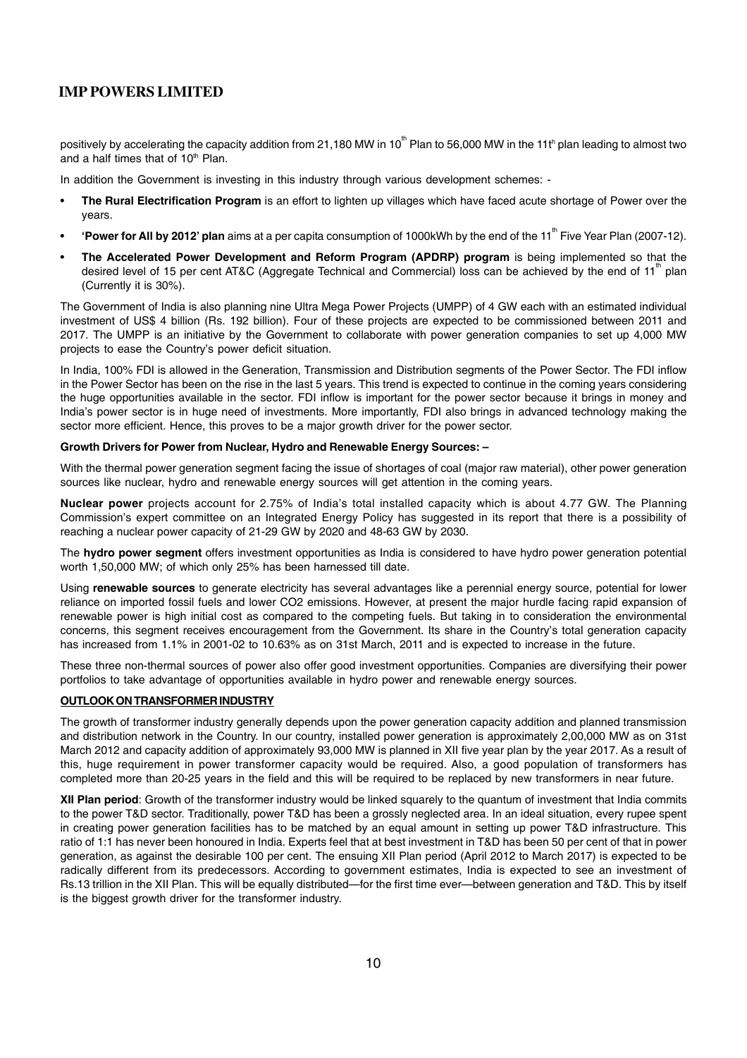positively by accelerating the capacity addition from 21,180 MW in 10th Plan to 56,000 MW in the 11th plan leading to almost two and a half times that of 10th Plan.

In addition the Government is investing in this industry through various development schemes: -

- **The Rural Electrification Program** is an effort to lighten up villages which have faced acute shortage of Power over the years.
- **'Power for All by 2012' plan** aims at a per capita consumption of 1000kWh by the end of the 11th Five Year Plan (2007-12).
- **The Accelerated Power Development and Reform Program (APDRP) program** is being implemented so that the desired level of 15 per cent AT&C (Aggregate Technical and Commercial) loss can be achieved by the end of 11th plan (Currently it is 30%).

The Government of India is also planning nine Ultra Mega Power Projects (UMPP) of 4 GW each with an estimated individual investment of US$ 4 billion (Rs. 192 billion). Four of these projects are expected to be commissioned between 2011 and 2017. The UMPP is an initiative by the Government to collaborate with power generation companies to set up 4,000 MW projects to ease the Country's power deficit situation.

In India, 100% FDI is allowed in the Generation, Transmission and Distribution segments of the Power Sector. The FDI inflow in the Power Sector has been on the rise in the last 5 years. This trend is expected to continue in the coming years considering the huge opportunities available in the sector. FDI inflow is important for the power sector because it brings in money and India's power sector is in huge need of investments. More importantly, FDI also brings in advanced technology making the sector more efficient. Hence, this proves to be a major growth driver for the power sector.

**Growth Drivers for Power from Nuclear, Hydro and Renewable Energy Sources: –**

With the thermal power generation segment facing the issue of shortages of coal (major raw material), other power generation sources like nuclear, hydro and renewable energy sources will get attention in the coming years.

**Nuclear power** projects account for 2.75% of India's total installed capacity which is about 4.77 GW. The Planning Commission's expert committee on an Integrated Energy Policy has suggested in its report that there is a possibility of reaching a nuclear power capacity of 21-29 GW by 2020 and 48-63 GW by 2030.

The **hydro power segment** offers investment opportunities as India is considered to have hydro power generation potential worth 1,50,000 MW; of which only 25% has been harnessed till date.

Using **renewable sources** to generate electricity has several advantages like a perennial energy source, potential for lower reliance on imported fossil fuels and lower CO2 emissions. However, at present the major hurdle facing rapid expansion of renewable power is high initial cost as compared to the competing fuels. But taking in to consideration the environmental concerns, this segment receives encouragement from the Government. Its share in the Country's total generation capacity has increased from 1.1% in 2001-02 to 10.63% as on 31st March, 2011 and is expected to increase in the future.

These three non-thermal sources of power also offer good investment opportunities. Companies are diversifying their power portfolios to take advantage of opportunities available in hydro power and renewable energy sources.

**OUTLOOK ON TRANSFORMER INDUSTRY**

The growth of transformer industry generally depends upon the power generation capacity addition and planned transmission and distribution network in the Country. In our country, installed power generation is approximately 2,00,000 MW as on 31st March 2012 and capacity addition of approximately 93,000 MW is planned in XII five year plan by the year 2017. As a result of this, huge requirement in power transformer capacity would be required. Also, a good population of transformers has completed more than 20-25 years in the field and this will be required to be replaced by new transformers in near future.

**XII Plan period**: Growth of the transformer industry would be linked squarely to the quantum of investment that India commits to the power T&D sector. Traditionally, power T&D has been a grossly neglected area. In an ideal situation, every rupee spent in creating power generation facilities has to be matched by an equal amount in setting up power T&D infrastructure. This ratio of 1:1 has never been honoured in India. Experts feel that at best investment in T&D has been 50 per cent of that in power generation, as against the desirable 100 per cent. The ensuing XII Plan period (April 2012 to March 2017) is expected to be radically different from its predecessors. According to government estimates, India is expected to see an investment of Rs.13 trillion in the XII Plan. This will be equally distributed—for the first time ever—between generation and T&D. This by itself is the biggest growth driver for the transformer industry.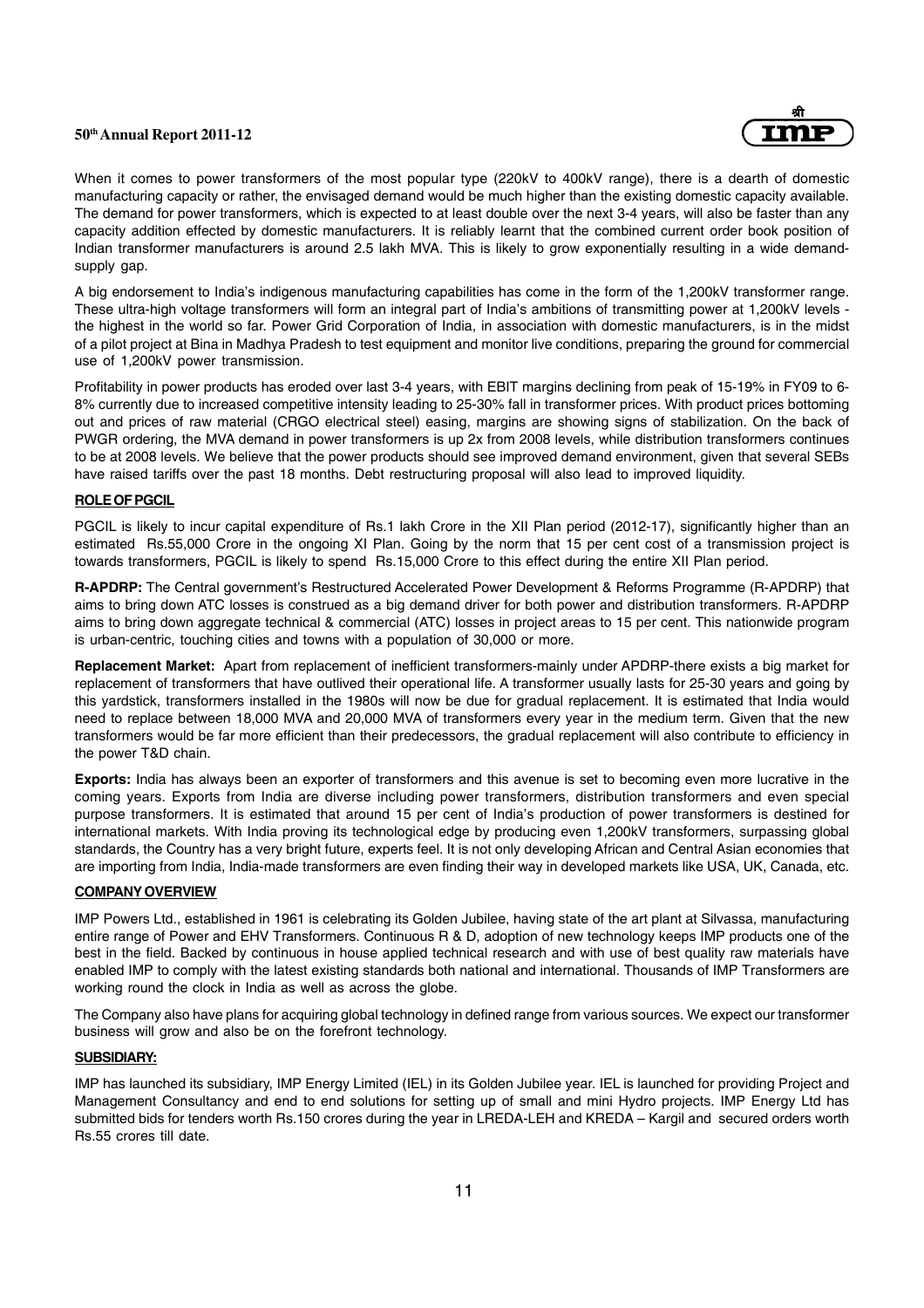When it comes to power transformers of the most popular type (220kV to 400kV range), there is a dearth of domestic manufacturing capacity or rather, the envisaged demand would be much higher than the existing domestic capacity available. The demand for power transformers, which is expected to at least double over the next 3-4 years, will also be faster than any capacity addition effected by domestic manufacturers. It is reliably learnt that the combined current order book position of Indian transformer manufacturers is around 2.5 lakh MVA. This is likely to grow exponentially resulting in a wide demand-supply gap.

A big endorsement to India's indigenous manufacturing capabilities has come in the form of the 1,200kV transformer range. These ultra-high voltage transformers will form an integral part of India's ambitions of transmitting power at 1,200kV levels - the highest in the world so far. Power Grid Corporation of India, in association with domestic manufacturers, is in the midst of a pilot project at Bina in Madhya Pradesh to test equipment and monitor live conditions, preparing the ground for commercial use of 1,200kV power transmission.

Profitability in power products has eroded over last 3-4 years, with EBIT margins declining from peak of 15-19% in FY09 to 6-8% currently due to increased competitive intensity leading to 25-30% fall in transformer prices. With product prices bottoming out and prices of raw material (CRGO electrical steel) easing, margins are showing signs of stabilization. On the back of PWGR ordering, the MVA demand in power transformers is up 2x from 2008 levels, while distribution transformers continues to be at 2008 levels. We believe that the power products should see improved demand environment, given that several SEBs have raised tariffs over the past 18 months. Debt restructuring proposal will also lead to improved liquidity.

## ROLE OF PGCIL

PGCIL is likely to incur capital expenditure of Rs.1 lakh Crore in the XII Plan period (2012-17), significantly higher than an estimated Rs.55,000 Crore in the ongoing XI Plan. Going by the norm that 15 per cent cost of a transmission project is towards transformers, PGCIL is likely to spend Rs.15,000 Crore to this effect during the entire XII Plan period.

**R-APDRP:** The Central government's Restructured Accelerated Power Development & Reforms Programme (R-APDRP) that aims to bring down ATC losses is construed as a big demand driver for both power and distribution transformers. R-APDRP aims to bring down aggregate technical & commercial (ATC) losses in project areas to 15 per cent. This nationwide program is urban-centric, touching cities and towns with a population of 30,000 or more.

**Replacement Market:** Apart from replacement of inefficient transformers-mainly under APDRP-there exists a big market for replacement of transformers that have outlived their operational life. A transformer usually lasts for 25-30 years and going by this yardstick, transformers installed in the 1980s will now be due for gradual replacement. It is estimated that India would need to replace between 18,000 MVA and 20,000 MVA of transformers every year in the medium term. Given that the new transformers would be far more efficient than their predecessors, the gradual replacement will also contribute to efficiency in the power T&D chain.

**Exports:** India has always been an exporter of transformers and this avenue is set to becoming even more lucrative in the coming years. Exports from India are diverse including power transformers, distribution transformers and even special purpose transformers. It is estimated that around 15 per cent of India's production of power transformers is destined for international markets. With India proving its technological edge by producing even 1,200kV transformers, surpassing global standards, the Country has a very bright future, experts feel. It is not only developing African and Central Asian economies that are importing from India, India-made transformers are even finding their way in developed markets like USA, UK, Canada, etc.

## COMPANY OVERVIEW

IMP Powers Ltd., established in 1961 is celebrating its Golden Jubilee, having state of the art plant at Silvassa, manufacturing entire range of Power and EHV Transformers. Continuous R & D, adoption of new technology keeps IMP products one of the best in the field. Backed by continuous in house applied technical research and with use of best quality raw materials have enabled IMP to comply with the latest existing standards both national and international. Thousands of IMP Transformers are working round the clock in India as well as across the globe.

The Company also have plans for acquiring global technology in defined range from various sources. We expect our transformer business will grow and also be on the forefront technology.

## SUBSIDIARY:

IMP has launched its subsidiary, IMP Energy Limited (IEL) in its Golden Jubilee year. IEL is launched for providing Project and Management Consultancy and end to end solutions for setting up of small and mini Hydro projects. IMP Energy Ltd has submitted bids for tenders worth Rs.150 crores during the year in LREDA-LEH and KREDA – Kargil and secured orders worth Rs.55 crores till date.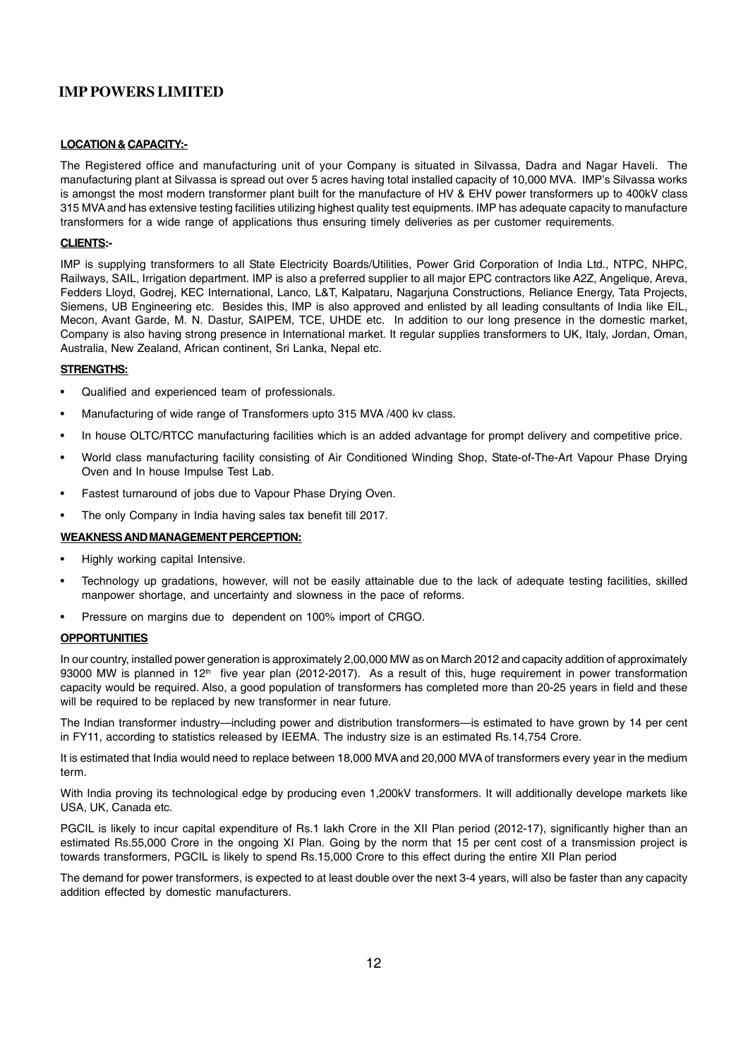**LOCATION & CAPACITY:-**

The Registered office and manufacturing unit of your Company is situated in Silvassa, Dadra and Nagar Haveli. The manufacturing plant at Silvassa is spread out over 5 acres having total installed capacity of 10,000 MVA. IMP's Silvassa works is amongst the most modern transformer plant built for the manufacture of HV & EHV power transformers up to 400kV class 315 MVA and has extensive testing facilities utilizing highest quality test equipments. IMP has adequate capacity to manufacture transformers for a wide range of applications thus ensuring timely deliveries as per customer requirements.

**CLIENTS:-**

IMP is supplying transformers to all State Electricity Boards/Utilities, Power Grid Corporation of India Ltd., NTPC, NHPC, Railways, SAIL, Irrigation department. IMP is also a preferred supplier to all major EPC contractors like A2Z, Angelique, Areva, Fedders Lloyd, Godrej, KEC International, Lanco, L&T, Kalpataru, Nagarjuna Constructions, Reliance Energy, Tata Projects, Siemens, UB Engineering etc. Besides this, IMP is also approved and enlisted by all leading consultants of India like EIL, Mecon, Avant Garde, M. N. Dastur, SAIPEM, TCE, UHDE etc. In addition to our long presence in the domestic market, Company is also having strong presence in International market. It regular supplies transformers to UK, Italy, Jordan, Oman, Australia, New Zealand, African continent, Sri Lanka, Nepal etc.

**STRENGTHS:**

- Qualified and experienced team of professionals.
- Manufacturing of wide range of Transformers upto 315 MVA /400 kv class.
- In house OLTC/RTCC manufacturing facilities which is an added advantage for prompt delivery and competitive price.
- World class manufacturing facility consisting of Air Conditioned Winding Shop, State-of-The-Art Vapour Phase Drying Oven and In house Impulse Test Lab.
- Fastest turnaround of jobs due to Vapour Phase Drying Oven.
- The only Company in India having sales tax benefit till 2017.

**WEAKNESS AND MANAGEMENT PERCEPTION:**

- Highly working capital Intensive.
- Technology up gradations, however, will not be easily attainable due to the lack of adequate testing facilities, skilled manpower shortage, and uncertainty and slowness in the pace of reforms.
- Pressure on margins due to dependent on 100% import of CRGO.

**OPPORTUNITIES**

In our country, installed power generation is approximately 2,00,000 MW as on March 2012 and capacity addition of approximately 93000 MW is planned in 12th five year plan (2012-2017). As a result of this, huge requirement in power transformation capacity would be required. Also, a good population of transformers has completed more than 20-25 years in field and these will be required to be replaced by new transformer in near future.

The Indian transformer industry—including power and distribution transformers—is estimated to have grown by 14 per cent in FY11, according to statistics released by IEEMA. The industry size is an estimated Rs.14,754 Crore.

It is estimated that India would need to replace between 18,000 MVA and 20,000 MVA of transformers every year in the medium term.

With India proving its technological edge by producing even 1,200kV transformers. It will additionally develope markets like USA, UK, Canada etc.

PGCIL is likely to incur capital expenditure of Rs.1 lakh Crore in the XII Plan period (2012-17), significantly higher than an estimated Rs.55,000 Crore in the ongoing XI Plan. Going by the norm that 15 per cent cost of a transmission project is towards transformers, PGCIL is likely to spend Rs.15,000 Crore to this effect during the entire XII Plan period

The demand for power transformers, is expected to at least double over the next 3-4 years, will also be faster than any capacity addition effected by domestic manufacturers.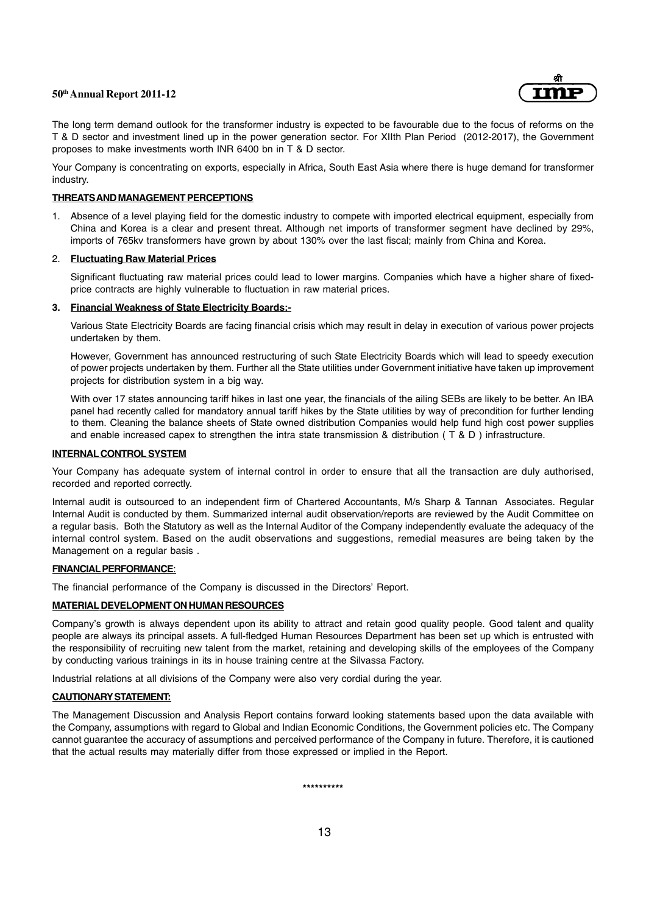The long term demand outlook for the transformer industry is expected to be favourable due to the focus of reforms on the T & D sector and investment lined up in the power generation sector. For XIIth Plan Period (2012-2017), the Government proposes to make investments worth INR 6400 bn in T & D sector.

Your Company is concentrating on exports, especially in Africa, South East Asia where there is huge demand for transformer industry.

**THREATS AND MANAGEMENT PERCEPTIONS**

1. Absence of a level playing field for the domestic industry to compete with imported electrical equipment, especially from China and Korea is a clear and present threat. Although net imports of transformer segment have declined by 29%, imports of 765kv transformers have grown by about 130% over the last fiscal; mainly from China and Korea.

2. **Fluctuating Raw Material Prices**

   Significant fluctuating raw material prices could lead to lower margins. Companies which have a higher share of fixed-price contracts are highly vulnerable to fluctuation in raw material prices.

3. **Financial Weakness of State Electricity Boards:-**

   Various State Electricity Boards are facing financial crisis which may result in delay in execution of various power projects undertaken by them.

   However, Government has announced restructuring of such State Electricity Boards which will lead to speedy execution of power projects undertaken by them. Further all the State utilities under Government initiative have taken up improvement projects for distribution system in a big way.

   With over 17 states announcing tariff hikes in last one year, the financials of the ailing SEBs are likely to be better. An IBA panel had recently called for mandatory annual tariff hikes by the State utilities by way of precondition for further lending to them. Cleaning the balance sheets of State owned distribution Companies would help fund high cost power supplies and enable increased capex to strengthen the intra state transmission & distribution ( T & D ) infrastructure.

**INTERNAL CONTROL SYSTEM**

Your Company has adequate system of internal control in order to ensure that all the transaction are duly authorised, recorded and reported correctly.

Internal audit is outsourced to an independent firm of Chartered Accountants, M/s Sharp & Tannan Associates. Regular Internal Audit is conducted by them. Summarized internal audit observation/reports are reviewed by the Audit Committee on a regular basis. Both the Statutory as well as the Internal Auditor of the Company independently evaluate the adequacy of the internal control system. Based on the audit observations and suggestions, remedial measures are being taken by the Management on a regular basis .

**FINANCIAL PERFORMANCE**:

The financial performance of the Company is discussed in the Directors' Report.

**MATERIAL DEVELOPMENT ON HUMAN RESOURCES**

Company's growth is always dependent upon its ability to attract and retain good quality people. Good talent and quality people are always its principal assets. A full-fledged Human Resources Department has been set up which is entrusted with the responsibility of recruiting new talent from the market, retaining and developing skills of the employees of the Company by conducting various trainings in its in house training centre at the Silvassa Factory.

Industrial relations at all divisions of the Company were also very cordial during the year.

**CAUTIONARY STATEMENT:**

The Management Discussion and Analysis Report contains forward looking statements based upon the data available with the Company, assumptions with regard to Global and Indian Economic Conditions, the Government policies etc. The Company cannot guarantee the accuracy of assumptions and perceived performance of the Company in future. Therefore, it is cautioned that the actual results may materially differ from those expressed or implied in the Report.

**********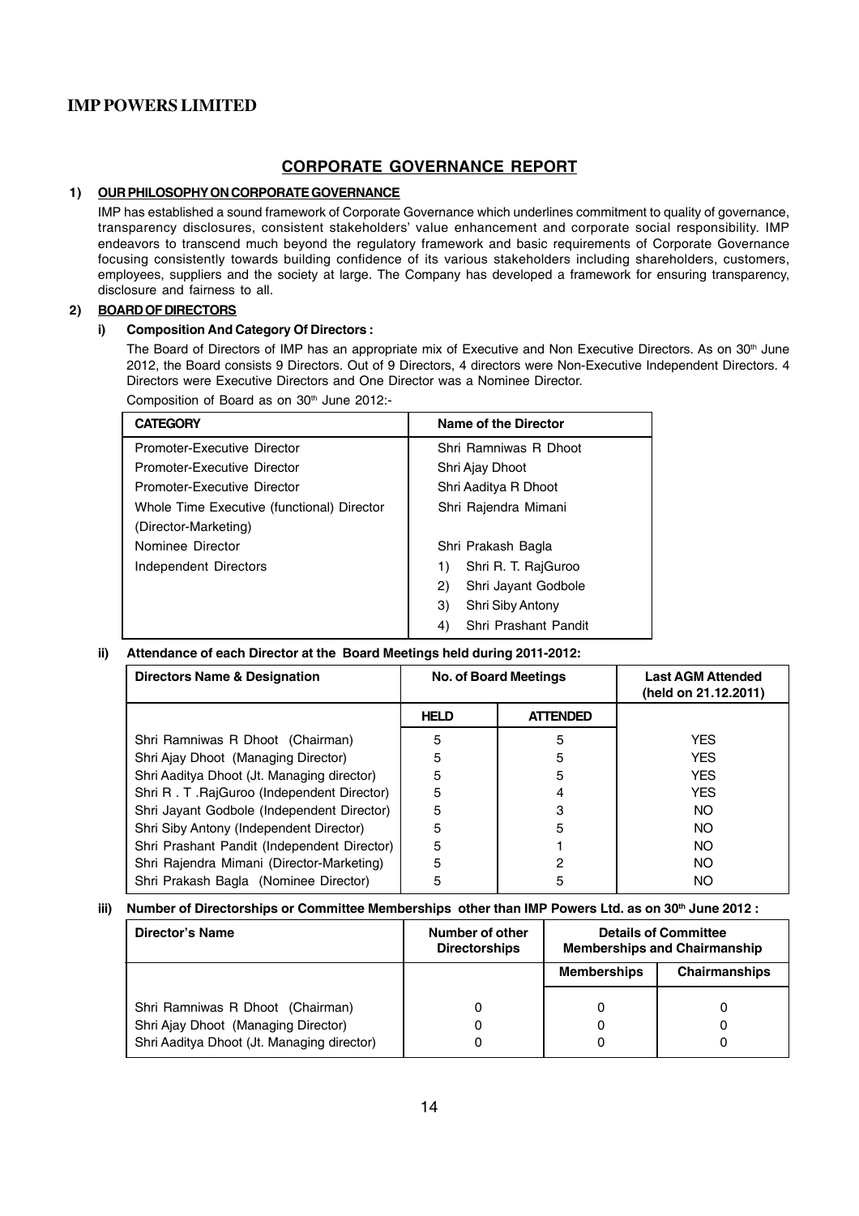## CORPORATE GOVERNANCE REPORT

### 1) OUR PHILOSOPHY ON CORPORATE GOVERNANCE

IMP has established a sound framework of Corporate Governance which underlines commitment to quality of governance, transparency disclosures, consistent stakeholders' value enhancement and corporate social responsibility. IMP endeavors to transcend much beyond the regulatory framework and basic requirements of Corporate Governance focusing consistently towards building confidence of its various stakeholders including shareholders, customers, employees, suppliers and the society at large. The Company has developed a framework for ensuring transparency, disclosure and fairness to all.

### 2) BOARD OF DIRECTORS

#### i) Composition And Category Of Directors :

The Board of Directors of IMP has an appropriate mix of Executive and Non Executive Directors. As on 30th June 2012, the Board consists 9 Directors. Out of 9 Directors, 4 directors were Non-Executive Independent Directors. 4 Directors were Executive Directors and One Director was a Nominee Director.

Composition of Board as on 30th June 2012:-

| CATEGORY | Name of the Director |
|---|---|
| Promoter-Executive Director | Shri Ramniwas R Dhoot |
| Promoter-Executive Director | Shri Ajay Dhoot |
| Promoter-Executive Director | Shri Aaditya R Dhoot |
| Whole Time Executive (functional) Director (Director-Marketing) | Shri Rajendra Mimani |
| Nominee Director | Shri Prakash Bagla |
| Independent Directors | 1) Shri R. T. RajGuroo |
| | 2) Shri Jayant Godbole |
| | 3) Shri Siby Antony |
| | 4) Shri Prashant Pandit |

#### ii) Attendance of each Director at the Board Meetings held during 2011-2012:

| Directors Name & Designation | No. of Board Meetings | | Last AGM Attended (held on 21.12.2011) |
|---|---|---|---|
| | HELD | ATTENDED | |
| Shri Ramniwas R Dhoot (Chairman) | 5 | 5 | YES |
| Shri Ajay Dhoot (Managing Director) | 5 | 5 | YES |
| Shri Aaditya Dhoot (Jt. Managing director) | 5 | 5 | YES |
| Shri R . T .RajGuroo (Independent Director) | 5 | 4 | YES |
| Shri Jayant Godbole (Independent Director) | 5 | 3 | NO |
| Shri Siby Antony (Independent Director) | 5 | 5 | NO |
| Shri Prashant Pandit (Independent Director) | 5 | 1 | NO |
| Shri Rajendra Mimani (Director-Marketing) | 5 | 2 | NO |
| Shri Prakash Bagla (Nominee Director) | 5 | 5 | NO |

#### iii) Number of Directorships or Committee Memberships other than IMP Powers Ltd. as on 30th June 2012 :

| Director's Name | Number of other Directorships | Details of Committee Memberships and Chairmanship | |
|---|---|---|---|
| | | Memberships | Chairmanships |
| Shri Ramniwas R Dhoot (Chairman) | 0 | 0 | 0 |
| Shri Ajay Dhoot (Managing Director) | 0 | 0 | 0 |
| Shri Aaditya Dhoot (Jt. Managing director) | 0 | 0 | 0 |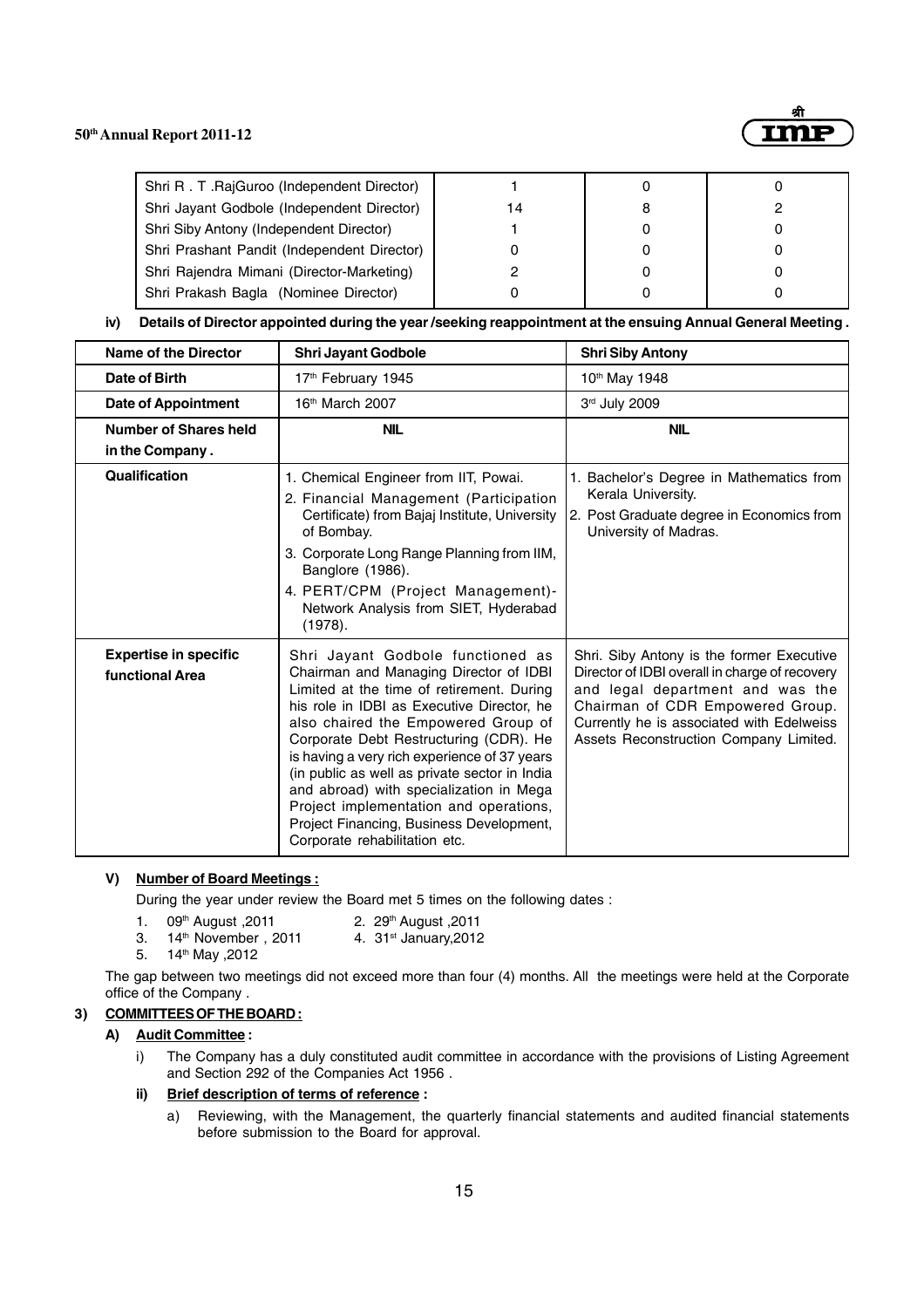| Shri R . T .RajGuroo (Independent Director) | 1 | 0 | 0 |
|---|---|---|---|
| Shri Jayant Godbole (Independent Director) | 14 | 8 | 2 |
| Shri Siby Antony (Independent Director) | 1 | 0 | 0 |
| Shri Prashant Pandit (Independent Director) | 0 | 0 | 0 |
| Shri Rajendra Mimani (Director-Marketing) | 2 | 0 | 0 |
| Shri Prakash Bagla (Nominee Director) | 0 | 0 | 0 |

**iv) Details of Director appointed during the year /seeking reappointment at the ensuing Annual General Meeting .**

| Name of the Director | Shri Jayant Godbole | Shri Siby Antony |
|---|---|---|
| Date of Birth | 17th February 1945 | 10th May 1948 |
| Date of Appointment | 16th March 2007 | 3rd July 2009 |
| Number of Shares held in the Company . | NIL | NIL |
| Qualification | 1. Chemical Engineer from IIT, Powai.<br>2. Financial Management (Participation Certificate) from Bajaj Institute, University of Bombay.<br>3. Corporate Long Range Planning from IIM, Banglore (1986).<br>4. PERT/CPM (Project Management)-Network Analysis from SIET, Hyderabad (1978). | 1. Bachelor's Degree in Mathematics from Kerala University.<br>2. Post Graduate degree in Economics from University of Madras. |
| Expertise in specific functional Area | Shri Jayant Godbole functioned as Chairman and Managing Director of IDBI Limited at the time of retirement. During his role in IDBI as Executive Director, he also chaired the Empowered Group of Corporate Debt Restructuring (CDR). He is having a very rich experience of 37 years (in public as well as private sector in India and abroad) with specialization in Mega Project implementation and operations, Project Financing, Business Development, Corporate rehabilitation etc. | Shri. Siby Antony is the former Executive Director of IDBI overall in charge of recovery and legal department and was the Chairman of CDR Empowered Group. Currently he is associated with Edelweiss Assets Reconstruction Company Limited. |

**V) Number of Board Meetings :**

During the year under review the Board met 5 times on the following dates :

1. 09th August ,2011
2. 29th August ,2011
3. 14th November , 2011
4. 31st January,2012
5. 14th May ,2012

The gap between two meetings did not exceed more than four (4) months. All the meetings were held at the Corporate office of the Company .

**3) COMMITTEES OF THE BOARD :**

**A) Audit Committee :**

i) The Company has a duly constituted audit committee in accordance with the provisions of Listing Agreement and Section 292 of the Companies Act 1956 .

**ii) Brief description of terms of reference :**

a) Reviewing, with the Management, the quarterly financial statements and audited financial statements before submission to the Board for approval.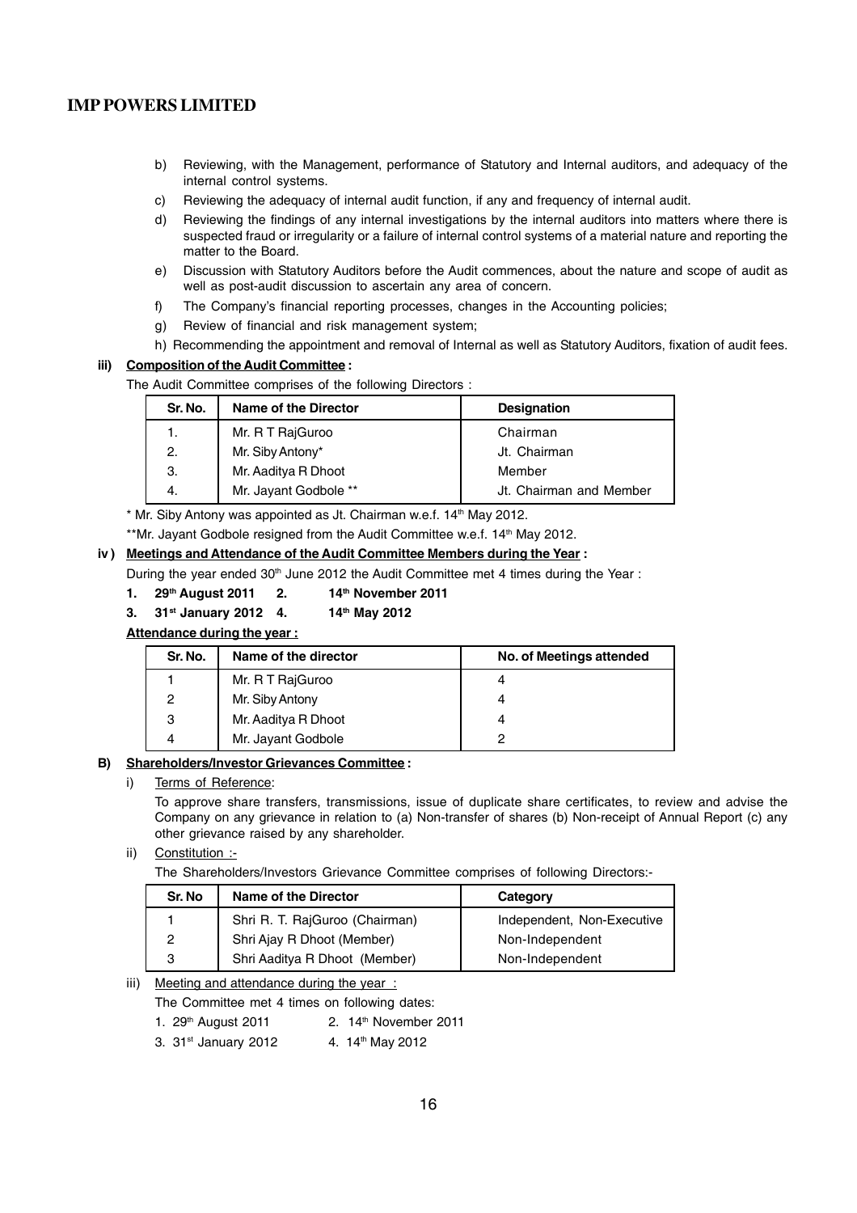b) Reviewing, with the Management, performance of Statutory and Internal auditors, and adequacy of the internal control systems.

c) Reviewing the adequacy of internal audit function, if any and frequency of internal audit.

d) Reviewing the findings of any internal investigations by the internal auditors into matters where there is suspected fraud or irregularity or a failure of internal control systems of a material nature and reporting the matter to the Board.

e) Discussion with Statutory Auditors before the Audit commences, about the nature and scope of audit as well as post-audit discussion to ascertain any area of concern.

f) The Company's financial reporting processes, changes in the Accounting policies;

g) Review of financial and risk management system;

h) Recommending the appointment and removal of Internal as well as Statutory Auditors, fixation of audit fees.

**iii) Composition of the Audit Committee :**

The Audit Committee comprises of the following Directors :

| Sr. No. | Name of the Director | Designation |
|---|---|---|
| 1. | Mr. R T RajGuroo | Chairman |
| 2. | Mr. Siby Antony* | Jt. Chairman |
| 3. | Mr. Aaditya R Dhoot | Member |
| 4. | Mr. Jayant Godbole ** | Jt. Chairman and Member |

* Mr. Siby Antony was appointed as Jt. Chairman w.e.f. 14th May 2012.

**Mr. Jayant Godbole resigned from the Audit Committee w.e.f. 14th May 2012.

**iv ) Meetings and Attendance of the Audit Committee Members during the Year :**

During the year ended 30th June 2012 the Audit Committee met 4 times during the Year :

**1. 29th August 2011 2. 14th November 2011**

**3. 31st January 2012 4. 14th May 2012**

**Attendance during the year :**

| Sr. No. | Name of the director | No. of Meetings attended |
|---|---|---|
| 1 | Mr. R T RajGuroo | 4 |
| 2 | Mr. Siby Antony | 4 |
| 3 | Mr. Aaditya R Dhoot | 4 |
| 4 | Mr. Jayant Godbole | 2 |

**B) Shareholders/Investor Grievances Committee :**

i) Terms of Reference:

To approve share transfers, transmissions, issue of duplicate share certificates, to review and advise the Company on any grievance in relation to (a) Non-transfer of shares (b) Non-receipt of Annual Report (c) any other grievance raised by any shareholder.

ii) Constitution :-

The Shareholders/Investors Grievance Committee comprises of following Directors:-

| Sr. No | Name of the Director | Category |
|---|---|---|
| 1 | Shri R. T. RajGuroo (Chairman) | Independent, Non-Executive |
| 2 | Shri Ajay R Dhoot (Member) | Non-Independent |
| 3 | Shri Aaditya R Dhoot (Member) | Non-Independent |

iii) Meeting and attendance during the year :

The Committee met 4 times on following dates:

1. 29th August 2011 2. 14th November 2011

3. 31st January 2012 4. 14th May 2012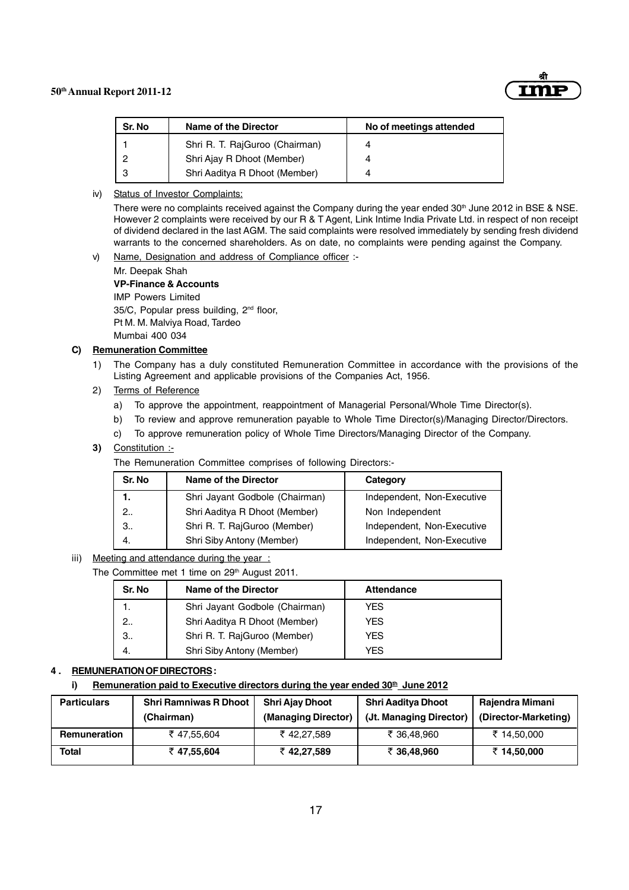| Sr. No | Name of the Director | No of meetings attended |
|---|---|---|
| 1 | Shri R. T. RajGuroo (Chairman) | 4 |
| 2 | Shri Ajay R Dhoot (Member) | 4 |
| 3 | Shri Aaditya R Dhoot (Member) | 4 |

iv) Status of Investor Complaints:

There were no complaints received against the Company during the year ended 30th June 2012 in BSE & NSE. However 2 complaints were received by our R & T Agent, Link Intime India Private Ltd. in respect of non receipt of dividend declared in the last AGM. The said complaints were resolved immediately by sending fresh dividend warrants to the concerned shareholders. As on date, no complaints were pending against the Company.

v) Name, Designation and address of Compliance officer :-

Mr. Deepak Shah
**VP-Finance & Accounts**
IMP Powers Limited
35/C, Popular press building, 2nd floor,
Pt M. M. Malviya Road, Tardeo
Mumbai 400 034

**C) Remuneration Committee**

1) The Company has a duly constituted Remuneration Committee in accordance with the provisions of the Listing Agreement and applicable provisions of the Companies Act, 1956.

2) Terms of Reference

a) To approve the appointment, reappointment of Managerial Personal/Whole Time Director(s).

b) To review and approve remuneration payable to Whole Time Director(s)/Managing Director/Directors.

c) To approve remuneration policy of Whole Time Directors/Managing Director of the Company.

**3)** Constitution :-

The Remuneration Committee comprises of following Directors:-

| Sr. No | Name of the Director | Category |
|---|---|---|
| **1.** | Shri Jayant Godbole (Chairman) | Independent, Non-Executive |
| 2.. | Shri Aaditya R Dhoot (Member) | Non Independent |
| 3.. | Shri R. T. RajGuroo (Member) | Independent, Non-Executive |
| 4. | Shri Siby Antony (Member) | Independent, Non-Executive |

iii) Meeting and attendance during the year :

The Committee met 1 time on 29th August 2011.

| Sr. No | Name of the Director | Attendance |
|---|---|---|
| 1. | Shri Jayant Godbole (Chairman) | YES |
| 2.. | Shri Aaditya R Dhoot (Member) | YES |
| 3.. | Shri R. T. RajGuroo (Member) | YES |
| 4. | Shri Siby Antony (Member) | YES |

**4 . REMUNERATION OF DIRECTORS :**

**i) Remuneration paid to Executive directors during the year ended 30th June 2012**

| Particulars | Shri Ramniwas R Dhoot (Chairman) | Shri Ajay Dhoot (Managing Director) | Shri Aaditya Dhoot (Jt. Managing Director) | Rajendra Mimani (Director-Marketing) |
|---|---|---|---|---|
| **Remuneration** | ₹ 47,55,604 | ₹ 42,27,589 | ₹ 36,48,960 | ₹ 14,50,000 |
| **Total** | **₹ 47,55,604** | **₹ 42,27,589** | **₹ 36,48,960** | **₹ 14,50,000** |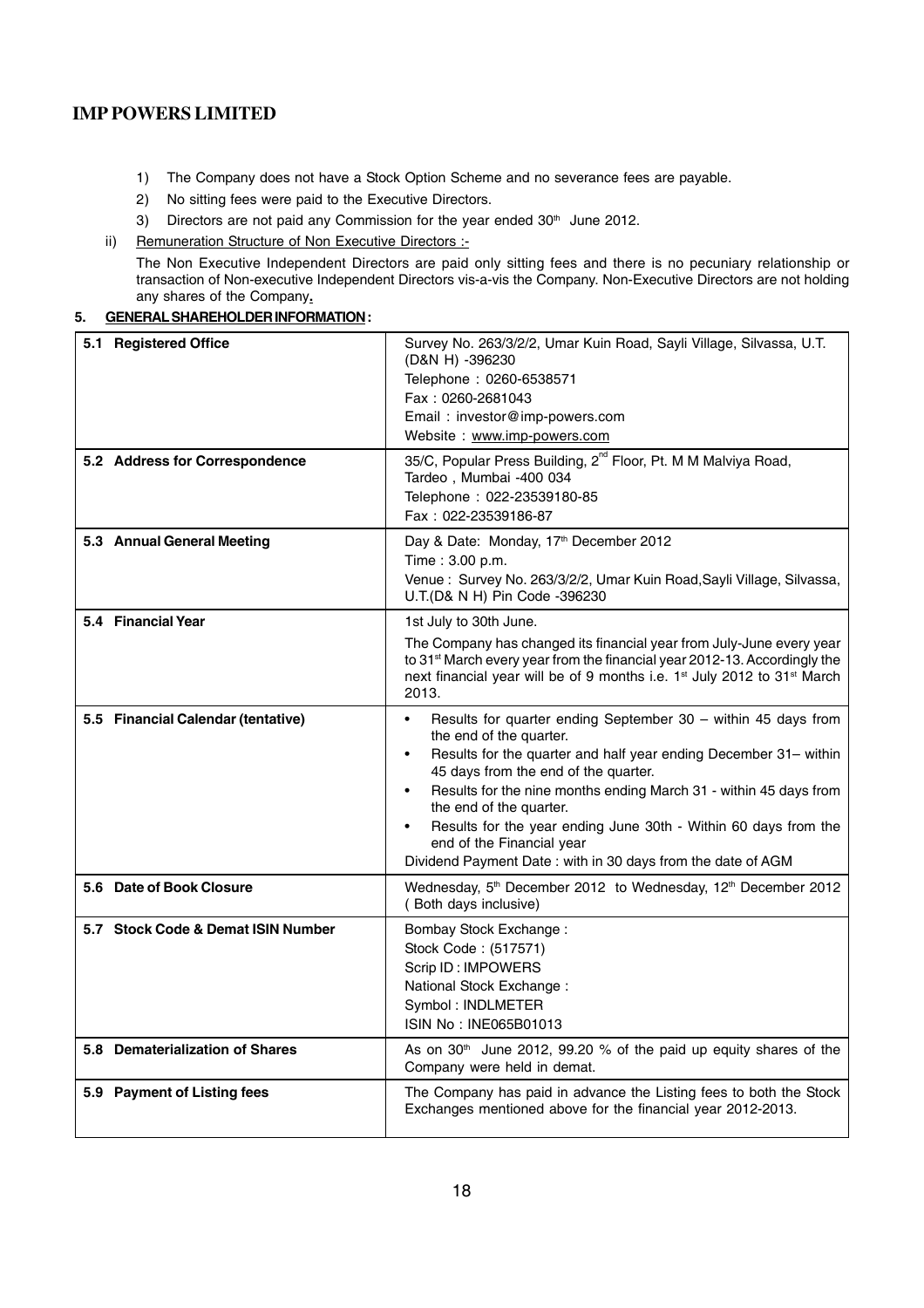1) The Company does not have a Stock Option Scheme and no severance fees are payable.
2) No sitting fees were paid to the Executive Directors.
3) Directors are not paid any Commission for the year ended 30th June 2012.

ii) Remuneration Structure of Non Executive Directors :-

The Non Executive Independent Directors are paid only sitting fees and there is no pecuniary relationship or transaction of Non-executive Independent Directors vis-a-vis the Company. Non-Executive Directors are not holding any shares of the Company.

## 5. GENERAL SHAREHOLDER INFORMATION :

| | |
|---|---|
| **5.1 Registered Office** | Survey No. 263/3/2/2, Umar Kuin Road, Sayli Village, Silvassa, U.T. (D&N H) -396230<br>Telephone : 0260-6538571<br>Fax : 0260-2681043<br>Email : investor@imp-powers.com<br>Website : www.imp-powers.com |
| **5.2 Address for Correspondence** | 35/C, Popular Press Building, 2nd Floor, Pt. M M Malviya Road, Tardeo , Mumbai -400 034<br>Telephone : 022-23539180-85<br>Fax : 022-23539186-87 |
| **5.3 Annual General Meeting** | Day & Date: Monday, 17th December 2012<br>Time : 3.00 p.m.<br>Venue : Survey No. 263/3/2/2, Umar Kuin Road,Sayli Village, Silvassa, U.T.(D& N H) Pin Code -396230 |
| **5.4 Financial Year** | 1st July to 30th June.<br>The Company has changed its financial year from July-June every year to 31st March every year from the financial year 2012-13. Accordingly the next financial year will be of 9 months i.e. 1st July 2012 to 31st March 2013. |
| **5.5 Financial Calendar (tentative)** | • Results for quarter ending September 30 – within 45 days from the end of the quarter.<br>• Results for the quarter and half year ending December 31– within 45 days from the end of the quarter.<br>• Results for the nine months ending March 31 - within 45 days from the end of the quarter.<br>• Results for the year ending June 30th - Within 60 days from the end of the Financial year<br>Dividend Payment Date : with in 30 days from the date of AGM |
| **5.6 Date of Book Closure** | Wednesday, 5th December 2012 to Wednesday, 12th December 2012 ( Both days inclusive) |
| **5.7 Stock Code & Demat ISIN Number** | Bombay Stock Exchange :<br>Stock Code : (517571)<br>Scrip ID : IMPOWERS<br>National Stock Exchange :<br>Symbol : INDLMETER<br>ISIN No : INE065B01013 |
| **5.8 Dematerialization of Shares** | As on 30th June 2012, 99.20 % of the paid up equity shares of the Company were held in demat. |
| **5.9 Payment of Listing fees** | The Company has paid in advance the Listing fees to both the Stock Exchanges mentioned above for the financial year 2012-2013. |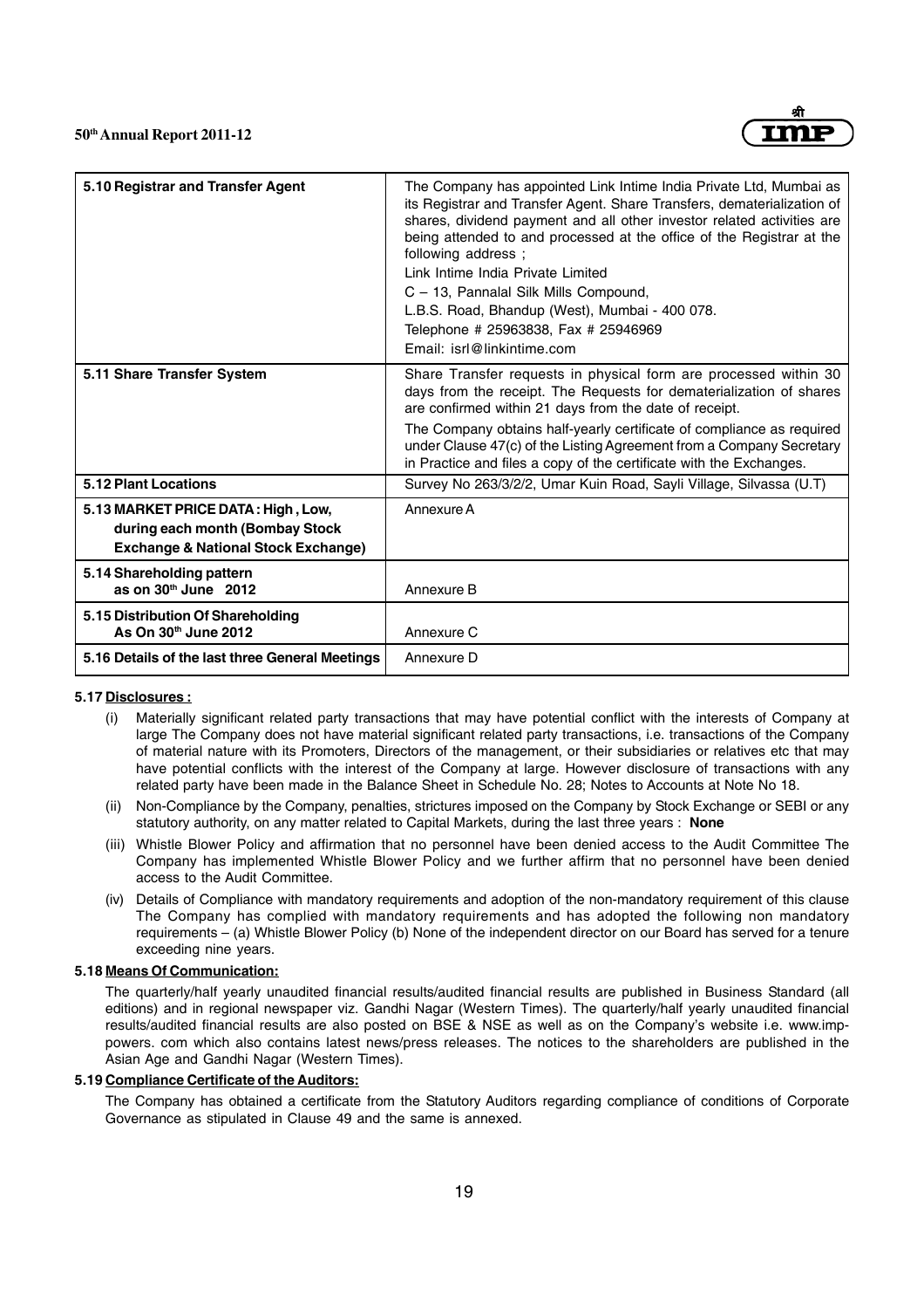| | |
|---|---|
| **5.10 Registrar and Transfer Agent** | The Company has appointed Link Intime India Private Ltd, Mumbai as its Registrar and Transfer Agent. Share Transfers, dematerialization of shares, dividend payment and all other investor related activities are being attended to and processed at the office of the Registrar at the following address ;<br>Link Intime India Private Limited<br>C – 13, Pannalal Silk Mills Compound,<br>L.B.S. Road, Bhandup (West), Mumbai - 400 078.<br>Telephone # 25963838, Fax # 25946969<br>Email: isrl@linkintime.com |
| **5.11 Share Transfer System** | Share Transfer requests in physical form are processed within 30 days from the receipt. The Requests for dematerialization of shares are confirmed within 21 days from the date of receipt.<br>The Company obtains half-yearly certificate of compliance as required under Clause 47(c) of the Listing Agreement from a Company Secretary in Practice and files a copy of the certificate with the Exchanges. |
| **5.12 Plant Locations** | Survey No 263/3/2/2, Umar Kuin Road, Sayli Village, Silvassa (U.T) |
| **5.13 MARKET PRICE DATA : High , Low, during each month (Bombay Stock Exchange & National Stock Exchange)** | Annexure A |
| **5.14 Shareholding pattern as on 30th June 2012** | Annexure B |
| **5.15 Distribution Of Shareholding As On 30th June 2012** | Annexure C |
| **5.16 Details of the last three General Meetings** | Annexure D |

**5.17 Disclosures :**

(i) Materially significant related party transactions that may have potential conflict with the interests of Company at large The Company does not have material significant related party transactions, i.e. transactions of the Company of material nature with its Promoters, Directors of the management, or their subsidiaries or relatives etc that may have potential conflicts with the interest of the Company at large. However disclosure of transactions with any related party have been made in the Balance Sheet in Schedule No. 28; Notes to Accounts at Note No 18.

(ii) Non-Compliance by the Company, penalties, strictures imposed on the Company by Stock Exchange or SEBI or any statutory authority, on any matter related to Capital Markets, during the last three years : **None**

(iii) Whistle Blower Policy and affirmation that no personnel have been denied access to the Audit Committee The Company has implemented Whistle Blower Policy and we further affirm that no personnel have been denied access to the Audit Committee.

(iv) Details of Compliance with mandatory requirements and adoption of the non-mandatory requirement of this clause The Company has complied with mandatory requirements and has adopted the following non mandatory requirements – (a) Whistle Blower Policy (b) None of the independent director on our Board has served for a tenure exceeding nine years.

**5.18 Means Of Communication:**

The quarterly/half yearly unaudited financial results/audited financial results are published in Business Standard (all editions) and in regional newspaper viz. Gandhi Nagar (Western Times). The quarterly/half yearly unaudited financial results/audited financial results are also posted on BSE & NSE as well as on the Company's website i.e. www.imp-powers. com which also contains latest news/press releases. The notices to the shareholders are published in the Asian Age and Gandhi Nagar (Western Times).

**5.19 Compliance Certificate of the Auditors:**

The Company has obtained a certificate from the Statutory Auditors regarding compliance of conditions of Corporate Governance as stipulated in Clause 49 and the same is annexed.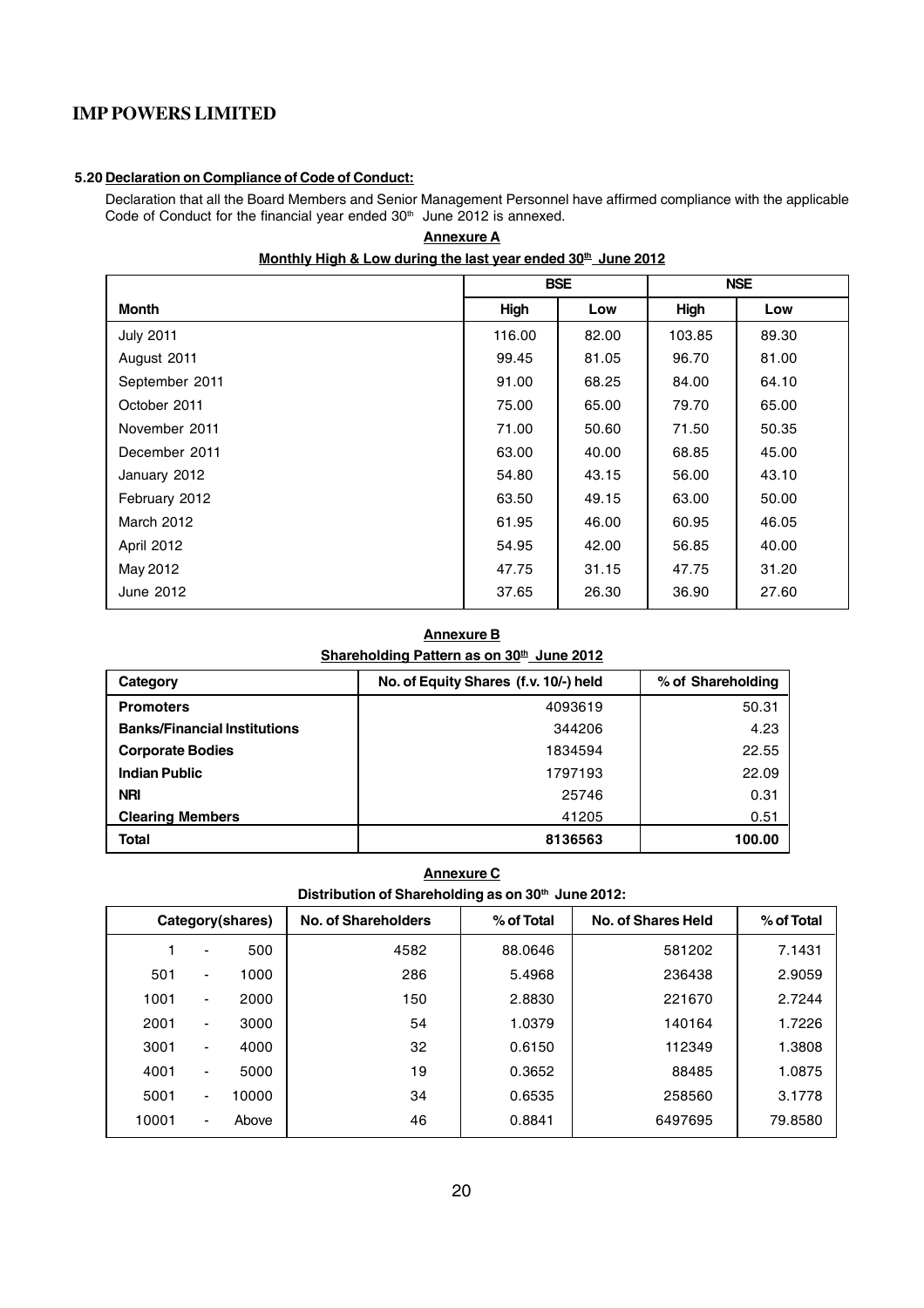#### 5.20 Declaration on Compliance of Code of Conduct:

Declaration that all the Board Members and Senior Management Personnel have affirmed compliance with the applicable Code of Conduct for the financial year ended 30th June 2012 is annexed.

**Annexure A**

**Monthly High & Low during the last year ended 30th June 2012**

| | BSE | | NSE | |
|---|---|---|---|---|
| **Month** | **High** | **Low** | **High** | **Low** |
| July 2011 | 116.00 | 82.00 | 103.85 | 89.30 |
| August 2011 | 99.45 | 81.05 | 96.70 | 81.00 |
| September 2011 | 91.00 | 68.25 | 84.00 | 64.10 |
| October 2011 | 75.00 | 65.00 | 79.70 | 65.00 |
| November 2011 | 71.00 | 50.60 | 71.50 | 50.35 |
| December 2011 | 63.00 | 40.00 | 68.85 | 45.00 |
| January 2012 | 54.80 | 43.15 | 56.00 | 43.10 |
| February 2012 | 63.50 | 49.15 | 63.00 | 50.00 |
| March 2012 | 61.95 | 46.00 | 60.95 | 46.05 |
| April 2012 | 54.95 | 42.00 | 56.85 | 40.00 |
| May 2012 | 47.75 | 31.15 | 47.75 | 31.20 |
| June 2012 | 37.65 | 26.30 | 36.90 | 27.60 |

**Annexure B**

**Shareholding Pattern as on 30th June 2012**

| Category | No. of Equity Shares (f.v. 10/-) held | % of Shareholding |
|---|---|---|
| **Promoters** | 4093619 | 50.31 |
| **Banks/Financial Institutions** | 344206 | 4.23 |
| **Corporate Bodies** | 1834594 | 22.55 |
| **Indian Public** | 1797193 | 22.09 |
| **NRI** | 25746 | 0.31 |
| **Clearing Members** | 41205 | 0.51 |
| **Total** | **8136563** | **100.00** |

**Annexure C**

**Distribution of Shareholding as on 30th June 2012:**

| Category(shares) | No. of Shareholders | % of Total | No. of Shares Held | % of Total |
|---|---|---|---|---|
| 1 - 500 | 4582 | 88.0646 | 581202 | 7.1431 |
| 501 - 1000 | 286 | 5.4968 | 236438 | 2.9059 |
| 1001 - 2000 | 150 | 2.8830 | 221670 | 2.7244 |
| 2001 - 3000 | 54 | 1.0379 | 140164 | 1.7226 |
| 3001 - 4000 | 32 | 0.6150 | 112349 | 1.3808 |
| 4001 - 5000 | 19 | 0.3652 | 88485 | 1.0875 |
| 5001 - 10000 | 34 | 0.6535 | 258560 | 3.1778 |
| 10001 - Above | 46 | 0.8841 | 6497695 | 79.8580 |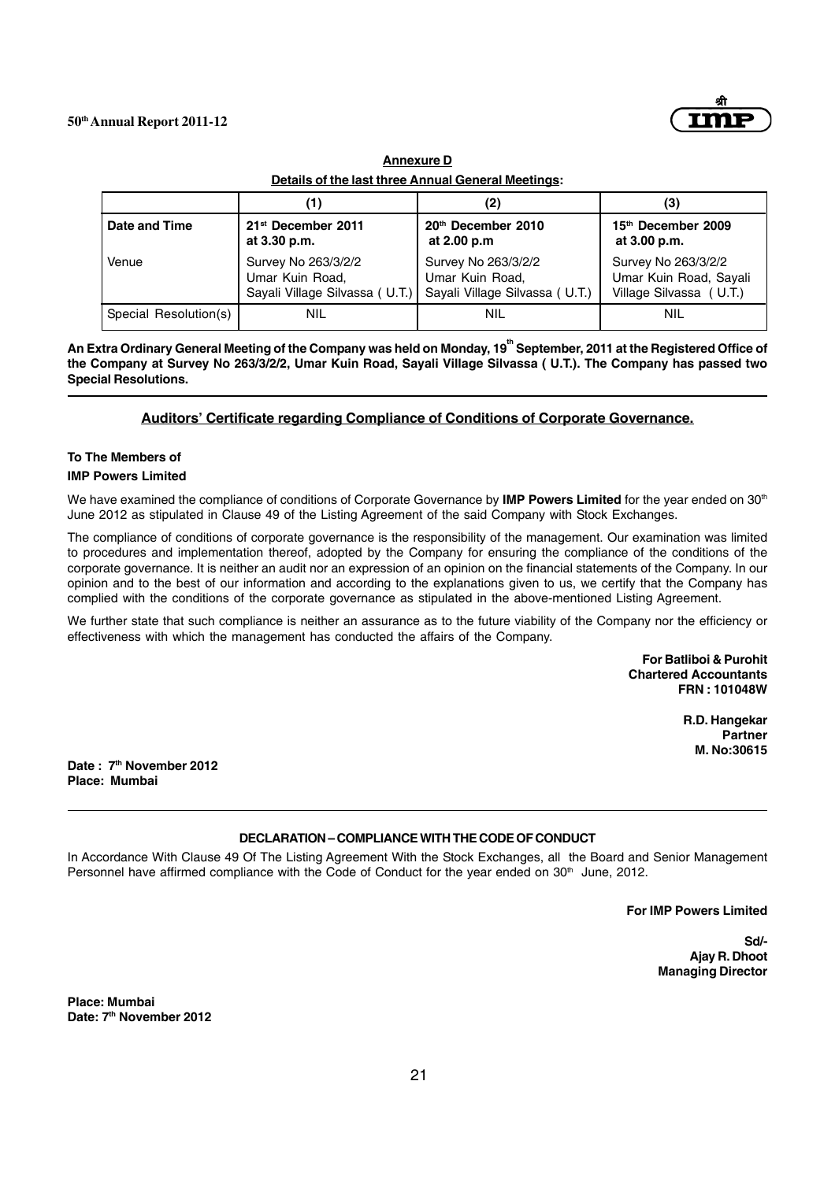## Annexure D

**Details of the last three Annual General Meetings:**

| | (1) | (2) | (3) |
|---|---|---|---|
| **Date and Time** | **21st December 2011 at 3.30 p.m.** | **20th December 2010 at 2.00 p.m** | **15th December 2009 at 3.00 p.m.** |
| Venue | Survey No 263/3/2/2 Umar Kuin Road, Sayali Village Silvassa ( U.T.) | Survey No 263/3/2/2 Umar Kuin Road, Sayali Village Silvassa ( U.T.) | Survey No 263/3/2/2 Umar Kuin Road, Sayali Village Silvassa ( U.T.) |
| Special Resolution(s) | NIL | NIL | NIL |

**An Extra Ordinary General Meeting of the Company was held on Monday, 19th September, 2011 at the Registered Office of the Company at Survey No 263/3/2/2, Umar Kuin Road, Sayali Village Silvassa ( U.T.). The Company has passed two Special Resolutions.**

---

## Auditors' Certificate regarding Compliance of Conditions of Corporate Governance.

**To The Members of**
**IMP Powers Limited**

We have examined the compliance of conditions of Corporate Governance by **IMP Powers Limited** for the year ended on 30th June 2012 as stipulated in Clause 49 of the Listing Agreement of the said Company with Stock Exchanges.

The compliance of conditions of corporate governance is the responsibility of the management. Our examination was limited to procedures and implementation thereof, adopted by the Company for ensuring the compliance of the conditions of the corporate governance. It is neither an audit nor an expression of an opinion on the financial statements of the Company. In our opinion and to the best of our information and according to the explanations given to us, we certify that the Company has complied with the conditions of the corporate governance as stipulated in the above-mentioned Listing Agreement.

We further state that such compliance is neither an assurance as to the future viability of the Company nor the efficiency or effectiveness with which the management has conducted the affairs of the Company.

**For Batliboi & Purohit**
**Chartered Accountants**
**FRN : 101048W**

**R.D. Hangekar**
**Partner**
**M. No:30615**

**Date : 7th November 2012**
**Place: Mumbai**

---

### DECLARATION – COMPLIANCE WITH THE CODE OF CONDUCT

In Accordance With Clause 49 Of The Listing Agreement With the Stock Exchanges, all the Board and Senior Management Personnel have affirmed compliance with the Code of Conduct for the year ended on 30th June, 2012.

**For IMP Powers Limited**

**Sd/-**
**Ajay R. Dhoot**
**Managing Director**

**Place: Mumbai**
**Date: 7th November 2012**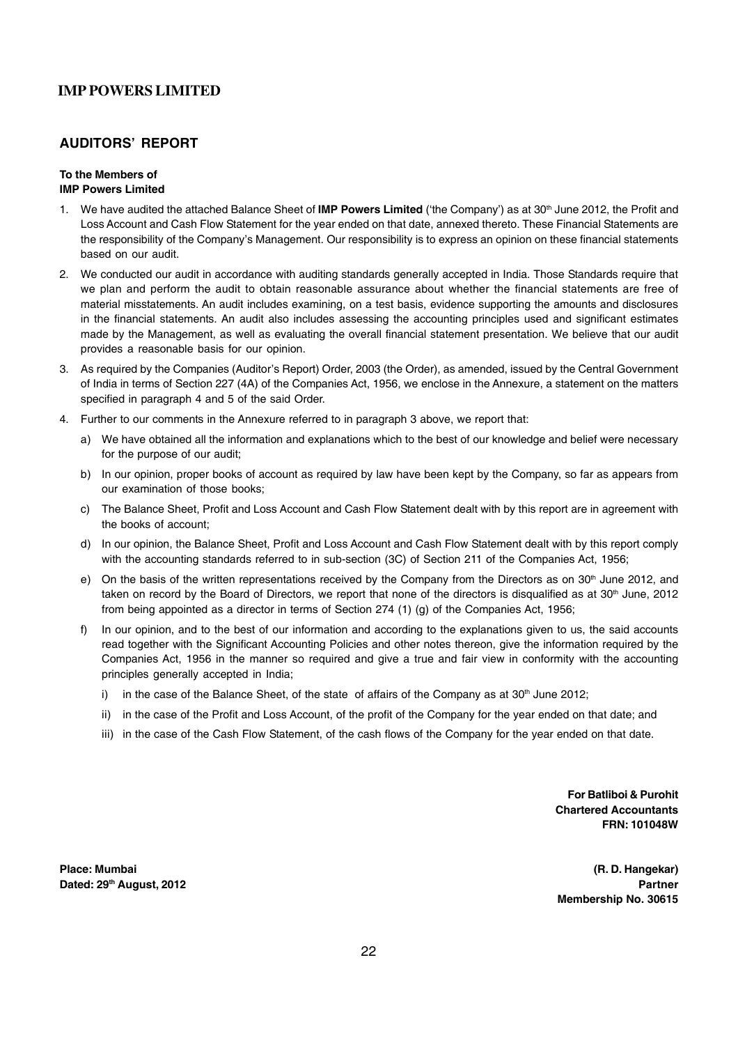## AUDITORS' REPORT

**To the Members of**
**IMP Powers Limited**

1. We have audited the attached Balance Sheet of **IMP Powers Limited** ('the Company') as at 30th June 2012, the Profit and Loss Account and Cash Flow Statement for the year ended on that date, annexed thereto. These Financial Statements are the responsibility of the Company's Management. Our responsibility is to express an opinion on these financial statements based on our audit.

2. We conducted our audit in accordance with auditing standards generally accepted in India. Those Standards require that we plan and perform the audit to obtain reasonable assurance about whether the financial statements are free of material misstatements. An audit includes examining, on a test basis, evidence supporting the amounts and disclosures in the financial statements. An audit also includes assessing the accounting principles used and significant estimates made by the Management, as well as evaluating the overall financial statement presentation. We believe that our audit provides a reasonable basis for our opinion.

3. As required by the Companies (Auditor's Report) Order, 2003 (the Order), as amended, issued by the Central Government of India in terms of Section 227 (4A) of the Companies Act, 1956, we enclose in the Annexure, a statement on the matters specified in paragraph 4 and 5 of the said Order.

4. Further to our comments in the Annexure referred to in paragraph 3 above, we report that:

   a) We have obtained all the information and explanations which to the best of our knowledge and belief were necessary for the purpose of our audit;

   b) In our opinion, proper books of account as required by law have been kept by the Company, so far as appears from our examination of those books;

   c) The Balance Sheet, Profit and Loss Account and Cash Flow Statement dealt with by this report are in agreement with the books of account;

   d) In our opinion, the Balance Sheet, Profit and Loss Account and Cash Flow Statement dealt with by this report comply with the accounting standards referred to in sub-section (3C) of Section 211 of the Companies Act, 1956;

   e) On the basis of the written representations received by the Company from the Directors as on 30th June 2012, and taken on record by the Board of Directors, we report that none of the directors is disqualified as at 30th June, 2012 from being appointed as a director in terms of Section 274 (1) (g) of the Companies Act, 1956;

   f) In our opinion, and to the best of our information and according to the explanations given to us, the said accounts read together with the Significant Accounting Policies and other notes thereon, give the information required by the Companies Act, 1956 in the manner so required and give a true and fair view in conformity with the accounting principles generally accepted in India;

      i) in the case of the Balance Sheet, of the state of affairs of the Company as at 30th June 2012;

      ii) in the case of the Profit and Loss Account, of the profit of the Company for the year ended on that date; and

      iii) in the case of the Cash Flow Statement, of the cash flows of the Company for the year ended on that date.

**For Batliboi & Purohit**
**Chartered Accountants**
**FRN: 101048W**

**Place: Mumbai**
**Dated: 29th August, 2012**

**(R. D. Hangekar)**
**Partner**
**Membership No. 30615**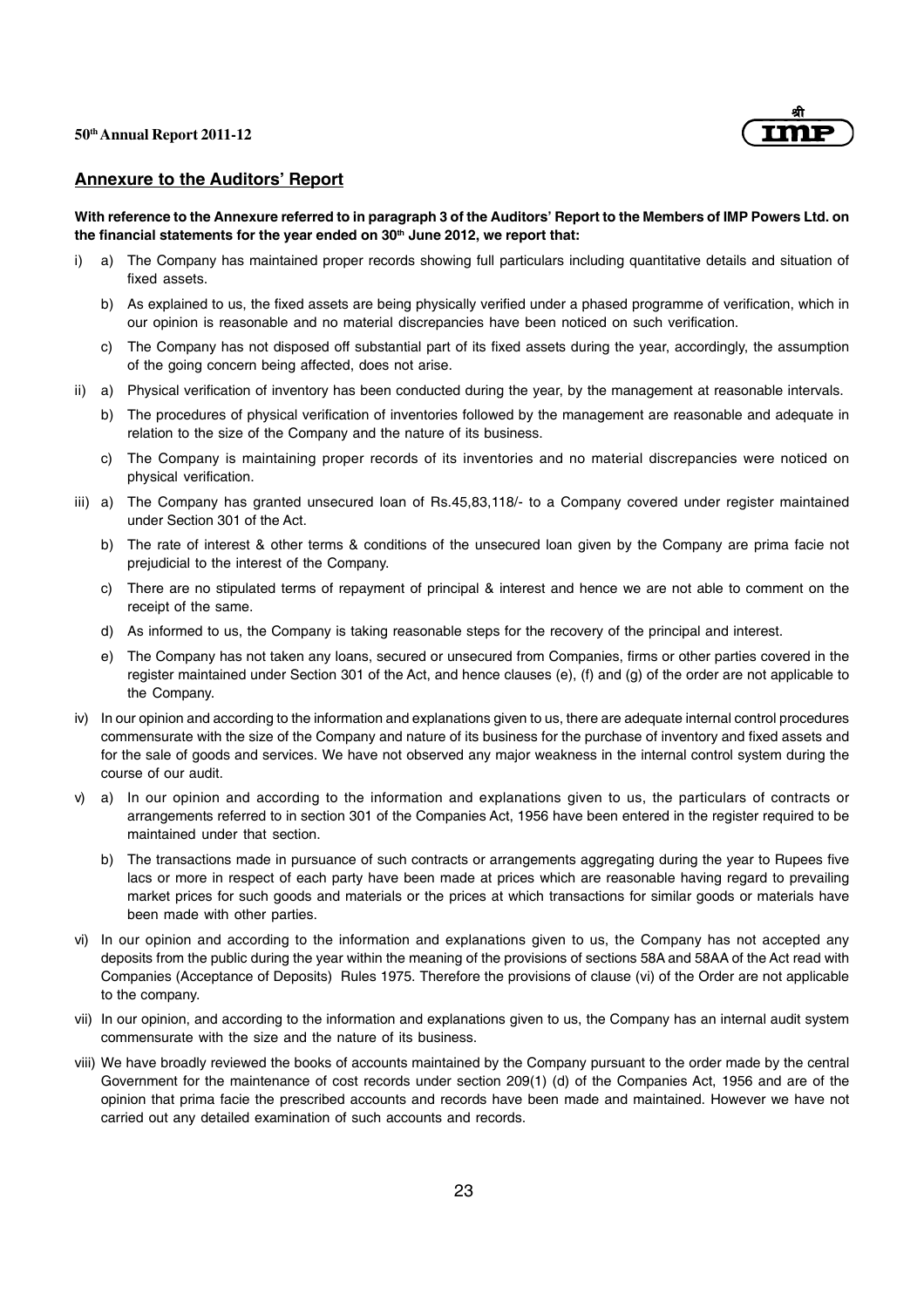## Annexure to the Auditors' Report

**With reference to the Annexure referred to in paragraph 3 of the Auditors' Report to the Members of IMP Powers Ltd. on the financial statements for the year ended on 30th June 2012, we report that:**

i) a) The Company has maintained proper records showing full particulars including quantitative details and situation of fixed assets.

   b) As explained to us, the fixed assets are being physically verified under a phased programme of verification, which in our opinion is reasonable and no material discrepancies have been noticed on such verification.

   c) The Company has not disposed off substantial part of its fixed assets during the year, accordingly, the assumption of the going concern being affected, does not arise.

ii) a) Physical verification of inventory has been conducted during the year, by the management at reasonable intervals.

   b) The procedures of physical verification of inventories followed by the management are reasonable and adequate in relation to the size of the Company and the nature of its business.

   c) The Company is maintaining proper records of its inventories and no material discrepancies were noticed on physical verification.

iii) a) The Company has granted unsecured loan of Rs.45,83,118/- to a Company covered under register maintained under Section 301 of the Act.

   b) The rate of interest & other terms & conditions of the unsecured loan given by the Company are prima facie not prejudicial to the interest of the Company.

   c) There are no stipulated terms of repayment of principal & interest and hence we are not able to comment on the receipt of the same.

   d) As informed to us, the Company is taking reasonable steps for the recovery of the principal and interest.

   e) The Company has not taken any loans, secured or unsecured from Companies, firms or other parties covered in the register maintained under Section 301 of the Act, and hence clauses (e), (f) and (g) of the order are not applicable to the Company.

iv) In our opinion and according to the information and explanations given to us, there are adequate internal control procedures commensurate with the size of the Company and nature of its business for the purchase of inventory and fixed assets and for the sale of goods and services. We have not observed any major weakness in the internal control system during the course of our audit.

v) a) In our opinion and according to the information and explanations given to us, the particulars of contracts or arrangements referred to in section 301 of the Companies Act, 1956 have been entered in the register required to be maintained under that section.

   b) The transactions made in pursuance of such contracts or arrangements aggregating during the year to Rupees five lacs or more in respect of each party have been made at prices which are reasonable having regard to prevailing market prices for such goods and materials or the prices at which transactions for similar goods or materials have been made with other parties.

vi) In our opinion and according to the information and explanations given to us, the Company has not accepted any deposits from the public during the year within the meaning of the provisions of sections 58A and 58AA of the Act read with Companies (Acceptance of Deposits) Rules 1975. Therefore the provisions of clause (vi) of the Order are not applicable to the company.

vii) In our opinion, and according to the information and explanations given to us, the Company has an internal audit system commensurate with the size and the nature of its business.

viii) We have broadly reviewed the books of accounts maintained by the Company pursuant to the order made by the central Government for the maintenance of cost records under section 209(1) (d) of the Companies Act, 1956 and are of the opinion that prima facie the prescribed accounts and records have been made and maintained. However we have not carried out any detailed examination of such accounts and records.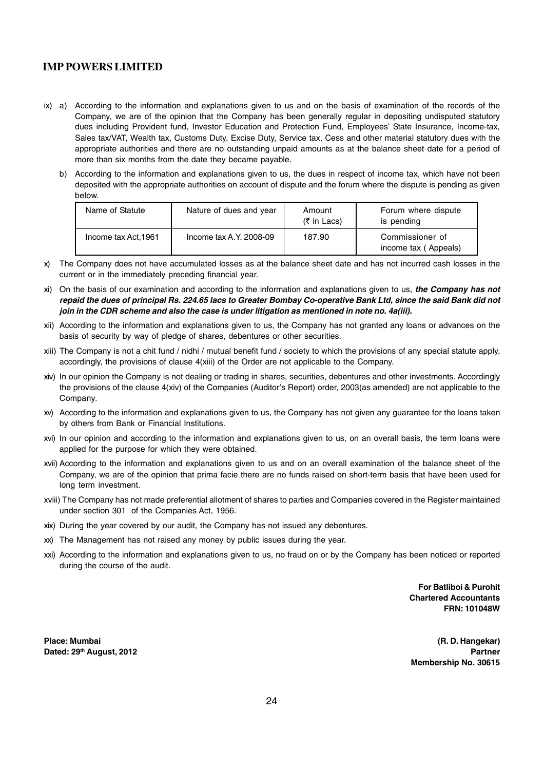ix) a) According to the information and explanations given to us and on the basis of examination of the records of the Company, we are of the opinion that the Company has been generally regular in depositing undisputed statutory dues including Provident fund, Investor Education and Protection Fund, Employees' State Insurance, Income-tax, Sales tax/VAT, Wealth tax, Customs Duty, Excise Duty, Service tax, Cess and other material statutory dues with the appropriate authorities and there are no outstanding unpaid amounts as at the balance sheet date for a period of more than six months from the date they became payable.

b) According to the information and explanations given to us, the dues in respect of income tax, which have not been deposited with the appropriate authorities on account of dispute and the forum where the dispute is pending as given below.

| Name of Statute | Nature of dues and year | Amount (₹ in Lacs) | Forum where dispute is pending |
|---|---|---|---|
| Income tax Act,1961 | Income tax A.Y. 2008-09 | 187.90 | Commissioner of income tax ( Appeals) |

x) The Company does not have accumulated losses as at the balance sheet date and has not incurred cash losses in the current or in the immediately preceding financial year.

xi) On the basis of our examination and according to the information and explanations given to us, ***the Company has not repaid the dues of principal Rs. 224.65 lacs to Greater Bombay Co-operative Bank Ltd, since the said Bank did not join in the CDR scheme and also the case is under litigation as mentioned in note no. 4a(iii).***

xii) According to the information and explanations given to us, the Company has not granted any loans or advances on the basis of security by way of pledge of shares, debentures or other securities.

xiii) The Company is not a chit fund / nidhi / mutual benefit fund / society to which the provisions of any special statute apply, accordingly, the provisions of clause 4(xiii) of the Order are not applicable to the Company.

xiv) In our opinion the Company is not dealing or trading in shares, securities, debentures and other investments. Accordingly the provisions of the clause 4(xiv) of the Companies (Auditor's Report) order, 2003(as amended) are not applicable to the Company.

xv) According to the information and explanations given to us, the Company has not given any guarantee for the loans taken by others from Bank or Financial Institutions.

xvi) In our opinion and according to the information and explanations given to us, on an overall basis, the term loans were applied for the purpose for which they were obtained.

xvii) According to the information and explanations given to us and on an overall examination of the balance sheet of the Company, we are of the opinion that prima facie there are no funds raised on short-term basis that have been used for long term investment.

xviii) The Company has not made preferential allotment of shares to parties and Companies covered in the Register maintained under section 301 of the Companies Act, 1956.

xix) During the year covered by our audit, the Company has not issued any debentures.

xx) The Management has not raised any money by public issues during the year.

xxi) According to the information and explanations given to us, no fraud on or by the Company has been noticed or reported during the course of the audit.

**For Batliboi & Purohit**
**Chartered Accountants**
**FRN: 101048W**

**Place: Mumbai**
**Dated: 29th August, 2012**

**(R. D. Hangekar)**
**Partner**
**Membership No. 30615**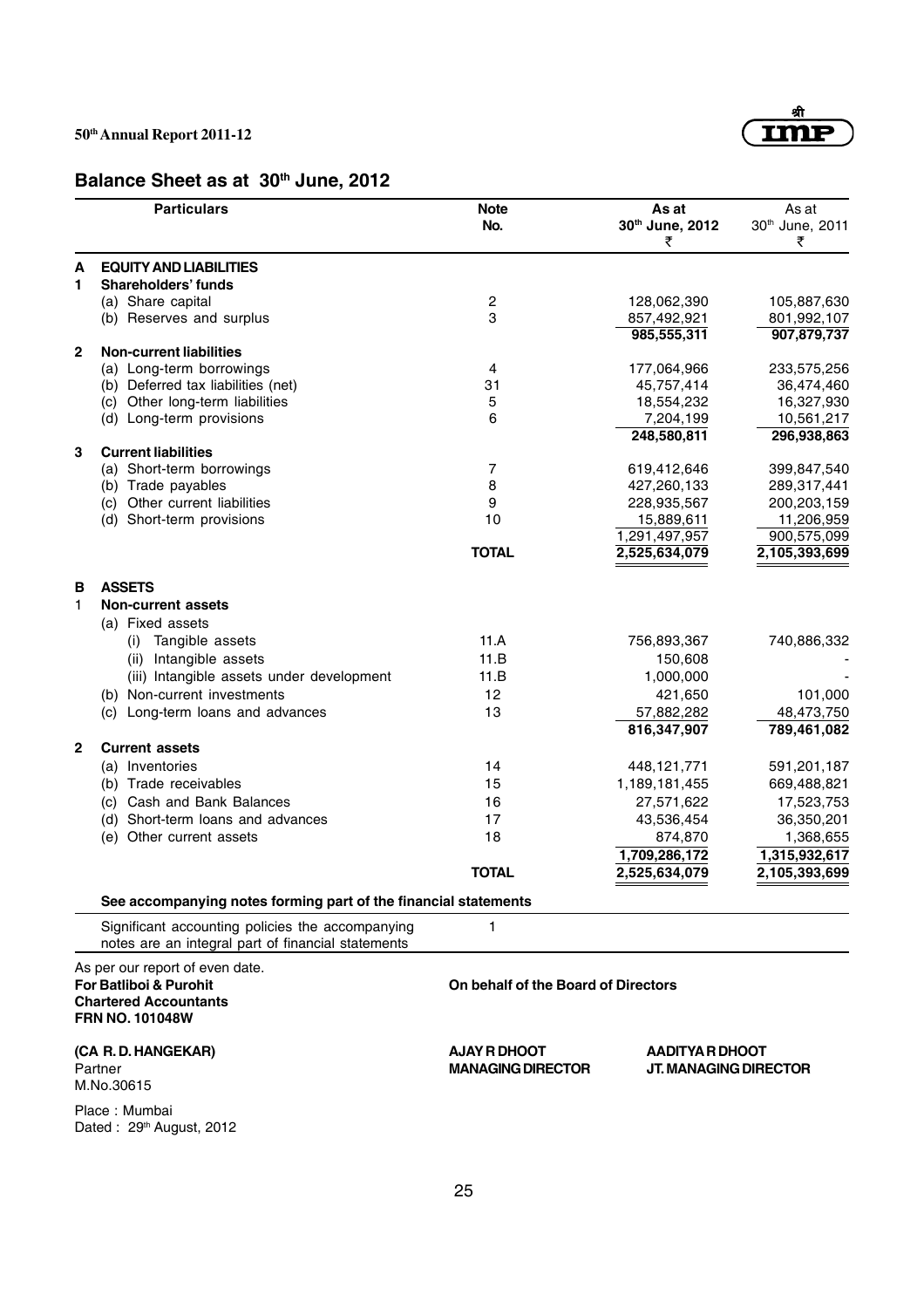# Balance Sheet as at 30th June, 2012

| | Particulars | Note No. | As at 30th June, 2012 ₹ | As at 30th June, 2011 ₹ |
|---|---|---|---|---|
| **A** | **EQUITY AND LIABILITIES** | | | |
| **1** | **Shareholders' funds** | | | |
| | (a) Share capital | 2 | 128,062,390 | 105,887,630 |
| | (b) Reserves and surplus | 3 | 857,492,921 | 801,992,107 |
| | | | **985,555,311** | **907,879,737** |
| **2** | **Non-current liabilities** | | | |
| | (a) Long-term borrowings | 4 | 177,064,966 | 233,575,256 |
| | (b) Deferred tax liabilities (net) | 31 | 45,757,414 | 36,474,460 |
| | (c) Other long-term liabilities | 5 | 18,554,232 | 16,327,930 |
| | (d) Long-term provisions | 6 | 7,204,199 | 10,561,217 |
| | | | **248,580,811** | **296,938,863** |
| **3** | **Current liabilities** | | | |
| | (a) Short-term borrowings | 7 | 619,412,646 | 399,847,540 |
| | (b) Trade payables | 8 | 427,260,133 | 289,317,441 |
| | (c) Other current liabilities | 9 | 228,935,567 | 200,203,159 |
| | (d) Short-term provisions | 10 | 15,889,611 | 11,206,959 |
| | | | 1,291,497,957 | 900,575,099 |
| | | **TOTAL** | **2,525,634,079** | **2,105,393,699** |
| **B** | **ASSETS** | | | |
| 1 | **Non-current assets** | | | |
| | (a) Fixed assets | | | |
| | (i) Tangible assets | 11.A | 756,893,367 | 740,886,332 |
| | (ii) Intangible assets | 11.B | 150,608 | - |
| | (iii) Intangible assets under development | 11.B | 1,000,000 | - |
| | (b) Non-current investments | 12 | 421,650 | 101,000 |
| | (c) Long-term loans and advances | 13 | 57,882,282 | 48,473,750 |
| | | | **816,347,907** | **789,461,082** |
| **2** | **Current assets** | | | |
| | (a) Inventories | 14 | 448,121,771 | 591,201,187 |
| | (b) Trade receivables | 15 | 1,189,181,455 | 669,488,821 |
| | (c) Cash and Bank Balances | 16 | 27,571,622 | 17,523,753 |
| | (d) Short-term loans and advances | 17 | 43,536,454 | 36,350,201 |
| | (e) Other current assets | 18 | 874,870 | 1,368,655 |
| | | | **1,709,286,172** | **1,315,932,617** |
| | | **TOTAL** | **2,525,634,079** | **2,105,393,699** |

**See accompanying notes forming part of the financial statements**

| Significant accounting policies the accompanying notes are an integral part of financial statements | 1 |
|---|---|

As per our report of even date.
**For Batliboi & Purohit**
**Chartered Accountants**
**FRN NO. 101048W**

**On behalf of the Board of Directors**

**(CA R. D. HANGEKAR)**
Partner
M.No.30615

**AJAY R DHOOT**
**MANAGING DIRECTOR**

**AADITYA R DHOOT**
**JT. MANAGING DIRECTOR**

Place : Mumbai
Dated : 29th August, 2012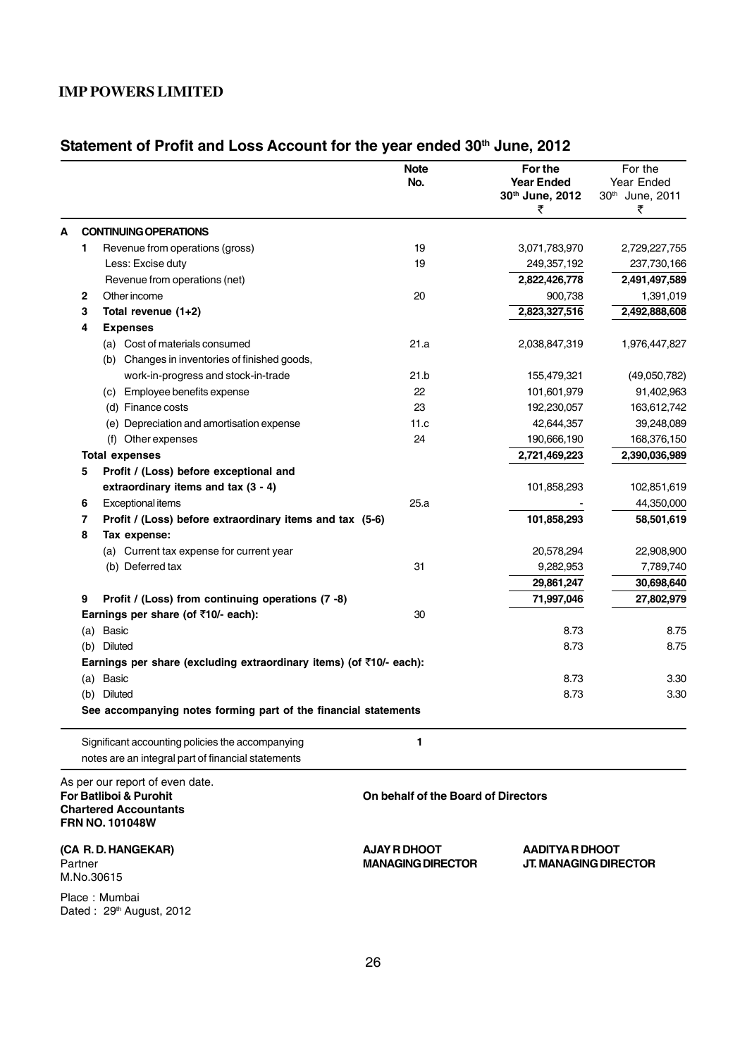# IMP POWERS LIMITED

## Statement of Profit and Loss Account for the year ended 30th June, 2012

| | | | Note No. | For the Year Ended 30th June, 2012 ₹ | For the Year Ended 30th June, 2011 ₹ |
|---|---|---|---|---|---|
| **A** | **CONTINUING OPERATIONS** | | | | |
| | **1** | Revenue from operations (gross) | 19 | 3,071,783,970 | 2,729,227,755 |
| | | Less: Excise duty | 19 | 249,357,192 | 237,730,166 |
| | | Revenue from operations (net) | | **2,822,426,778** | **2,491,497,589** |
| | **2** | Other income | 20 | 900,738 | 1,391,019 |
| | **3** | **Total revenue (1+2)** | | **2,823,327,516** | **2,492,888,608** |
| | **4** | **Expenses** | | | |
| | | (a) Cost of materials consumed | 21.a | 2,038,847,319 | 1,976,447,827 |
| | | (b) Changes in inventories of finished goods, work-in-progress and stock-in-trade | 21.b | 155,479,321 | (49,050,782) |
| | | (c) Employee benefits expense | 22 | 101,601,979 | 91,402,963 |
| | | (d) Finance costs | 23 | 192,230,057 | 163,612,742 |
| | | (e) Depreciation and amortisation expense | 11.c | 42,644,357 | 39,248,089 |
| | | (f) Other expenses | 24 | 190,666,190 | 168,376,150 |
| | | **Total expenses** | | **2,721,469,223** | **2,390,036,989** |
| | **5** | **Profit / (Loss) before exceptional and extraordinary items and tax (3 - 4)** | | 101,858,293 | 102,851,619 |
| | **6** | Exceptional items | 25.a | - | 44,350,000 |
| | **7** | **Profit / (Loss) before extraordinary items and tax (5-6)** | | **101,858,293** | **58,501,619** |
| | **8** | **Tax expense:** | | | |
| | | (a) Current tax expense for current year | | 20,578,294 | 22,908,900 |
| | | (b) Deferred tax | 31 | 9,282,953 | 7,789,740 |
| | | | | **29,861,247** | **30,698,640** |
| | **9** | **Profit / (Loss) from continuing operations (7 -8)** | | **71,997,046** | **27,802,979** |
| | | **Earnings per share (of ₹10/- each):** | 30 | | |
| | | (a) Basic | | 8.73 | 8.75 |
| | | (b) Diluted | | 8.73 | 8.75 |
| | | **Earnings per share (excluding extraordinary items) (of ₹10/- each):** | | | |
| | | (a) Basic | | 8.73 | 3.30 |
| | | (b) Diluted | | 8.73 | 3.30 |
| | | **See accompanying notes forming part of the financial statements** | | | |

Significant accounting policies the accompanying notes are an integral part of financial statements — **1**

As per our report of even date.
**For Batliboi & Purohit**
**Chartered Accountants**
**FRN NO. 101048W**

**On behalf of the Board of Directors**

**(CA R. D. HANGEKAR)**
Partner
M.No.30615

**AJAY R DHOOT**
**MANAGING DIRECTOR**

**AADITYA R DHOOT**
**JT. MANAGING DIRECTOR**

Place : Mumbai
Dated : 29th August, 2012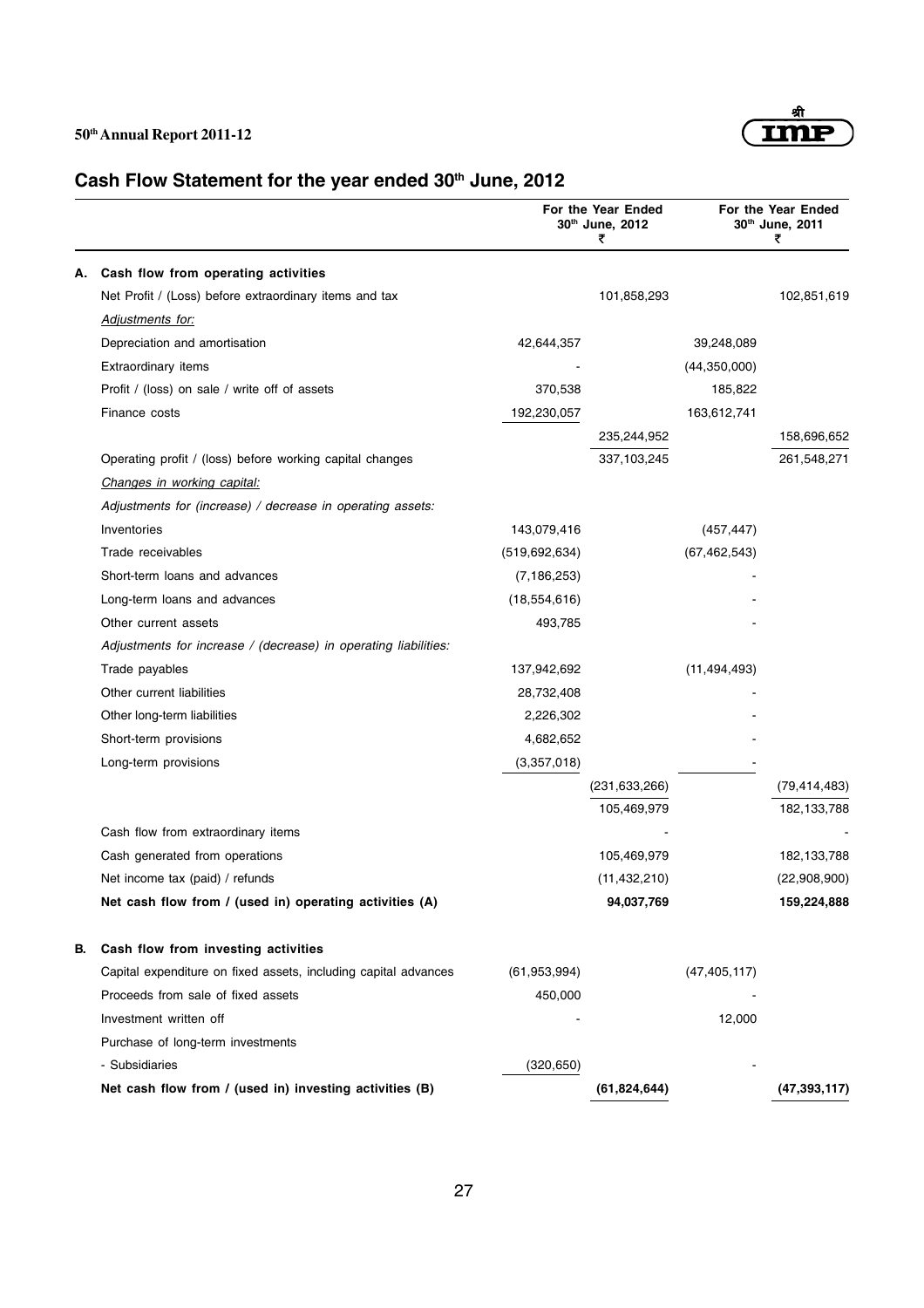# Cash Flow Statement for the year ended 30th June, 2012

| | | For the Year Ended 30th June, 2012 ₹ | | For the Year Ended 30th June, 2011 ₹ | |
|---|---|---|---|---|---|
| **A.** | **Cash flow from operating activities** | | | | |
| | Net Profit / (Loss) before extraordinary items and tax | | 101,858,293 | | 102,851,619 |
| | *Adjustments for:* | | | | |
| | Depreciation and amortisation | 42,644,357 | | 39,248,089 | |
| | Extraordinary items | - | | (44,350,000) | |
| | Profit / (loss) on sale / write off of assets | 370,538 | | 185,822 | |
| | Finance costs | 192,230,057 | | 163,612,741 | |
| | | | 235,244,952 | | 158,696,652 |
| | Operating profit / (loss) before working capital changes | | 337,103,245 | | 261,548,271 |
| | *Changes in working capital:* | | | | |
| | *Adjustments for (increase) / decrease in operating assets:* | | | | |
| | Inventories | 143,079,416 | | (457,447) | |
| | Trade receivables | (519,692,634) | | (67,462,543) | |
| | Short-term loans and advances | (7,186,253) | | - | |
| | Long-term loans and advances | (18,554,616) | | - | |
| | Other current assets | 493,785 | | - | |
| | *Adjustments for increase / (decrease) in operating liabilities:* | | | | |
| | Trade payables | 137,942,692 | | (11,494,493) | |
| | Other current liabilities | 28,732,408 | | - | |
| | Other long-term liabilities | 2,226,302 | | - | |
| | Short-term provisions | 4,682,652 | | - | |
| | Long-term provisions | (3,357,018) | | - | |
| | | | (231,633,266) | | (79,414,483) |
| | | | 105,469,979 | | 182,133,788 |
| | Cash flow from extraordinary items | | - | | - |
| | Cash generated from operations | | 105,469,979 | | 182,133,788 |
| | Net income tax (paid) / refunds | | (11,432,210) | | (22,908,900) |
| | **Net cash flow from / (used in) operating activities (A)** | | **94,037,769** | | **159,224,888** |
| **B.** | **Cash flow from investing activities** | | | | |
| | Capital expenditure on fixed assets, including capital advances | (61,953,994) | | (47,405,117) | |
| | Proceeds from sale of fixed assets | 450,000 | | - | |
| | Investment written off | - | | 12,000 | |
| | Purchase of long-term investments | | | | |
| | - Subsidiaries | (320,650) | | - | |
| | **Net cash flow from / (used in) investing activities (B)** | | **(61,824,644)** | | **(47,393,117)** |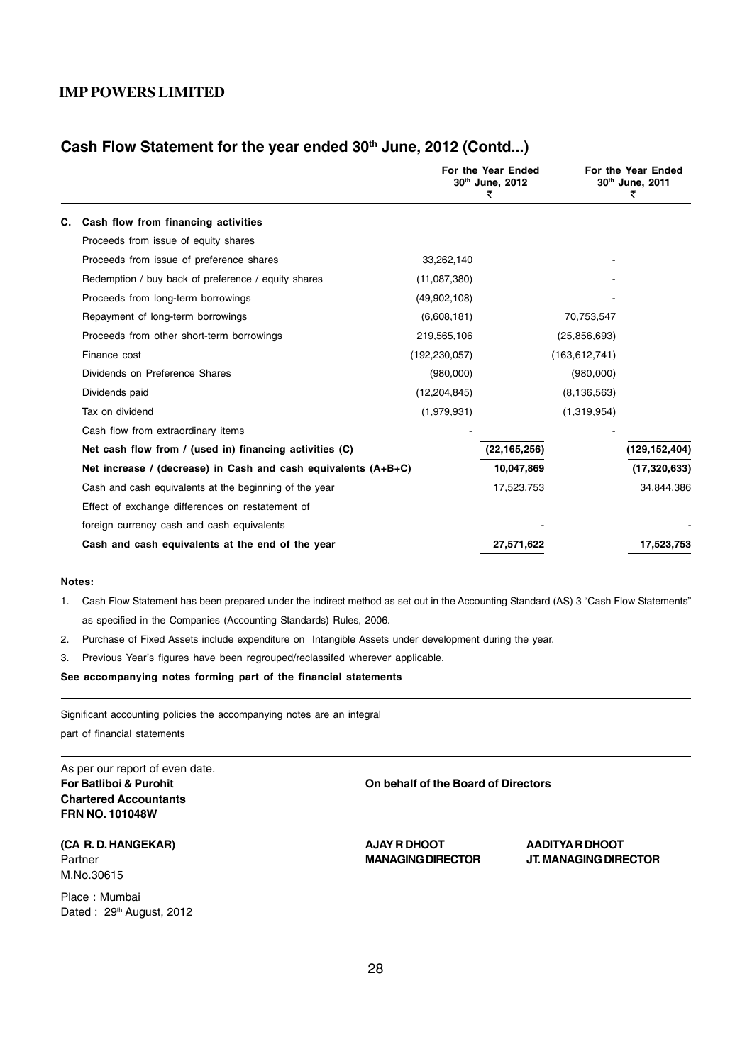## Cash Flow Statement for the year ended 30th June, 2012 (Contd...)

| | | For the Year Ended 30th June, 2012 ₹ | | For the Year Ended 30th June, 2011 ₹ |
|---|---|---|---|---|
| **C.** | **Cash flow from financing activities** | | | |
| | Proceeds from issue of equity shares | | | |
| | Proceeds from issue of preference shares | 33,262,140 | | - |
| | Redemption / buy back of preference / equity shares | (11,087,380) | | - |
| | Proceeds from long-term borrowings | (49,902,108) | | - |
| | Repayment of long-term borrowings | (6,608,181) | | 70,753,547 |
| | Proceeds from other short-term borrowings | 219,565,106 | | (25,856,693) |
| | Finance cost | (192,230,057) | | (163,612,741) |
| | Dividends on Preference Shares | (980,000) | | (980,000) |
| | Dividends paid | (12,204,845) | | (8,136,563) |
| | Tax on dividend | (1,979,931) | | (1,319,954) |
| | Cash flow from extraordinary items | - | | - |
| | **Net cash flow from / (used in) financing activities (C)** | | **(22,165,256)** | **(129,152,404)** |
| | **Net increase / (decrease) in Cash and cash equivalents (A+B+C)** | | **10,047,869** | **(17,320,633)** |
| | Cash and cash equivalents at the beginning of the year | | 17,523,753 | 34,844,386 |
| | Effect of exchange differences on restatement of foreign currency cash and cash equivalents | | - | - |
| | **Cash and cash equivalents at the end of the year** | | **27,571,622** | **17,523,753** |

**Notes:**

1. Cash Flow Statement has been prepared under the indirect method as set out in the Accounting Standard (AS) 3 "Cash Flow Statements" as specified in the Companies (Accounting Standards) Rules, 2006.
2. Purchase of Fixed Assets include expenditure on Intangible Assets under development during the year.
3. Previous Year's figures have been regrouped/reclassifed wherever applicable.

**See accompanying notes forming part of the financial statements**

Significant accounting policies the accompanying notes are an integral part of financial statements

As per our report of even date.
**For Batliboi & Purohit**
**Chartered Accountants**
**FRN NO. 101048W**

**(CA R. D. HANGEKAR)**
Partner
M.No.30615

Place : Mumbai
Dated : 29th August, 2012

**On behalf of the Board of Directors**

**AJAY R DHOOT**
**MANAGING DIRECTOR**

**AADITYA R DHOOT**
**JT. MANAGING DIRECTOR**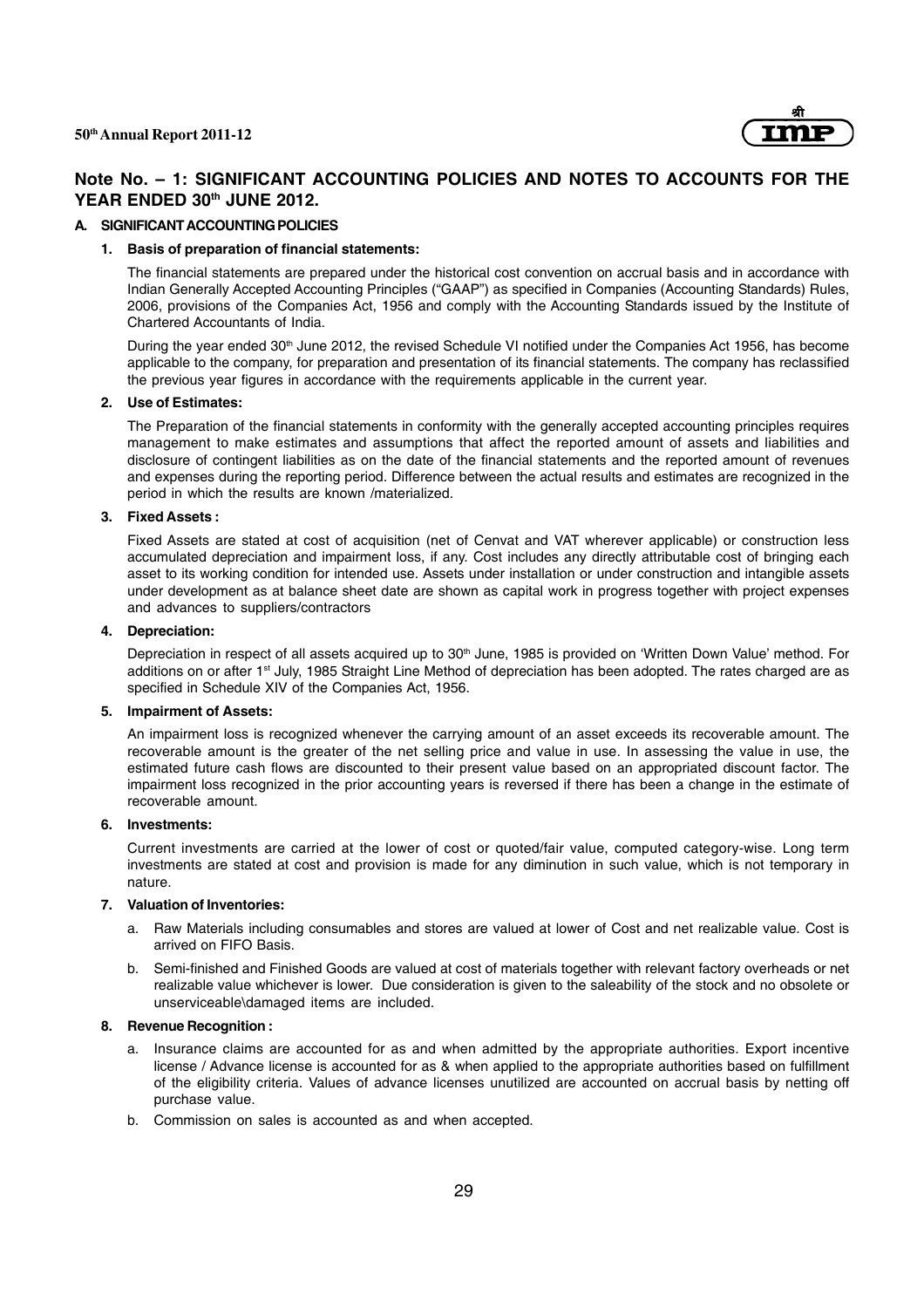## Note No. – 1: SIGNIFICANT ACCOUNTING POLICIES AND NOTES TO ACCOUNTS FOR THE YEAR ENDED 30th JUNE 2012.

### A. SIGNIFICANT ACCOUNTING POLICIES

**1. Basis of preparation of financial statements:**

The financial statements are prepared under the historical cost convention on accrual basis and in accordance with Indian Generally Accepted Accounting Principles ("GAAP") as specified in Companies (Accounting Standards) Rules, 2006, provisions of the Companies Act, 1956 and comply with the Accounting Standards issued by the Institute of Chartered Accountants of India.

During the year ended 30th June 2012, the revised Schedule VI notified under the Companies Act 1956, has become applicable to the company, for preparation and presentation of its financial statements. The company has reclassified the previous year figures in accordance with the requirements applicable in the current year.

**2. Use of Estimates:**

The Preparation of the financial statements in conformity with the generally accepted accounting principles requires management to make estimates and assumptions that affect the reported amount of assets and liabilities and disclosure of contingent liabilities as on the date of the financial statements and the reported amount of revenues and expenses during the reporting period. Difference between the actual results and estimates are recognized in the period in which the results are known /materialized.

**3. Fixed Assets :**

Fixed Assets are stated at cost of acquisition (net of Cenvat and VAT wherever applicable) or construction less accumulated depreciation and impairment loss, if any. Cost includes any directly attributable cost of bringing each asset to its working condition for intended use. Assets under installation or under construction and intangible assets under development as at balance sheet date are shown as capital work in progress together with project expenses and advances to suppliers/contractors

**4. Depreciation:**

Depreciation in respect of all assets acquired up to 30th June, 1985 is provided on 'Written Down Value' method. For additions on or after 1st July, 1985 Straight Line Method of depreciation has been adopted. The rates charged are as specified in Schedule XIV of the Companies Act, 1956.

**5. Impairment of Assets:**

An impairment loss is recognized whenever the carrying amount of an asset exceeds its recoverable amount. The recoverable amount is the greater of the net selling price and value in use. In assessing the value in use, the estimated future cash flows are discounted to their present value based on an appropriated discount factor. The impairment loss recognized in the prior accounting years is reversed if there has been a change in the estimate of recoverable amount.

**6. Investments:**

Current investments are carried at the lower of cost or quoted/fair value, computed category-wise. Long term investments are stated at cost and provision is made for any diminution in such value, which is not temporary in nature.

**7. Valuation of Inventories:**

a. Raw Materials including consumables and stores are valued at lower of Cost and net realizable value. Cost is arrived on FIFO Basis.

b. Semi-finished and Finished Goods are valued at cost of materials together with relevant factory overheads or net realizable value whichever is lower. Due consideration is given to the saleability of the stock and no obsolete or unserviceable\damaged items are included.

**8. Revenue Recognition :**

a. Insurance claims are accounted for as and when admitted by the appropriate authorities. Export incentive license / Advance license is accounted for as & when applied to the appropriate authorities based on fulfillment of the eligibility criteria. Values of advance licenses unutilized are accounted on accrual basis by netting off purchase value.

b. Commission on sales is accounted as and when accepted.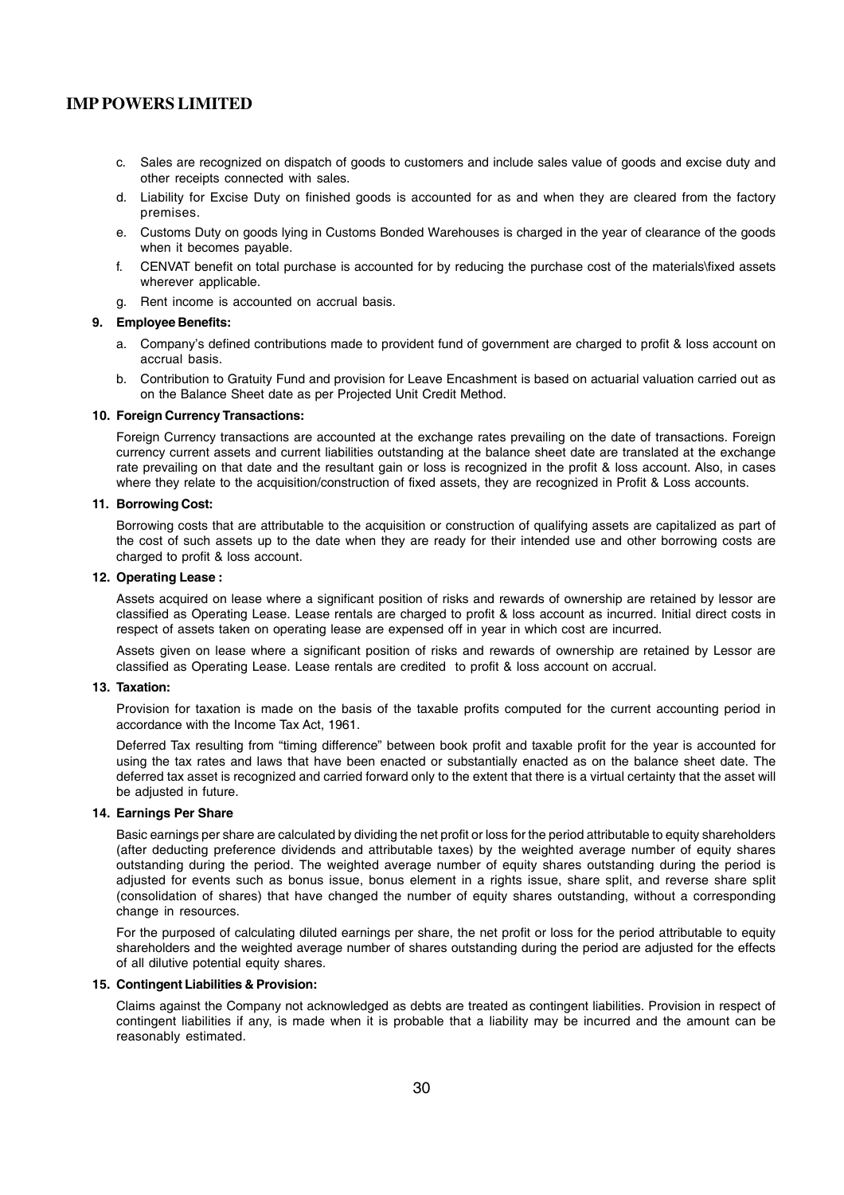c. Sales are recognized on dispatch of goods to customers and include sales value of goods and excise duty and other receipts connected with sales.

d. Liability for Excise Duty on finished goods is accounted for as and when they are cleared from the factory premises.

e. Customs Duty on goods lying in Customs Bonded Warehouses is charged in the year of clearance of the goods when it becomes payable.

f. CENVAT benefit on total purchase is accounted for by reducing the purchase cost of the materials\fixed assets wherever applicable.

g. Rent income is accounted on accrual basis.

**9. Employee Benefits:**

a. Company's defined contributions made to provident fund of government are charged to profit & loss account on accrual basis.

b. Contribution to Gratuity Fund and provision for Leave Encashment is based on actuarial valuation carried out as on the Balance Sheet date as per Projected Unit Credit Method.

**10. Foreign Currency Transactions:**

Foreign Currency transactions are accounted at the exchange rates prevailing on the date of transactions. Foreign currency current assets and current liabilities outstanding at the balance sheet date are translated at the exchange rate prevailing on that date and the resultant gain or loss is recognized in the profit & loss account. Also, in cases where they relate to the acquisition/construction of fixed assets, they are recognized in Profit & Loss accounts.

**11. Borrowing Cost:**

Borrowing costs that are attributable to the acquisition or construction of qualifying assets are capitalized as part of the cost of such assets up to the date when they are ready for their intended use and other borrowing costs are charged to profit & loss account.

**12. Operating Lease :**

Assets acquired on lease where a significant position of risks and rewards of ownership are retained by lessor are classified as Operating Lease. Lease rentals are charged to profit & loss account as incurred. Initial direct costs in respect of assets taken on operating lease are expensed off in year in which cost are incurred.

Assets given on lease where a significant position of risks and rewards of ownership are retained by Lessor are classified as Operating Lease. Lease rentals are credited to profit & loss account on accrual.

**13. Taxation:**

Provision for taxation is made on the basis of the taxable profits computed for the current accounting period in accordance with the Income Tax Act, 1961.

Deferred Tax resulting from "timing difference" between book profit and taxable profit for the year is accounted for using the tax rates and laws that have been enacted or substantially enacted as on the balance sheet date. The deferred tax asset is recognized and carried forward only to the extent that there is a virtual certainty that the asset will be adjusted in future.

**14. Earnings Per Share**

Basic earnings per share are calculated by dividing the net profit or loss for the period attributable to equity shareholders (after deducting preference dividends and attributable taxes) by the weighted average number of equity shares outstanding during the period. The weighted average number of equity shares outstanding during the period is adjusted for events such as bonus issue, bonus element in a rights issue, share split, and reverse share split (consolidation of shares) that have changed the number of equity shares outstanding, without a corresponding change in resources.

For the purposed of calculating diluted earnings per share, the net profit or loss for the period attributable to equity shareholders and the weighted average number of shares outstanding during the period are adjusted for the effects of all dilutive potential equity shares.

**15. Contingent Liabilities & Provision:**

Claims against the Company not acknowledged as debts are treated as contingent liabilities. Provision in respect of contingent liabilities if any, is made when it is probable that a liability may be incurred and the amount can be reasonably estimated.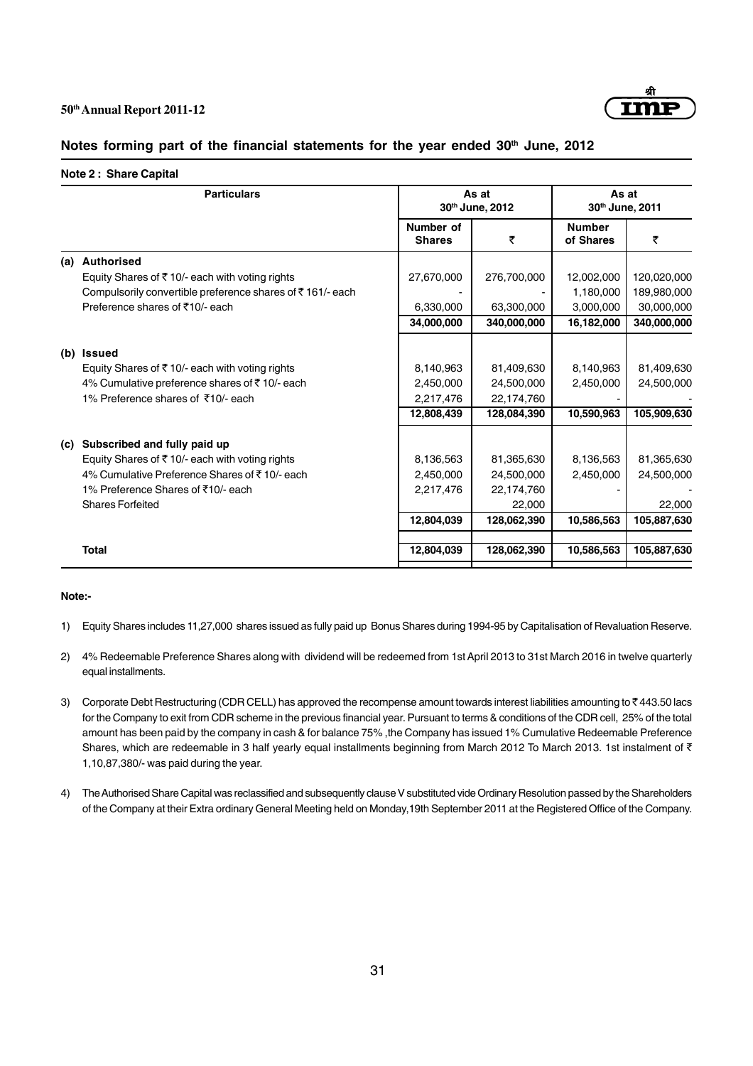## Notes forming part of the financial statements for the year ended 30th June, 2012

### Note 2 : Share Capital

| | Particulars | As at 30th June, 2012 | | As at 30th June, 2011 | |
|---|---|---|---|---|---|
| | | Number of Shares | ₹ | Number of Shares | ₹ |
| (a) | **Authorised** | | | | |
| | Equity Shares of ₹ 10/- each with voting rights | 27,670,000 | 276,700,000 | 12,002,000 | 120,020,000 |
| | Compulsorily convertible preference shares of ₹ 161/- each | - | - | 1,180,000 | 189,980,000 |
| | Preference shares of ₹10/- each | 6,330,000 | 63,300,000 | 3,000,000 | 30,000,000 |
| | | **34,000,000** | **340,000,000** | **16,182,000** | **340,000,000** |
| (b) | **Issued** | | | | |
| | Equity Shares of ₹ 10/- each with voting rights | 8,140,963 | 81,409,630 | 8,140,963 | 81,409,630 |
| | 4% Cumulative preference shares of ₹ 10/- each | 2,450,000 | 24,500,000 | 2,450,000 | 24,500,000 |
| | 1% Preference shares of ₹10/- each | 2,217,476 | 22,174,760 | - | - |
| | | **12,808,439** | **128,084,390** | **10,590,963** | **105,909,630** |
| (c) | **Subscribed and fully paid up** | | | | |
| | Equity Shares of ₹ 10/- each with voting rights | 8,136,563 | 81,365,630 | 8,136,563 | 81,365,630 |
| | 4% Cumulative Preference Shares of ₹ 10/- each | 2,450,000 | 24,500,000 | 2,450,000 | 24,500,000 |
| | 1% Preference Shares of ₹10/- each | 2,217,476 | 22,174,760 | - | - |
| | Shares Forfeited | | 22,000 | | 22,000 |
| | | **12,804,039** | **128,062,390** | **10,586,563** | **105,887,630** |
| | **Total** | **12,804,039** | **128,062,390** | **10,586,563** | **105,887,630** |

**Note:-**

1) Equity Shares includes 11,27,000 shares issued as fully paid up Bonus Shares during 1994-95 by Capitalisation of Revaluation Reserve.

2) 4% Redeemable Preference Shares along with dividend will be redeemed from 1st April 2013 to 31st March 2016 in twelve quarterly equal installments.

3) Corporate Debt Restructuring (CDR CELL) has approved the recompense amount towards interest liabilities amounting to ₹ 443.50 lacs for the Company to exit from CDR scheme in the previous financial year. Pursuant to terms & conditions of the CDR cell, 25% of the total amount has been paid by the company in cash & for balance 75% ,the Company has issued 1% Cumulative Redeemable Preference Shares, which are redeemable in 3 half yearly equal installments beginning from March 2012 To March 2013. 1st instalment of ₹ 1,10,87,380/- was paid during the year.

4) The Authorised Share Capital was reclassified and subsequently clause V substituted vide Ordinary Resolution passed by the Shareholders of the Company at their Extra ordinary General Meeting held on Monday,19th September 2011 at the Registered Office of the Company.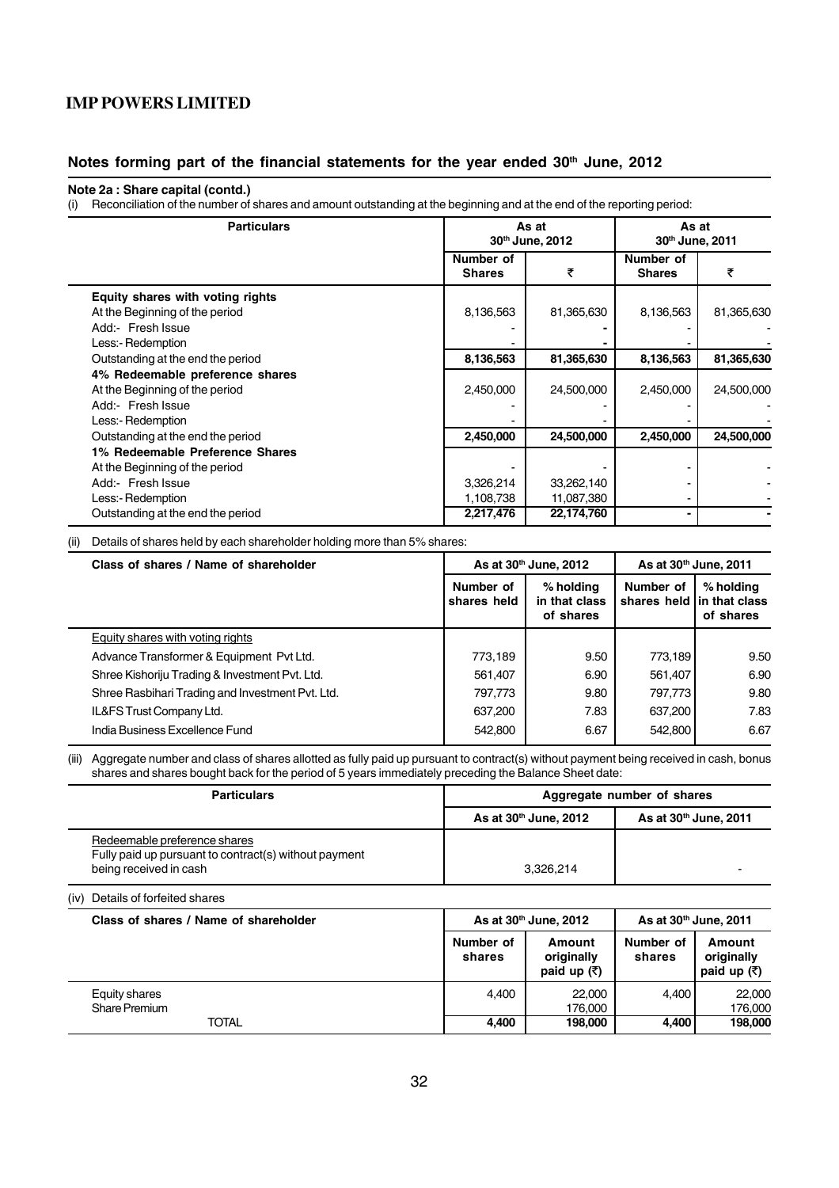## Notes forming part of the financial statements for the year ended 30th June, 2012

**Note 2a : Share capital (contd.)**

(i) Reconciliation of the number of shares and amount outstanding at the beginning and at the end of the reporting period:

| Particulars | As at 30th June, 2012 | | As at 30th June, 2011 | |
|---|---|---|---|---|
| | Number of Shares | ₹ | Number of Shares | ₹ |
| **Equity shares with voting rights** | | | | |
| At the Beginning of the period | 8,136,563 | 81,365,630 | 8,136,563 | 81,365,630 |
| Add:- Fresh Issue | - | - | - | - |
| Less:- Redemption | - | - | - | - |
| Outstanding at the end the period | **8,136,563** | **81,365,630** | **8,136,563** | **81,365,630** |
| **4% Redeemable preference shares** | | | | |
| At the Beginning of the period | 2,450,000 | 24,500,000 | 2,450,000 | 24,500,000 |
| Add:- Fresh Issue | - | - | - | - |
| Less:- Redemption | - | - | - | - |
| Outstanding at the end the period | **2,450,000** | **24,500,000** | **2,450,000** | **24,500,000** |
| **1% Redeemable Preference Shares** | | | | |
| At the Beginning of the period | - | - | - | - |
| Add:- Fresh Issue | 3,326,214 | 33,262,140 | - | - |
| Less:- Redemption | 1,108,738 | 11,087,380 | - | - |
| Outstanding at the end the period | **2,217,476** | **22,174,760** | **-** | **-** |

(ii) Details of shares held by each shareholder holding more than 5% shares:

| Class of shares / Name of shareholder | As at 30th June, 2012 | | As at 30th June, 2011 | |
|---|---|---|---|---|
| | Number of shares held | % holding in that class of shares | Number of shares held | % holding in that class of shares |
| Equity shares with voting rights | | | | |
| Advance Transformer & Equipment Pvt Ltd. | 773,189 | 9.50 | 773,189 | 9.50 |
| Shree Kishoriju Trading & Investment Pvt. Ltd. | 561,407 | 6.90 | 561,407 | 6.90 |
| Shree Rasbihari Trading and Investment Pvt. Ltd. | 797,773 | 9.80 | 797,773 | 9.80 |
| IL&FS Trust Company Ltd. | 637,200 | 7.83 | 637,200 | 7.83 |
| India Business Excellence Fund | 542,800 | 6.67 | 542,800 | 6.67 |

(iii) Aggregate number and class of shares allotted as fully paid up pursuant to contract(s) without payment being received in cash, bonus shares and shares bought back for the period of 5 years immediately preceding the Balance Sheet date:

| Particulars | Aggregate number of shares | |
|---|---|---|
| | As at 30th June, 2012 | As at 30th June, 2011 |
| Redeemable preference shares<br>Fully paid up pursuant to contract(s) without payment being received in cash | 3,326,214 | - |

(iv) Details of forfeited shares

| Class of shares / Name of shareholder | As at 30th June, 2012 | | As at 30th June, 2011 | |
|---|---|---|---|---|
| | Number of shares | Amount originally paid up (₹) | Number of shares | Amount originally paid up (₹) |
| Equity shares | 4,400 | 22,000 | 4,400 | 22,000 |
| Share Premium | | 176,000 | | 176,000 |
| TOTAL | **4,400** | **198,000** | **4,400** | **198,000** |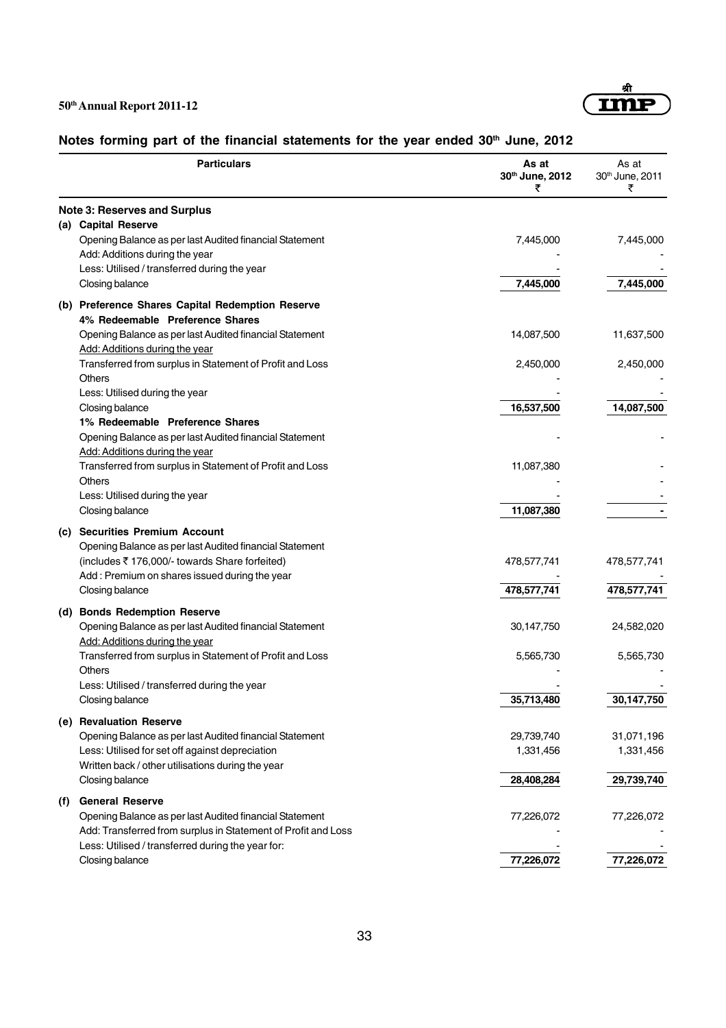## Notes forming part of the financial statements for the year ended 30th June, 2012

| Particulars | As at 30th June, 2012 ₹ | As at 30th June, 2011 ₹ |
|---|---|---|
| **Note 3: Reserves and Surplus** | | |
| **(a) Capital Reserve** | | |
| Opening Balance as per last Audited financial Statement | 7,445,000 | 7,445,000 |
| Add: Additions during the year | - | - |
| Less: Utilised / transferred during the year | - | - |
| Closing balance | **7,445,000** | **7,445,000** |
| **(b) Preference Shares Capital Redemption Reserve** | | |
| **4% Redeemable Preference Shares** | | |
| Opening Balance as per last Audited financial Statement | 14,087,500 | 11,637,500 |
| Add: Additions during the year | | |
| Transferred from surplus in Statement of Profit and Loss | 2,450,000 | 2,450,000 |
| Others | - | - |
| Less: Utilised during the year | - | - |
| Closing balance | **16,537,500** | **14,087,500** |
| **1% Redeemable Preference Shares** | | |
| Opening Balance as per last Audited financial Statement | - | - |
| Add: Additions during the year | | |
| Transferred from surplus in Statement of Profit and Loss | 11,087,380 | - |
| Others | - | - |
| Less: Utilised during the year | - | - |
| Closing balance | **11,087,380** | **-** |
| **(c) Securities Premium Account** | | |
| Opening Balance as per last Audited financial Statement (includes ₹ 176,000/- towards Share forfeited) | 478,577,741 | 478,577,741 |
| Add : Premium on shares issued during the year | - | - |
| Closing balance | **478,577,741** | **478,577,741** |
| **(d) Bonds Redemption Reserve** | | |
| Opening Balance as per last Audited financial Statement | 30,147,750 | 24,582,020 |
| Add: Additions during the year | | |
| Transferred from surplus in Statement of Profit and Loss | 5,565,730 | 5,565,730 |
| Others | - | - |
| Less: Utilised / transferred during the year | - | - |
| Closing balance | **35,713,480** | **30,147,750** |
| **(e) Revaluation Reserve** | | |
| Opening Balance as per last Audited financial Statement | 29,739,740 | 31,071,196 |
| Less: Utilised for set off against depreciation | 1,331,456 | 1,331,456 |
| Written back / other utilisations during the year | | |
| Closing balance | **28,408,284** | **29,739,740** |
| **(f) General Reserve** | | |
| Opening Balance as per last Audited financial Statement | 77,226,072 | 77,226,072 |
| Add: Transferred from surplus in Statement of Profit and Loss | - | - |
| Less: Utilised / transferred during the year for: | - | - |
| Closing balance | **77,226,072** | **77,226,072** |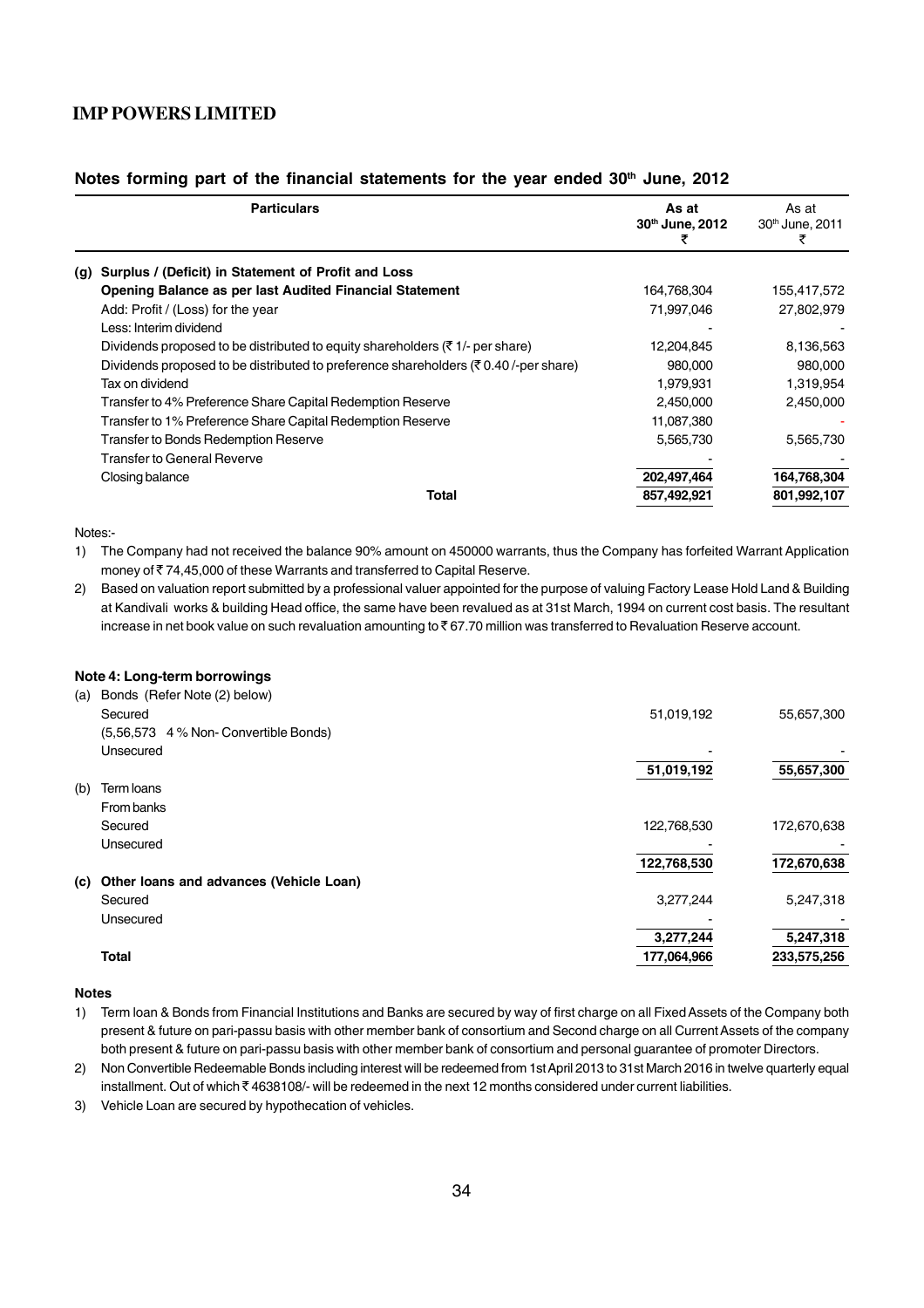## Notes forming part of the financial statements for the year ended 30th June, 2012

| Particulars | As at 30th June, 2012 ₹ | As at 30th June, 2011 ₹ |
|---|---|---|
| **(g) Surplus / (Deficit) in Statement of Profit and Loss** | | |
| **Opening Balance as per last Audited Financial Statement** | 164,768,304 | 155,417,572 |
| Add: Profit / (Loss) for the year | 71,997,046 | 27,802,979 |
| Less: Interim dividend | - | - |
| Dividends proposed to be distributed to equity shareholders (₹ 1/- per share) | 12,204,845 | 8,136,563 |
| Dividends proposed to be distributed to preference shareholders (₹ 0.40 /-per share) | 980,000 | 980,000 |
| Tax on dividend | 1,979,931 | 1,319,954 |
| Transfer to 4% Preference Share Capital Redemption Reserve | 2,450,000 | 2,450,000 |
| Transfer to 1% Preference Share Capital Redemption Reserve | 11,087,380 | - |
| Transfer to Bonds Redemption Reserve | 5,565,730 | 5,565,730 |
| Transfer to General Reverve | - | - |
| Closing balance | **202,497,464** | **164,768,304** |
| **Total** | **857,492,921** | **801,992,107** |

Notes:-

1) The Company had not received the balance 90% amount on 450000 warrants, thus the Company has forfeited Warrant Application money of ₹ 74,45,000 of these Warrants and transferred to Capital Reserve.
2) Based on valuation report submitted by a professional valuer appointed for the purpose of valuing Factory Lease Hold Land & Building at Kandivali works & building Head office, the same have been revalued as at 31st March, 1994 on current cost basis. The resultant increase in net book value on such revaluation amounting to ₹ 67.70 million was transferred to Revaluation Reserve account.

### Note 4: Long-term borrowings

| Particulars | As at 30th June, 2012 ₹ | As at 30th June, 2011 ₹ |
|---|---|---|
| (a) Bonds (Refer Note (2) below) | | |
| Secured | 51,019,192 | 55,657,300 |
| (5,56,573 4 % Non- Convertible Bonds) | | |
| Unsecured | - | - |
| | **51,019,192** | **55,657,300** |
| (b) Term loans | | |
| From banks | | |
| Secured | 122,768,530 | 172,670,638 |
| Unsecured | - | - |
| | **122,768,530** | **172,670,638** |
| **(c) Other loans and advances (Vehicle Loan)** | | |
| Secured | 3,277,244 | 5,247,318 |
| Unsecured | - | - |
| | **3,277,244** | **5,247,318** |
| **Total** | **177,064,966** | **233,575,256** |

**Notes**

1) Term loan & Bonds from Financial Institutions and Banks are secured by way of first charge on all Fixed Assets of the Company both present & future on pari-passu basis with other member bank of consortium and Second charge on all Current Assets of the company both present & future on pari-passu basis with other member bank of consortium and personal guarantee of promoter Directors.
2) Non Convertible Redeemable Bonds including interest will be redeemed from 1st April 2013 to 31st March 2016 in twelve quarterly equal installment. Out of which ₹ 4638108/- will be redeemed in the next 12 months considered under current liabilities.
3) Vehicle Loan are secured by hypothecation of vehicles.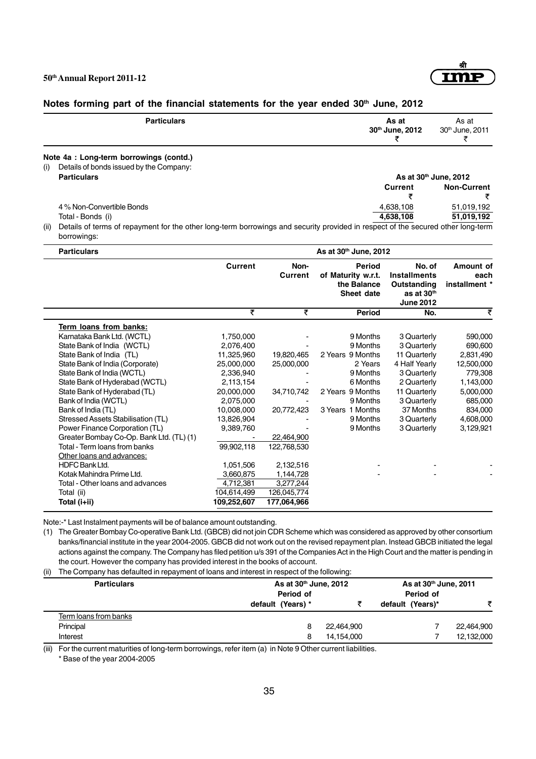## Notes forming part of the financial statements for the year ended 30th June, 2012

| Particulars | As at 30th June, 2012 ₹ | As at 30th June, 2011 ₹ |
|---|---|---|

**Note 4a : Long-term borrowings (contd.)**

(i) Details of bonds issued by the Company:

| Particulars | As at 30th June, 2012 | |
|---|---|---|
| | Current ₹ | Non-Current ₹ |
| 4 % Non-Convertible Bonds | 4,638,108 | 51,019,192 |
| Total - Bonds (i) | **4,638,108** | **51,019,192** |

(ii) Details of terms of repayment for the other long-term borrowings and security provided in respect of the secured other long-term borrowings:

| Particulars | As at 30th June, 2012 | | | | |
|---|---|---|---|---|---|
| | **Current** | **Non-Current** | **Period of Maturity w.r.t. the Balance Sheet date** | **No. of Installments Outstanding as at 30th June 2012** | **Amount of each installment *** |
| | ₹ | ₹ | Period | No. | ₹ |
| <u>Term loans from banks:</u> | | | | | |
| Karnataka Bank Ltd. (WCTL) | 1,750,000 | - | 9 Months | 3 Quarterly | 590,000 |
| State Bank of India (WCTL) | 2,076,400 | - | 9 Months | 3 Quarterly | 690,600 |
| State Bank of India (TL) | 11,325,960 | 19,820,465 | 2 Years 9 Months | 11 Quarterly | 2,831,490 |
| State Bank of India (Corporate) | 25,000,000 | 25,000,000 | 2 Years | 4 Half Yearly | 12,500,000 |
| State Bank of India (WCTL) | 2,336,940 | - | 9 Months | 3 Quarterly | 779,308 |
| State Bank of Hyderabad (WCTL) | 2,113,154 | - | 6 Months | 2 Quarterly | 1,143,000 |
| State Bank of Hyderabad (TL) | 20,000,000 | 34,710,742 | 2 Years 9 Months | 11 Quarterly | 5,000,000 |
| Bank of India (WCTL) | 2,075,000 | - | 9 Months | 3 Quarterly | 685,000 |
| Bank of India (TL) | 10,008,000 | 20,772,423 | 3 Years 1 Months | 37 Months | 834,000 |
| Stressed Assets Stabilisation (TL) | 13,826,904 | - | 9 Months | 3 Quarterly | 4,608,000 |
| Power Finance Corporation (TL) | 9,389,760 | - | 9 Months | 3 Quarterly | 3,129,921 |
| Greater Bombay Co-Op. Bank Ltd. (TL) (1) | - | 22,464,900 | | | |
| Total - Term loans from banks | 99,902,118 | 122,768,530 | | | |
| <u>Other loans and advances:</u> | | | | | |
| HDFC Bank Ltd. | 1,051,506 | 2,132,516 | - | - | - |
| Kotak Mahindra Prime Ltd. | 3,660,875 | 1,144,728 | - | - | - |
| Total - Other loans and advances | 4,712,381 | 3,277,244 | | | |
| Total (ii) | 104,614,499 | 126,045,774 | | | |
| **Total (i+ii)** | **109,252,607** | **177,064,966** | | | |

Note:-* Last Instalment payments will be of balance amount outstanding.

(1) The Greater Bombay Co-operative Bank Ltd. (GBCB) did not join CDR Scheme which was considered as approved by other consortium banks/financial institute in the year 2004-2005. GBCB did not work out on the revised repayment plan. Instead GBCB initiated the legal actions against the company. The Company has filed petition u/s 391 of the Companies Act in the High Court and the matter is pending in the court. However the company has provided interest in the books of account.

(ii) The Company has defaulted in repayment of loans and interest in respect of the following:

| Particulars | As at 30th June, 2012 | | As at 30th June, 2011 | |
|---|---|---|---|---|
| | Period of default (Years) * | ₹ | Period of default (Years)* | ₹ |
| <u>Term loans from banks</u> | | | | |
| Principal | 8 | 22,464,900 | 7 | 22,464,900 |
| Interest | 8 | 14,154,000 | 7 | 12,132,000 |

(iii) For the current maturities of long-term borrowings, refer item (a) in Note 9 Other current liabilities.

\* Base of the year 2004-2005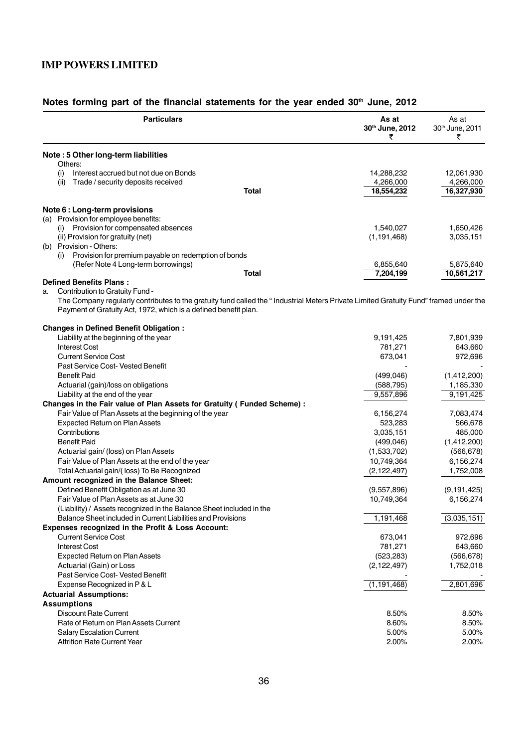## IMP POWERS LIMITED

### Notes forming part of the financial statements for the year ended 30th June, 2012

| Particulars | As at 30th June, 2012 ₹ | As at 30th June, 2011 ₹ |
|---|---|---|
| **Note : 5 Other long-term liabilities** | | |
| Others: | | |
| (i) Interest accrued but not due on Bonds | 14,288,232 | 12,061,930 |
| (ii) Trade / security deposits received | 4,266,000 | 4,266,000 |
| **Total** | **18,554,232** | **16,327,930** |
| **Note 6 : Long-term provisions** | | |
| (a) Provision for employee benefits: | | |
| (i) Provision for compensated absences | 1,540,027 | 1,650,426 |
| (ii) Provision for gratuity (net) | (1,191,468) | 3,035,151 |
| (b) Provision - Others: | | |
| (i) Provision for premium payable on redemption of bonds (Refer Note 4 Long-term borrowings) | 6,855,640 | 5,875,640 |
| **Total** | **7,204,199** | **10,561,217** |

**Defined Benefits Plans :**

a. Contribution to Gratuity Fund -

The Company regularly contributes to the gratuity fund called the " Industrial Meters Private Limited Gratuity Fund" framed under the Payment of Gratuity Act, 1972, which is a defined benefit plan.

| Particulars | As at 30th June, 2012 ₹ | As at 30th June, 2011 ₹ |
|---|---|---|
| **Changes in Defined Benefit Obligation :** | | |
| Liability at the beginning of the year | 9,191,425 | 7,801,939 |
| Interest Cost | 781,271 | 643,660 |
| Current Service Cost | 673,041 | 972,696 |
| Past Service Cost- Vested Benefit | - | - |
| Benefit Paid | (499,046) | (1,412,200) |
| Actuarial (gain)/loss on obligations | (588,795) | 1,185,330 |
| Liability at the end of the year | 9,557,896 | 9,191,425 |
| **Changes in the Fair value of Plan Assets for Gratuity ( Funded Scheme) :** | | |
| Fair Value of Plan Assets at the beginning of the year | 6,156,274 | 7,083,474 |
| Expected Return on Plan Assets | 523,283 | 566,678 |
| Contributions | 3,035,151 | 485,000 |
| Benefit Paid | (499,046) | (1,412,200) |
| Actuarial gain/ (loss) on Plan Assets | (1,533,702) | (566,678) |
| Fair Value of Plan Assets at the end of the year | 10,749,364 | 6,156,274 |
| Total Actuarial gain/( loss) To Be Recognized | (2,122,497) | 1,752,008 |
| **Amount recognized in the Balance Sheet:** | | |
| Defined Benefit Obligation as at June 30 | (9,557,896) | (9,191,425) |
| Fair Value of Plan Assets as at June 30 | 10,749,364 | 6,156,274 |
| (Liability) / Assets recognized in the Balance Sheet included in the Balance Sheet included in Current Liabilities and Provisions | 1,191,468 | (3,035,151) |
| **Expenses recognized in the Profit & Loss Account:** | | |
| Current Service Cost | 673,041 | 972,696 |
| Interest Cost | 781,271 | 643,660 |
| Expected Return on Plan Assets | (523,283) | (566,678) |
| Actuarial (Gain) or Loss | (2,122,497) | 1,752,018 |
| Past Service Cost- Vested Benefit | - | - |
| Expense Recognized in P & L | (1,191,468) | 2,801,696 |
| **Actuarial Assumptions:** | | |
| **Assumptions** | | |
| Discount Rate Current | 8.50% | 8.50% |
| Rate of Return on Plan Assets Current | 8.60% | 8.50% |
| Salary Escalation Current | 5.00% | 5.00% |
| Attrition Rate Current Year | 2.00% | 2.00% |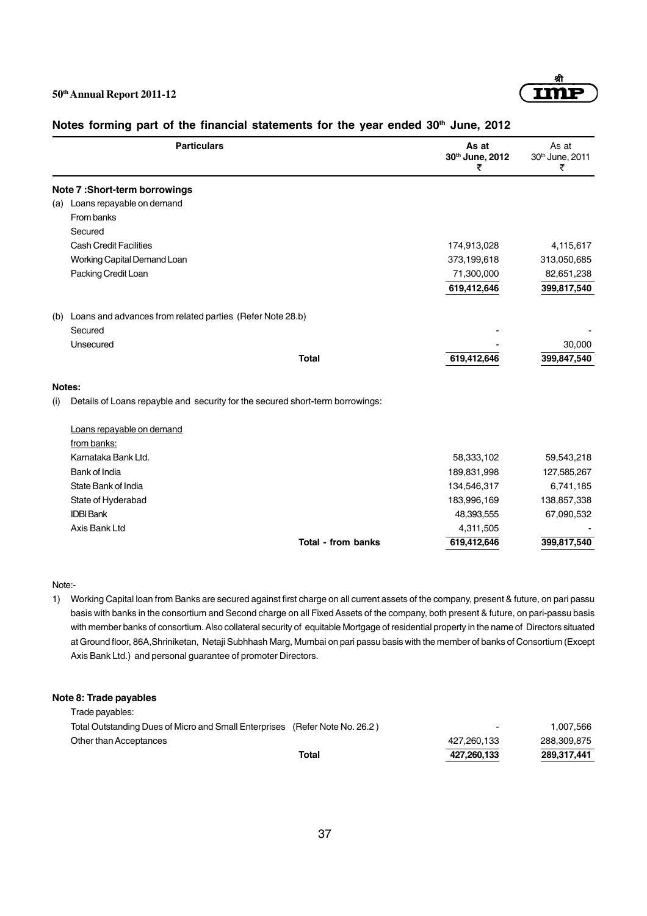## Notes forming part of the financial statements for the year ended 30th June, 2012

| Particulars | As at 30th June, 2012 ₹ | As at 30th June, 2011 ₹ |
|---|---|---|
| **Note 7 :Short-term borrowings** | | |
| (a) Loans repayable on demand | | |
| From banks | | |
| Secured | | |
| Cash Credit Facilities | 174,913,028 | 4,115,617 |
| Working Capital Demand Loan | 373,199,618 | 313,050,685 |
| Packing Credit Loan | 71,300,000 | 82,651,238 |
| | 619,412,646 | 399,817,540 |
| (b) Loans and advances from related parties (Refer Note 28.b) | | |
| Secured | - | - |
| Unsecured | - | 30,000 |
| **Total** | 619,412,646 | 399,847,540 |

**Notes:**

(i) Details of Loans repayble and security for the secured short-term borrowings:

| Loans repayable on demand from banks: | As at 30th June, 2012 ₹ | As at 30th June, 2011 ₹ |
|---|---|---|
| Karnataka Bank Ltd. | 58,333,102 | 59,543,218 |
| Bank of India | 189,831,998 | 127,585,267 |
| State Bank of India | 134,546,317 | 6,741,185 |
| State of Hyderabad | 183,996,169 | 138,857,338 |
| IDBI Bank | 48,393,555 | 67,090,532 |
| Axis Bank Ltd | 4,311,505 | - |
| **Total - from banks** | 619,412,646 | 399,817,540 |

Note:-

1) Working Capital loan from Banks are secured against first charge on all current assets of the company, present & future, on pari passu basis with banks in the consortium and Second charge on all Fixed Assets of the company, both present & future, on pari-passu basis with member banks of consortium. Also collateral security of equitable Mortgage of residential property in the name of Directors situated at Ground floor, 86A,Shriniketan, Netaji Subhhash Marg, Mumbai on pari passu basis with the member of banks of Consortium (Except Axis Bank Ltd.) and personal guarantee of promoter Directors.

| Particulars | As at 30th June, 2012 ₹ | As at 30th June, 2011 ₹ |
|---|---|---|
| **Note 8: Trade payables** | | |
| Trade payables: | | |
| Total Outstanding Dues of Micro and Small Enterprises (Refer Note No. 26.2 ) | - | 1,007,566 |
| Other than Acceptances | 427,260,133 | 288,309,875 |
| **Total** | 427,260,133 | 289,317,441 |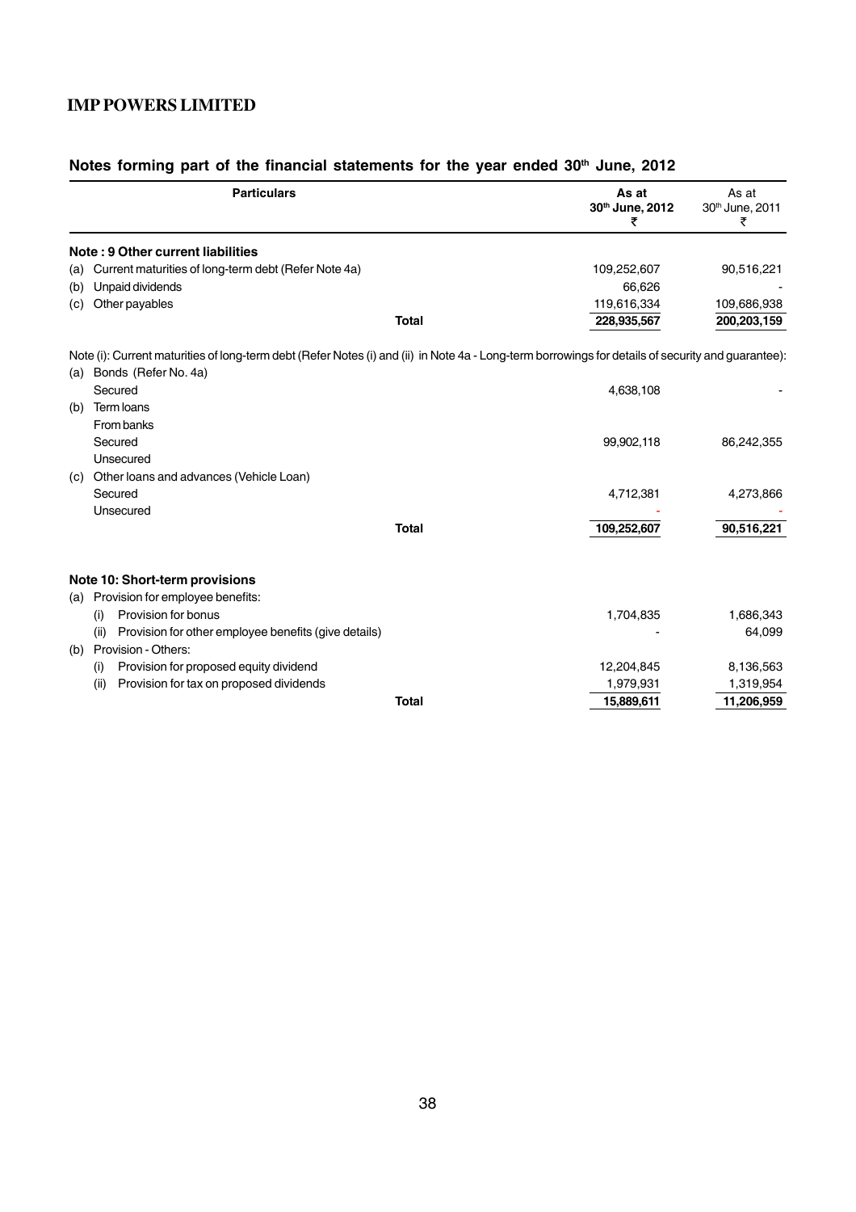## Notes forming part of the financial statements for the year ended 30th June, 2012

| Particulars | As at 30th June, 2012 ₹ | As at 30th June, 2011 ₹ |
|---|---|---|
| **Note : 9 Other current liabilities** | | |
| (a) Current maturities of long-term debt (Refer Note 4a) | 109,252,607 | 90,516,221 |
| (b) Unpaid dividends | 66,626 | - |
| (c) Other payables | 119,616,334 | 109,686,938 |
| **Total** | **228,935,567** | **200,203,159** |

Note (i): Current maturities of long-term debt (Refer Notes (i) and (ii) in Note 4a - Long-term borrowings for details of security and guarantee):

| Particulars | As at 30th June, 2012 ₹ | As at 30th June, 2011 ₹ |
|---|---|---|
| (a) Bonds (Refer No. 4a) | | |
| Secured | 4,638,108 | - |
| (b) Term loans | | |
| From banks | | |
| Secured | 99,902,118 | 86,242,355 |
| Unsecured | | |
| (c) Other loans and advances (Vehicle Loan) | | |
| Secured | 4,712,381 | 4,273,866 |
| Unsecured | - | - |
| **Total** | **109,252,607** | **90,516,221** |

| Particulars | As at 30th June, 2012 ₹ | As at 30th June, 2011 ₹ |
|---|---|---|
| **Note 10: Short-term provisions** | | |
| (a) Provision for employee benefits: | | |
| (i) Provision for bonus | 1,704,835 | 1,686,343 |
| (ii) Provision for other employee benefits (give details) | - | 64,099 |
| (b) Provision - Others: | | |
| (i) Provision for proposed equity dividend | 12,204,845 | 8,136,563 |
| (ii) Provision for tax on proposed dividends | 1,979,931 | 1,319,954 |
| **Total** | **15,889,611** | **11,206,959** |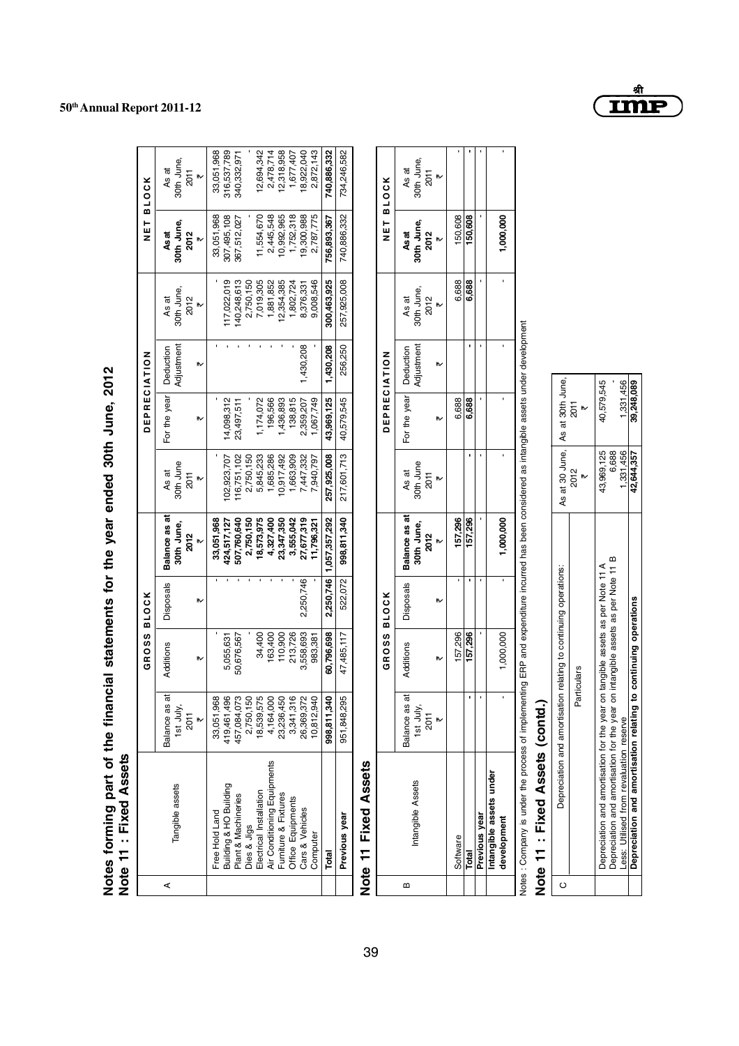# Notes forming part of the financial statements for the year ended 30th June, 2012

## Note 11 : Fixed Assets

| A | Tangible assets | GROSS BLOCK | | | | DEPRECIATION | | | | NET BLOCK | |
|---|---|---|---|---|---|---|---|---|---|---|---|
| | | Balance as at 1st July, 2011 ₹ | Additions ₹ | Disposals ₹ | Balance as at 30th June, 2012 ₹ | As at 30th June 2011 ₹ | For the year ₹ | Deduction Adjustment ₹ | As at 30th June, 2012 ₹ | As at 30th June, 2012 ₹ | As at 30th June, 2011 ₹ |
| | Free Hold Land | 33,051,968 | - | - | 33,051,968 | - | - | - | - | 33,051,968 | 33,051,968 |
| | Building & HO Building | 419,461,496 | 5,055,631 | - | 424,517,127 | 102,923,707 | 14,098,312 | - | 117,022,019 | 307,495,108 | 316,537,789 |
| | Plant & Machineries | 457,084,073 | 50,676,567 | - | 507,760,640 | 116,751,102 | 23,497,511 | - | 140,248,613 | 367,512,027 | 340,332,971 |
| | Dies & Jigs | 2,750,150 | - | - | 2,750,150 | 2,750,150 | - | - | 2,750,150 | - | - |
| | Electrical Installation | 18,539,575 | 34,400 | - | 18,573,975 | 5,845,233 | 1,174,072 | - | 7,019,305 | 11,554,670 | 12,694,342 |
| | Air Conditioning Equipments | 4,164,000 | 163,400 | - | 4,327,400 | 1,685,286 | 196,566 | - | 1,881,852 | 2,445,548 | 2,478,714 |
| | Furniture & Fixtures | 23,236,450 | 110,900 | - | 23,347,350 | 10,917,492 | 1,436,893 | - | 12,354,385 | 10,992,965 | 12,318,958 |
| | Office Equipments | 3,341,316 | 213,726 | - | 3,555,042 | 1,663,909 | 138,815 | - | 1,802,724 | 1,752,318 | 1,677,407 |
| | Cars & Vehicles | 26,369,372 | 3,558,693 | 2,250,746 | 27,677,319 | 7,447,332 | 2,359,207 | 1,430,208 | 8,376,331 | 19,300,988 | 18,922,040 |
| | Computer | 10,812,940 | 983,381 | - | 11,796,321 | 7,940,797 | 1,067,749 | - | 9,008,546 | 2,787,775 | 2,872,143 |
| | **Total** | **998,811,340** | **60,796,698** | **2,250,746** | **1,057,357,292** | **257,925,008** | **43,969,125** | **1,430,208** | **300,463,925** | **756,893,367** | **740,886,332** |
| | **Previous year** | 951,848,295 | 47,485,117 | 522,072 | 998,811,340 | 217,601,713 | 40,579,545 | 256,250 | 257,925,008 | 740,886,332 | 734,246,582 |

## Note 11 Fixed Assets

| B | Intangible Assets | GROSS BLOCK | | | | DEPRECIATION | | | | NET BLOCK | |
|---|---|---|---|---|---|---|---|---|---|---|---|
| | | Balance as at 1st July, 2011 ₹ | Additions ₹ | Disposals ₹ | Balance as at 30th June, 2012 ₹ | As at 30th June 2011 ₹ | For the year ₹ | Deduction Adjustment ₹ | As at 30th June, 2012 ₹ | As at 30th June, 2012 ₹ | As at 30th June, 2011 ₹ |
| | Software | | 157,296 | - | 157,296 | | 6,688 | | 6,688 | 150,608 | - |
| | **Total** | - | **157,296** | - | **157,296** | - | **6,688** | - | **6,688** | **150,608** | - |
| | **Previous year** | - | - | - | - | - | - | - | - | - | - |
| | **Intangible assets under development** | - | 1,000,000 | - | 1,000,000 | - | - | - | - | 1,000,000 | - |

Notes : Company is under the process of implementing ERP and expenditure incurred has been considered as intangible assets under development

## Note 11 : Fixed Assets (contd.)

| C | Depreciation and amortisation relating to continuing operations: | As at 30 June, 2012 ₹ | As at 30th June, 2011 ₹ |
|---|---|---|---|
| | Particulars | | |
| | Depreciation and amortisation for the year on tangible assets as per Note 11 A | 43,969,125 | 40,579,545 |
| | Depreciation and amortisation for the year on intangible assets as per Note 11 B | 6,688 | - |
| | Less: Utilised from revaluation reserve | 1,331,456 | 1,331,456 |
| | **Depreciation and amortisation relating to continuing operations** | **42,644,357** | **39,248,089** |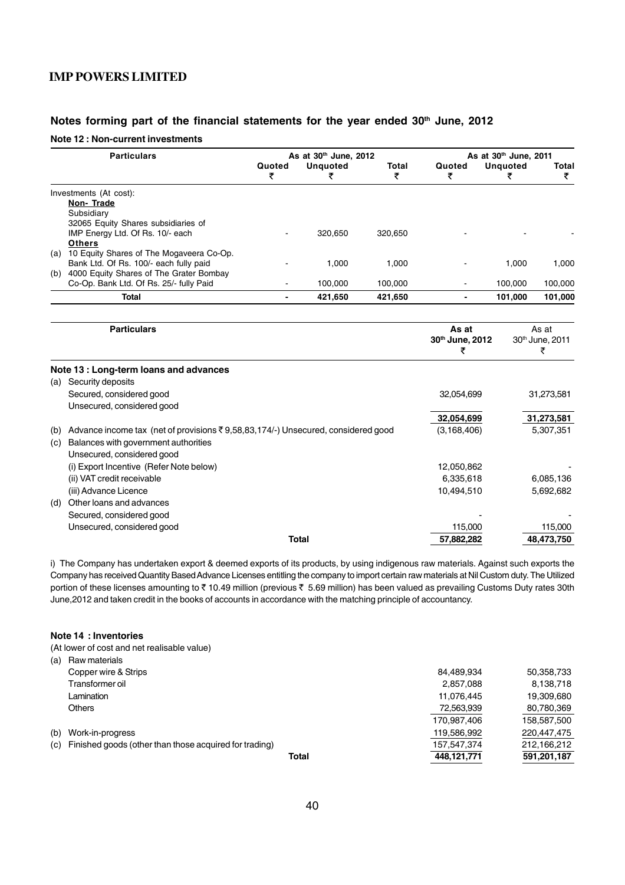## Notes forming part of the financial statements for the year ended 30th June, 2012

### Note 12 : Non-current investments

| Particulars | As at 30th June, 2012 | | | As at 30th June, 2011 | | |
|---|---|---|---|---|---|---|
| | Quoted ₹ | Unquoted ₹ | Total ₹ | Quoted ₹ | Unquoted ₹ | Total ₹ |
| Investments (At cost): | | | | | | |
| **Non- Trade** | | | | | | |
| Subsidiary | | | | | | |
| 32065 Equity Shares subsidiaries of IMP Energy Ltd. Of Rs. 10/- each | - | 320,650 | 320,650 | - | - | - |
| **Others** | | | | | | |
| (a) 10 Equity Shares of The Mogaveera Co-Op. Bank Ltd. Of Rs. 100/- each fully paid | - | 1,000 | 1,000 | - | 1,000 | 1,000 |
| (b) 4000 Equity Shares of The Grater Bombay Co-Op. Bank Ltd. Of Rs. 25/- fully Paid | - | 100,000 | 100,000 | - | 100,000 | 100,000 |
| **Total** | **-** | **421,650** | **421,650** | **-** | **101,000** | **101,000** |

| Particulars | As at 30th June, 2012 ₹ | As at 30th June, 2011 ₹ |
|---|---|---|
| **Note 13 : Long-term loans and advances** | | |
| (a) Security deposits | | |
| Secured, considered good | 32,054,699 | 31,273,581 |
| Unsecured, considered good | | |
| | **32,054,699** | **31,273,581** |
| (b) Advance income tax (net of provisions ₹ 9,58,83,174/-) Unsecured, considered good | (3,168,406) | 5,307,351 |
| (c) Balances with government authorities | | |
| Unsecured, considered good | | |
| (i) Export Incentive (Refer Note below) | 12,050,862 | - |
| (ii) VAT credit receivable | 6,335,618 | 6,085,136 |
| (iii) Advance Licence | 10,494,510 | 5,692,682 |
| (d) Other loans and advances | | |
| Secured, considered good | - | - |
| Unsecured, considered good | 115,000 | 115,000 |
| **Total** | **57,882,282** | **48,473,750** |

i) The Company has undertaken export & deemed exports of its products, by using indigenous raw materials. Against such exports the Company has received Quantity Based Advance Licenses entitling the company to import certain raw materials at Nil Custom duty. The Utilized portion of these licenses amounting to ₹ 10.49 million (previous ₹ 5.69 million) has been valued as prevailing Customs Duty rates 30th June,2012 and taken credit in the books of accounts in accordance with the matching principle of accountancy.

### Note 14 : Inventories

(At lower of cost and net realisable value)

| Particulars | As at 30th June, 2012 ₹ | As at 30th June, 2011 ₹ |
|---|---|---|
| (a) Raw materials | | |
| Copper wire & Strips | 84,489,934 | 50,358,733 |
| Transformer oil | 2,857,088 | 8,138,718 |
| Lamination | 11,076,445 | 19,309,680 |
| Others | 72,563,939 | 80,780,369 |
| | 170,987,406 | 158,587,500 |
| (b) Work-in-progress | 119,586,992 | 220,447,475 |
| (c) Finished goods (other than those acquired for trading) | 157,547,374 | 212,166,212 |
| **Total** | **448,121,771** | **591,201,187** |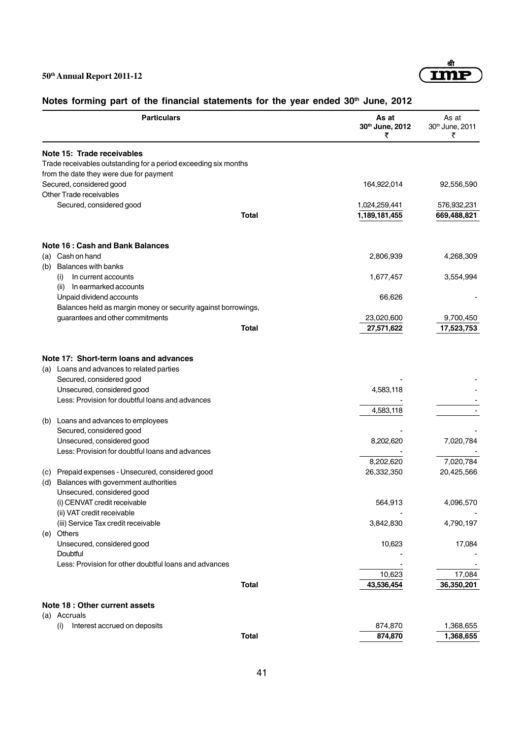## Notes forming part of the financial statements for the year ended 30th June, 2012

| Particulars | As at 30th June, 2012 ₹ | As at 30th June, 2011 ₹ |
|---|---|---|
| **Note 15: Trade receivables** | | |
| Trade receivables outstanding for a period exceeding six months from the date they were due for payment | | |
| Secured, considered good | 164,922,014 | 92,556,590 |
| Other Trade receivables | | |
| Secured, considered good | 1,024,259,441 | 576,932,231 |
| **Total** | **1,189,181,455** | **669,488,821** |
| **Note 16 : Cash and Bank Balances** | | |
| (a) Cash on hand | 2,806,939 | 4,268,309 |
| (b) Balances with banks | | |
| (i) In current accounts | 1,677,457 | 3,554,994 |
| (ii) In earmarked accounts | | |
| Unpaid dividend accounts | 66,626 | - |
| Balances held as margin money or security against borrowings, guarantees and other commitments | 23,020,600 | 9,700,450 |
| **Total** | **27,571,622** | **17,523,753** |
| **Note 17: Short-term loans and advances** | | |
| (a) Loans and advances to related parties | | |
| Secured, considered good | - | - |
| Unsecured, considered good | 4,583,118 | - |
| Less: Provision for doubtful loans and advances | - | - |
| | 4,583,118 | - |
| (b) Loans and advances to employees | | |
| Secured, considered good | - | - |
| Unsecured, considered good | 8,202,620 | 7,020,784 |
| Less: Provision for doubtful loans and advances | - | - |
| | 8,202,620 | 7,020,784 |
| (c) Prepaid expenses - Unsecured, considered good | 26,332,350 | 20,425,566 |
| (d) Balances with government authorities | | |
| Unsecured, considered good | | |
| (i) CENVAT credit receivable | 564,913 | 4,096,570 |
| (ii) VAT credit receivable | - | - |
| (iii) Service Tax credit receivable | 3,842,830 | 4,790,197 |
| (e) Others | | |
| Unsecured, considered good | 10,623 | 17,084 |
| Doubtful | - | - |
| Less: Provision for other doubtful loans and advances | - | - |
| | 10,623 | 17,084 |
| **Total** | **43,536,454** | **36,350,201** |
| **Note 18 : Other current assets** | | |
| (a) Accruals | | |
| (i) Interest accrued on deposits | 874,870 | 1,368,655 |
| **Total** | **874,870** | **1,368,655** |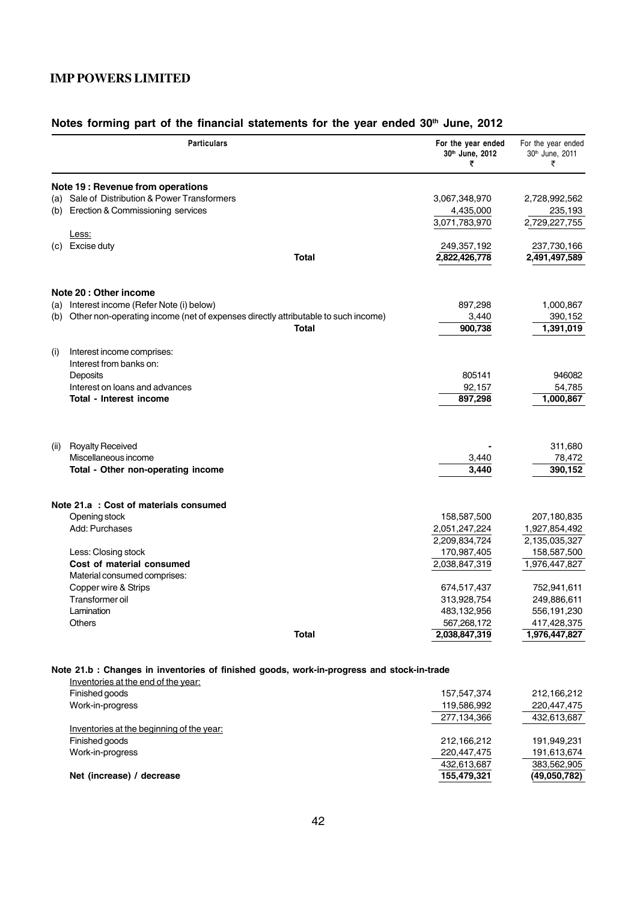## Notes forming part of the financial statements for the year ended 30th June, 2012

| Particulars | For the year ended 30th June, 2012 ₹ | For the year ended 30th June, 2011 ₹ |
|---|---|---|
| **Note 19 : Revenue from operations** | | |
| (a) Sale of Distribution & Power Transformers | 3,067,348,970 | 2,728,992,562 |
| (b) Erection & Commissioning services | 4,435,000 | 235,193 |
| | 3,071,783,970 | 2,729,227,755 |
| Less: | | |
| (c) Excise duty | 249,357,192 | 237,730,166 |
| **Total** | **2,822,426,778** | **2,491,497,589** |
| **Note 20 : Other income** | | |
| (a) Interest income (Refer Note (i) below) | 897,298 | 1,000,867 |
| (b) Other non-operating income (net of expenses directly attributable to such income) | 3,440 | 390,152 |
| **Total** | **900,738** | **1,391,019** |
| (i) Interest income comprises: | | |
| Interest from banks on: | | |
| Deposits | 805141 | 946082 |
| Interest on loans and advances | 92,157 | 54,785 |
| **Total - Interest income** | **897,298** | **1,000,867** |
| (ii) Royalty Received | - | 311,680 |
| Miscellaneous income | 3,440 | 78,472 |
| **Total - Other non-operating income** | **3,440** | **390,152** |
| **Note 21.a : Cost of materials consumed** | | |
| Opening stock | 158,587,500 | 207,180,835 |
| Add: Purchases | 2,051,247,224 | 1,927,854,492 |
| | 2,209,834,724 | 2,135,035,327 |
| Less: Closing stock | 170,987,405 | 158,587,500 |
| **Cost of material consumed** | 2,038,847,319 | 1,976,447,827 |
| Material consumed comprises: | | |
| Copper wire & Strips | 674,517,437 | 752,941,611 |
| Transformer oil | 313,928,754 | 249,886,611 |
| Lamination | 483,132,956 | 556,191,230 |
| Others | 567,268,172 | 417,428,375 |
| **Total** | 2,038,847,319 | 1,976,447,827 |
| **Note 21.b : Changes in inventories of finished goods, work-in-progress and stock-in-trade** | | |
| Inventories at the end of the year: | | |
| Finished goods | 157,547,374 | 212,166,212 |
| Work-in-progress | 119,586,992 | 220,447,475 |
| | 277,134,366 | 432,613,687 |
| Inventories at the beginning of the year: | | |
| Finished goods | 212,166,212 | 191,949,231 |
| Work-in-progress | 220,447,475 | 191,613,674 |
| | 432,613,687 | 383,562,905 |
| **Net (increase) / decrease** | **155,479,321** | **(49,050,782)** |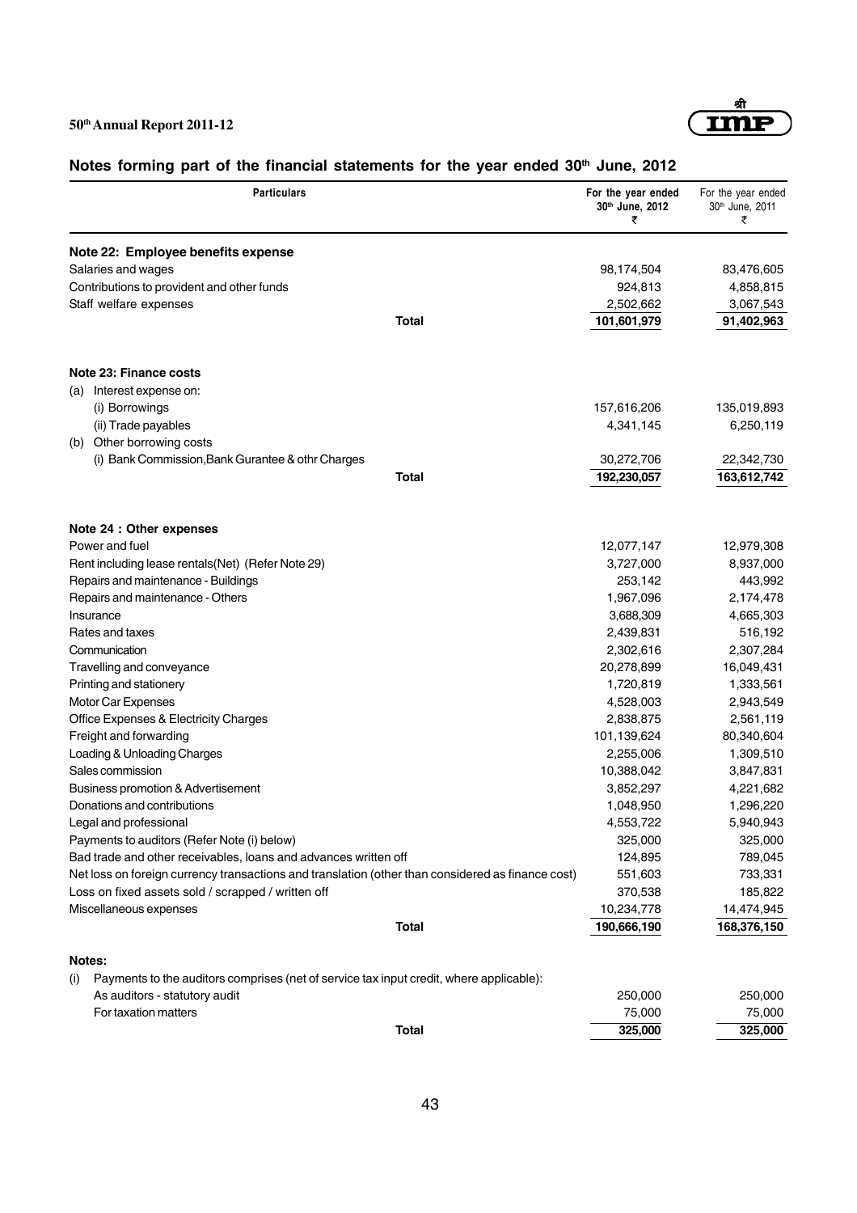## Notes forming part of the financial statements for the year ended 30th June, 2012

| Particulars | For the year ended 30th June, 2012 ₹ | For the year ended 30th June, 2011 ₹ |
|---|---|---|
| **Note 22: Employee benefits expense** | | |
| Salaries and wages | 98,174,504 | 83,476,605 |
| Contributions to provident and other funds | 924,813 | 4,858,815 |
| Staff welfare expenses | 2,502,662 | 3,067,543 |
| **Total** | **101,601,979** | **91,402,963** |
| **Note 23: Finance costs** | | |
| (a) Interest expense on: | | |
| (i) Borrowings | 157,616,206 | 135,019,893 |
| (ii) Trade payables | 4,341,145 | 6,250,119 |
| (b) Other borrowing costs | | |
| (i) Bank Commission,Bank Gurantee & othr Charges | 30,272,706 | 22,342,730 |
| **Total** | **192,230,057** | **163,612,742** |
| **Note 24 : Other expenses** | | |
| Power and fuel | 12,077,147 | 12,979,308 |
| Rent including lease rentals(Net) (Refer Note 29) | 3,727,000 | 8,937,000 |
| Repairs and maintenance - Buildings | 253,142 | 443,992 |
| Repairs and maintenance - Others | 1,967,096 | 2,174,478 |
| Insurance | 3,688,309 | 4,665,303 |
| Rates and taxes | 2,439,831 | 516,192 |
| Communication | 2,302,616 | 2,307,284 |
| Travelling and conveyance | 20,278,899 | 16,049,431 |
| Printing and stationery | 1,720,819 | 1,333,561 |
| Motor Car Expenses | 4,528,003 | 2,943,549 |
| Office Expenses & Electricity Charges | 2,838,875 | 2,561,119 |
| Freight and forwarding | 101,139,624 | 80,340,604 |
| Loading & Unloading Charges | 2,255,006 | 1,309,510 |
| Sales commission | 10,388,042 | 3,847,831 |
| Business promotion & Advertisement | 3,852,297 | 4,221,682 |
| Donations and contributions | 1,048,950 | 1,296,220 |
| Legal and professional | 4,553,722 | 5,940,943 |
| Payments to auditors (Refer Note (i) below) | 325,000 | 325,000 |
| Bad trade and other receivables, loans and advances written off | 124,895 | 789,045 |
| Net loss on foreign currency transactions and translation (other than considered as finance cost) | 551,603 | 733,331 |
| Loss on fixed assets sold / scrapped / written off | 370,538 | 185,822 |
| Miscellaneous expenses | 10,234,778 | 14,474,945 |
| **Total** | **190,666,190** | **168,376,150** |
| **Notes:** | | |
| (i) Payments to the auditors comprises (net of service tax input credit, where applicable): | | |
| As auditors - statutory audit | 250,000 | 250,000 |
| For taxation matters | 75,000 | 75,000 |
| **Total** | **325,000** | **325,000** |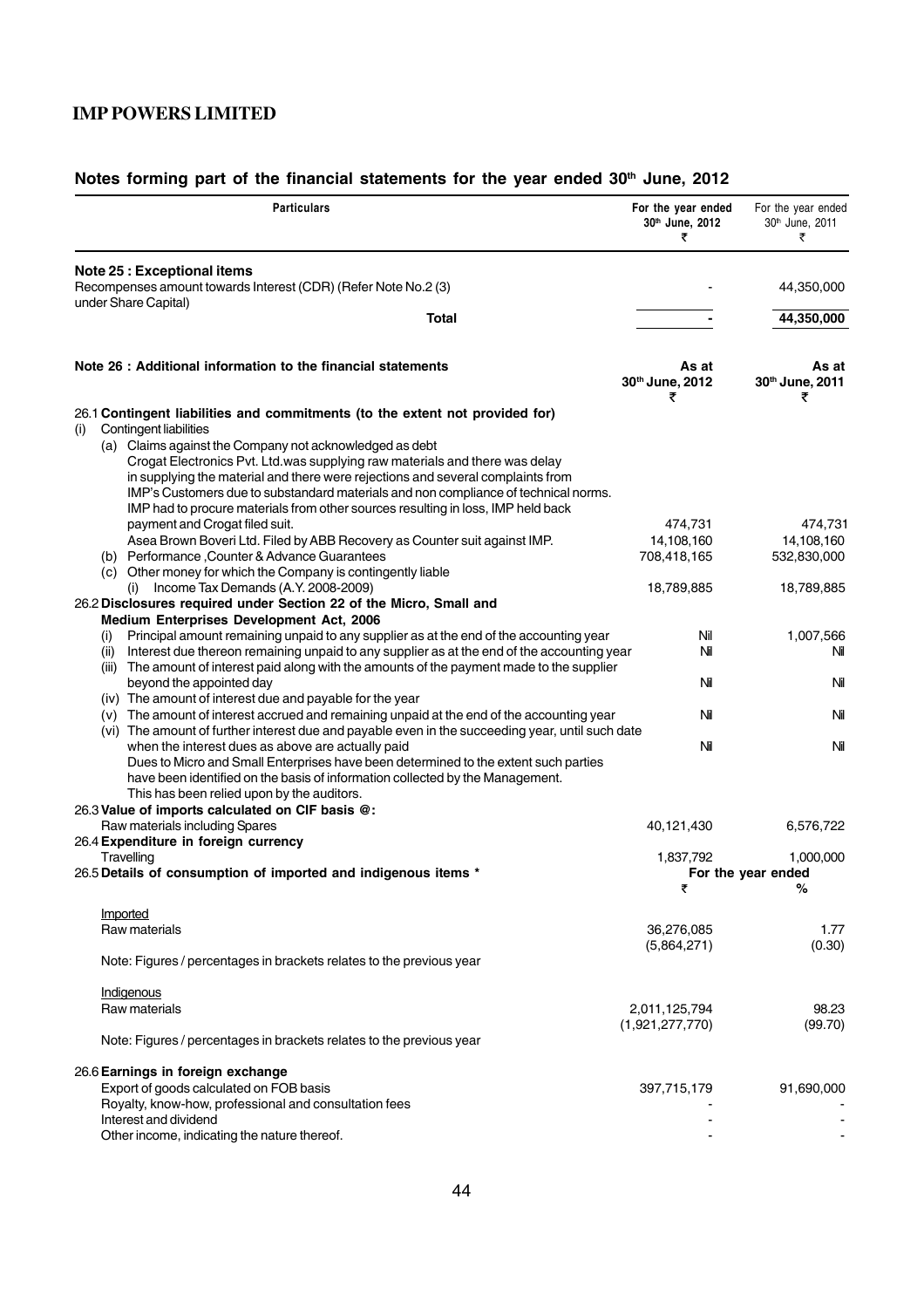## Notes forming part of the financial statements for the year ended 30th June, 2012

| Particulars | For the year ended 30th June, 2012 ₹ | For the year ended 30th June, 2011 ₹ |
|---|---|---|
| **Note 25 : Exceptional items** | | |
| Recompenses amount towards Interest (CDR) (Refer Note No.2 (3) under Share Capital) | - | 44,350,000 |
| **Total** | - | **44,350,000** |

| **Note 26 : Additional information to the financial statements** | **As at 30th June, 2012 ₹** | **As at 30th June, 2011 ₹** |
|---|---|---|
| 26.1 **Contingent liabilities and commitments (to the extent not provided for)** | | |
| (i) Contingent liabilities | | |
| (a) Claims against the Company not acknowledged as debt | | |
| Crogat Electronics Pvt. Ltd.was supplying raw materials and there was delay in supplying the material and there were rejections and several complaints from IMP's Customers due to substandard materials and non compliance of technical norms. IMP had to procure materials from other sources resulting in loss, IMP held back payment and Crogat filed suit. | 474,731 | 474,731 |
| Asea Brown Boveri Ltd. Filed by ABB Recovery as Counter suit against IMP. | 14,108,160 | 14,108,160 |
| (b) Performance ,Counter & Advance Guarantees | 708,418,165 | 532,830,000 |
| (c) Other money for which the Company is contingently liable | | |
| (i) Income Tax Demands (A.Y. 2008-2009) | 18,789,885 | 18,789,885 |
| 26.2 **Disclosures required under Section 22 of the Micro, Small and Medium Enterprises Development Act, 2006** | | |
| (i) Principal amount remaining unpaid to any supplier as at the end of the accounting year | Nil | 1,007,566 |
| (ii) Interest due thereon remaining unpaid to any supplier as at the end of the accounting year | Nil | Nil |
| (iii) The amount of interest paid along with the amounts of the payment made to the supplier beyond the appointed day | Nil | Nil |
| (iv) The amount of interest due and payable for the year | | |
| (v) The amount of interest accrued and remaining unpaid at the end of the accounting year | Nil | Nil |
| (vi) The amount of further interest due and payable even in the succeeding year, until such date when the interest dues as above are actually paid | Nil | Nil |
| Dues to Micro and Small Enterprises have been determined to the extent such parties have been identified on the basis of information collected by the Management. This has been relied upon by the auditors. | | |
| 26.3 **Value of imports calculated on CIF basis @:** | | |
| Raw materials including Spares | 40,121,430 | 6,576,722 |
| 26.4 **Expenditure in foreign currency** | | |
| Travelling | 1,837,792 | 1,000,000 |

| 26.5 **Details of consumption of imported and indigenous items \*** | For the year ended ₹ | % |
|---|---|---|
| Imported | | |
| Raw materials | 36,276,085 | 1.77 |
| | (5,864,271) | (0.30) |
| Note: Figures / percentages in brackets relates to the previous year | | |
| Indigenous | | |
| Raw materials | 2,011,125,794 | 98.23 |
| | (1,921,277,770) | (99.70) |
| Note: Figures / percentages in brackets relates to the previous year | | |

| 26.6 **Earnings in foreign exchange** | | |
|---|---|---|
| Export of goods calculated on FOB basis | 397,715,179 | 91,690,000 |
| Royalty, know-how, professional and consultation fees | - | - |
| Interest and dividend | - | - |
| Other income, indicating the nature thereof. | - | - |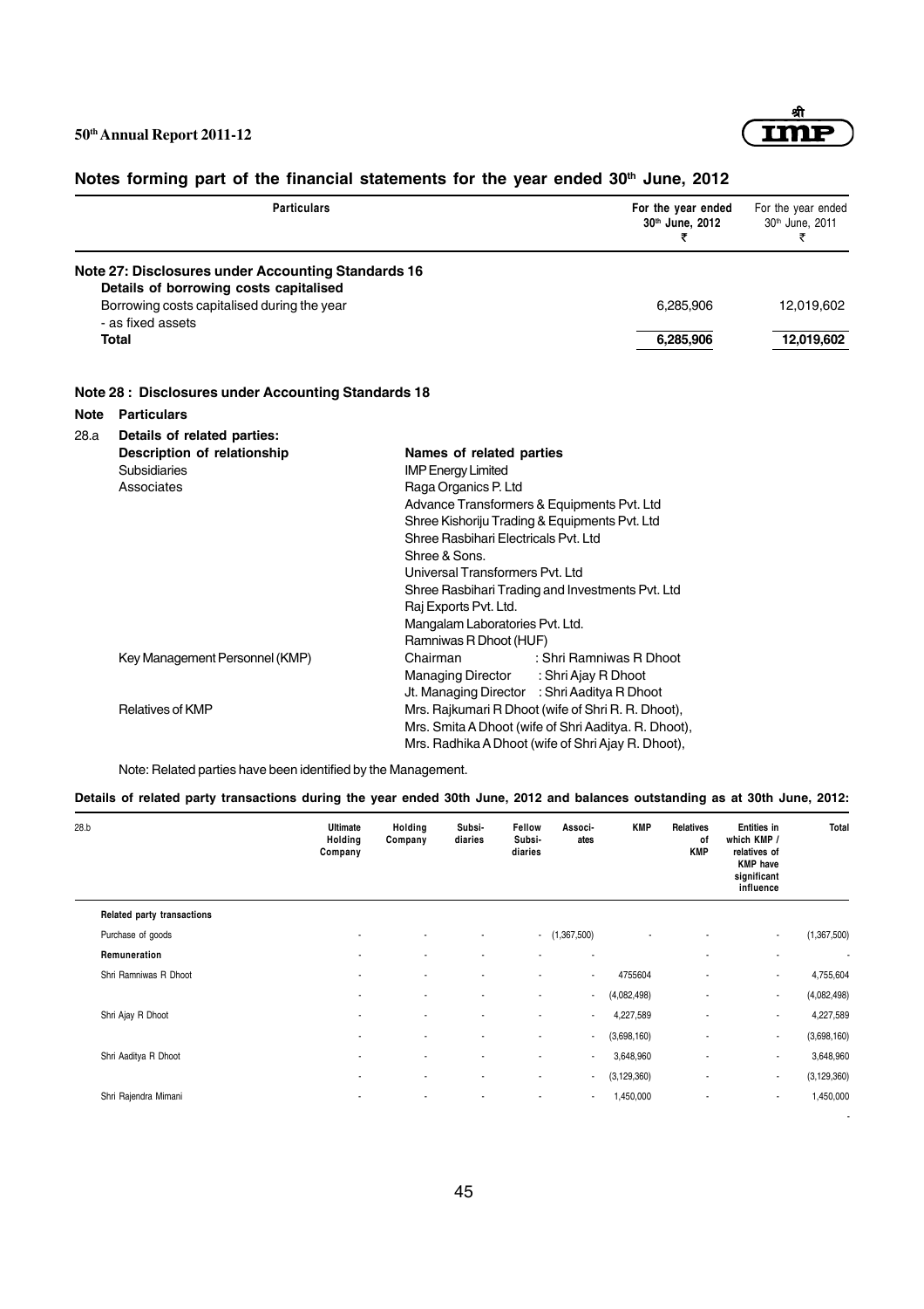## Notes forming part of the financial statements for the year ended 30th June, 2012

| Particulars | For the year ended 30th June, 2012 ₹ | For the year ended 30th June, 2011 ₹ |
|---|---|---|
| **Note 27: Disclosures under Accounting Standards 16** | | |
| **Details of borrowing costs capitalised** | | |
| Borrowing costs capitalised during the year - as fixed assets | 6,285,906 | 12,019,602 |
| **Total** | **6,285,906** | **12,019,602** |

### Note 28 : Disclosures under Accounting Standards 18

**Note Particulars**

**28.a Details of related parties:**

| Description of relationship | Names of related parties |
|---|---|
| Subsidiaries | IMP Energy Limited |
| Associates | Raga Organics P. Ltd |
| | Advance Transformers & Equipments Pvt. Ltd |
| | Shree Kishoriju Trading & Equipments Pvt. Ltd |
| | Shree Rasbihari Electricals Pvt. Ltd |
| | Shree & Sons. |
| | Universal Transformers Pvt. Ltd |
| | Shree Rasbihari Trading and Investments Pvt. Ltd |
| | Raj Exports Pvt. Ltd. |
| | Mangalam Laboratories Pvt. Ltd. |
| | Ramniwas R Dhoot (HUF) |
| Key Management Personnel (KMP) | Chairman : Shri Ramniwas R Dhoot |
| | Managing Director : Shri Ajay R Dhoot |
| | Jt. Managing Director : Shri Aaditya R Dhoot |
| Relatives of KMP | Mrs. Rajkumari R Dhoot (wife of Shri R. R. Dhoot), |
| | Mrs. Smita A Dhoot (wife of Shri Aaditya. R. Dhoot), |
| | Mrs. Radhika A Dhoot (wife of Shri Ajay R. Dhoot), |

Note: Related parties have been identified by the Management.

**Details of related party transactions during the year ended 30th June, 2012 and balances outstanding as at 30th June, 2012:**

| 28.b | Ultimate Holding Company | Holding Company | Subsi-diaries | Fellow Subsi-diaries | Associ-ates | KMP | Relatives of KMP | Entities in which KMP / relatives of KMP have significant influence | Total |
|---|---|---|---|---|---|---|---|---|---|
| **Related party transactions** | | | | | | | | | |
| Purchase of goods | - | - | - | - | (1,367,500) | - | - | - | (1,367,500) |
| **Remuneration** | - | - | - | - | - | | - | - | - |
| Shri Ramniwas R Dhoot | - | - | - | - | - | 4755604 | - | - | 4,755,604 |
| | - | - | - | - | - | (4,082,498) | - | - | (4,082,498) |
| Shri Ajay R Dhoot | - | - | - | - | - | 4,227,589 | - | - | 4,227,589 |
| | - | - | - | - | - | (3,698,160) | - | - | (3,698,160) |
| Shri Aaditya R Dhoot | - | - | - | - | - | 3,648,960 | - | - | 3,648,960 |
| | - | - | - | - | - | (3,129,360) | - | - | (3,129,360) |
| Shri Rajendra Mimani | - | - | - | - | - | 1,450,000 | - | - | 1,450,000 |
| | | | | | | | | | - |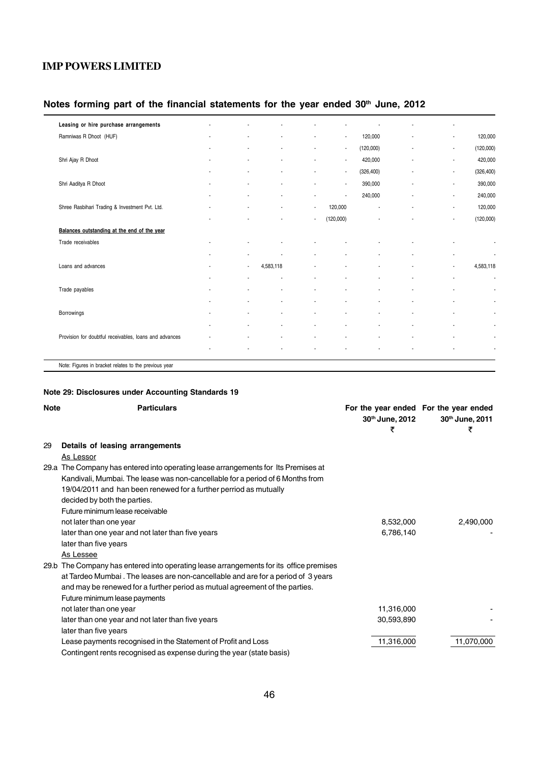## Notes forming part of the financial statements for the year ended 30th June, 2012

| | | | | | | | | | |
|---|---|---|---|---|---|---|---|---|---|
| **Leasing or hire purchase arrangements** | - | - | - | - | - | - | - | - | |
| Ramniwas R Dhoot (HUF) | - | - | - | - | - | 120,000 | - | - | 120,000 |
| | - | - | - | - | - | (120,000) | - | - | (120,000) |
| Shri Ajay R Dhoot | - | - | - | - | - | 420,000 | - | - | 420,000 |
| | - | - | - | - | - | (326,400) | - | - | (326,400) |
| Shri Aaditya R Dhoot | - | - | - | - | - | 390,000 | - | - | 390,000 |
| | - | - | - | - | - | 240,000 | - | - | 240,000 |
| Shree Rasbihari Trading & Investment Pvt. Ltd. | - | - | - | - | 120,000 | - | - | - | 120,000 |
| | - | - | - | - | (120,000) | - | - | - | (120,000) |
| **Balances outstanding at the end of the year** | | | | | | | | | |
| Trade receivables | - | - | - | - | - | - | - | - | - |
| | - | - | - | - | - | - | - | - | - |
| Loans and advances | - | - | 4,583,118 | - | - | - | - | - | 4,583,118 |
| | - | - | - | - | - | - | - | - | - |
| Trade payables | - | - | - | - | - | - | - | - | - |
| | - | - | - | - | - | - | - | - | - |
| Borrowings | - | - | - | - | - | - | - | - | - |
| | - | - | - | - | - | - | - | - | - |
| Provision for doubtful receivables, loans and advances | - | - | - | - | - | - | - | - | - |
| | - | - | - | - | - | - | - | - | - |

Note: Figures in bracket relates to the previous year

### Note 29: Disclosures under Accounting Standards 19

| Note | Particulars | For the year ended 30th June, 2012 ₹ | For the year ended 30th June, 2011 ₹ |
|---|---|---|---|
| 29 | **Details of leasing arrangements** | | |
| | As Lessor | | |
| 29.a | The Company has entered into operating lease arrangements for Its Premises at Kandivali, Mumbai. The lease was non-cancellable for a period of 6 Months from 19/04/2011 and han been renewed for a further perriod as mutually decided by both the parties. | | |
| | Future minimum lease receivable | | |
| | not later than one year | 8,532,000 | 2,490,000 |
| | later than one year and not later than five years | 6,786,140 | - |
| | later than five years | | |
| | As Lessee | | |
| 29.b | The Company has entered into operating lease arrangements for its office premises at Tardeo Mumbai . The leases are non-cancellable and are for a period of 3 years and may be renewed for a further period as mutual agreement of the parties. | | |
| | Future minimum lease payments | | |
| | not later than one year | 11,316,000 | - |
| | later than one year and not later than five years | 30,593,890 | - |
| | later than five years | | |
| | Lease payments recognised in the Statement of Profit and Loss | 11,316,000 | 11,070,000 |
| | Contingent rents recognised as expense during the year (state basis) | | |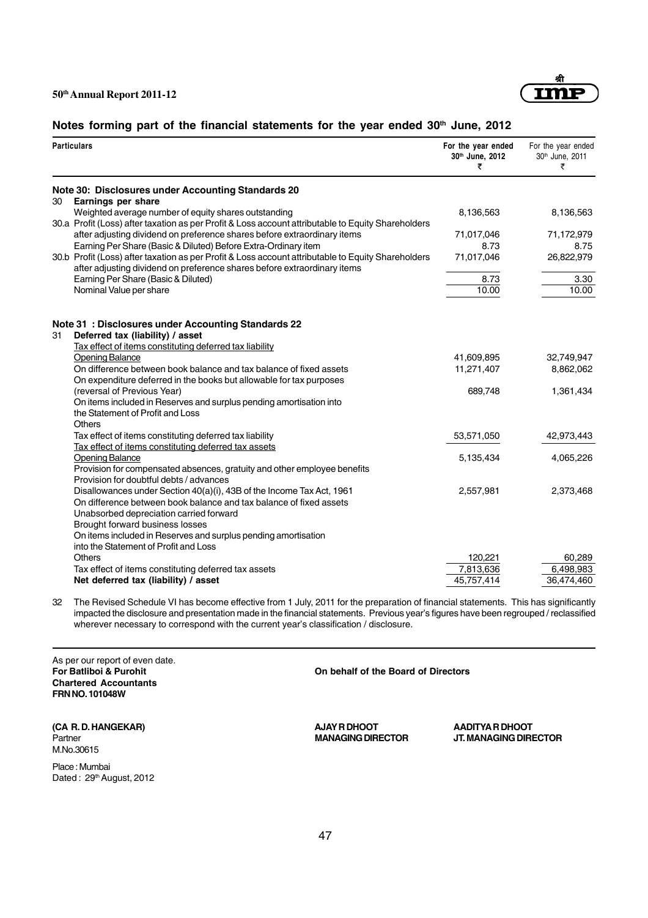## Notes forming part of the financial statements for the year ended 30th June, 2012

| Particulars | For the year ended 30th June, 2012 ₹ | For the year ended 30th June, 2011 ₹ |
|---|---|---|
| **Note 30: Disclosures under Accounting Standards 20** | | |
| 30 **Earnings per share** | | |
| Weighted average number of equity shares outstanding | 8,136,563 | 8,136,563 |
| 30.a Profit (Loss) after taxation as per Profit & Loss account attributable to Equity Shareholders after adjusting dividend on preference shares before extraordinary items | 71,017,046 | 71,172,979 |
| Earning Per Share (Basic & Diluted) Before Extra-Ordinary item | 8.73 | 8.75 |
| 30.b Profit (Loss) after taxation as per Profit & Loss account attributable to Equity Shareholders after adjusting dividend on preference shares before extraordinary items | 71,017,046 | 26,822,979 |
| Earning Per Share (Basic & Diluted) | 8.73 | 3.30 |
| Nominal Value per share | 10.00 | 10.00 |
| **Note 31 : Disclosures under Accounting Standards 22** | | |
| 31 **Deferred tax (liability) / asset** | | |
| Tax effect of items constituting deferred tax liability | | |
| Opening Balance | 41,609,895 | 32,749,947 |
| On difference between book balance and tax balance of fixed assets | 11,271,407 | 8,862,062 |
| On expenditure deferred in the books but allowable for tax purposes (reversal of Previous Year) | 689,748 | 1,361,434 |
| On items included in Reserves and surplus pending amortisation into the Statement of Profit and Loss | | |
| Others | | |
| Tax effect of items constituting deferred tax liability | 53,571,050 | 42,973,443 |
| Tax effect of items constituting deferred tax assets | | |
| Opening Balance | 5,135,434 | 4,065,226 |
| Provision for compensated absences, gratuity and other employee benefits | | |
| Provision for doubtful debts / advances | | |
| Disallowances under Section 40(a)(i), 43B of the Income Tax Act, 1961 | 2,557,981 | 2,373,468 |
| On difference between book balance and tax balance of fixed assets | | |
| Unabsorbed depreciation carried forward | | |
| Brought forward business losses | | |
| On items included in Reserves and surplus pending amortisation into the Statement of Profit and Loss | | |
| Others | 120,221 | 60,289 |
| Tax effect of items constituting deferred tax assets | 7,813,636 | 6,498,983 |
| **Net deferred tax (liability) / asset** | 45,757,414 | 36,474,460 |

32 The Revised Schedule VI has become effective from 1 July, 2011 for the preparation of financial statements. This has significantly impacted the disclosure and presentation made in the financial statements. Previous year's figures have been regrouped / reclassified wherever necessary to correspond with the current year's classification / disclosure.

As per our report of even date.
**For Batliboi & Purohit**
**Chartered Accountants**
**FRN NO. 101048W**

**On behalf of the Board of Directors**

**(CA R. D. HANGEKAR)**
Partner
M.No.30615

**AJAY R DHOOT**
**MANAGING DIRECTOR**

**AADITYA R DHOOT**
**JT. MANAGING DIRECTOR**

Place : Mumbai
Dated : 29th August, 2012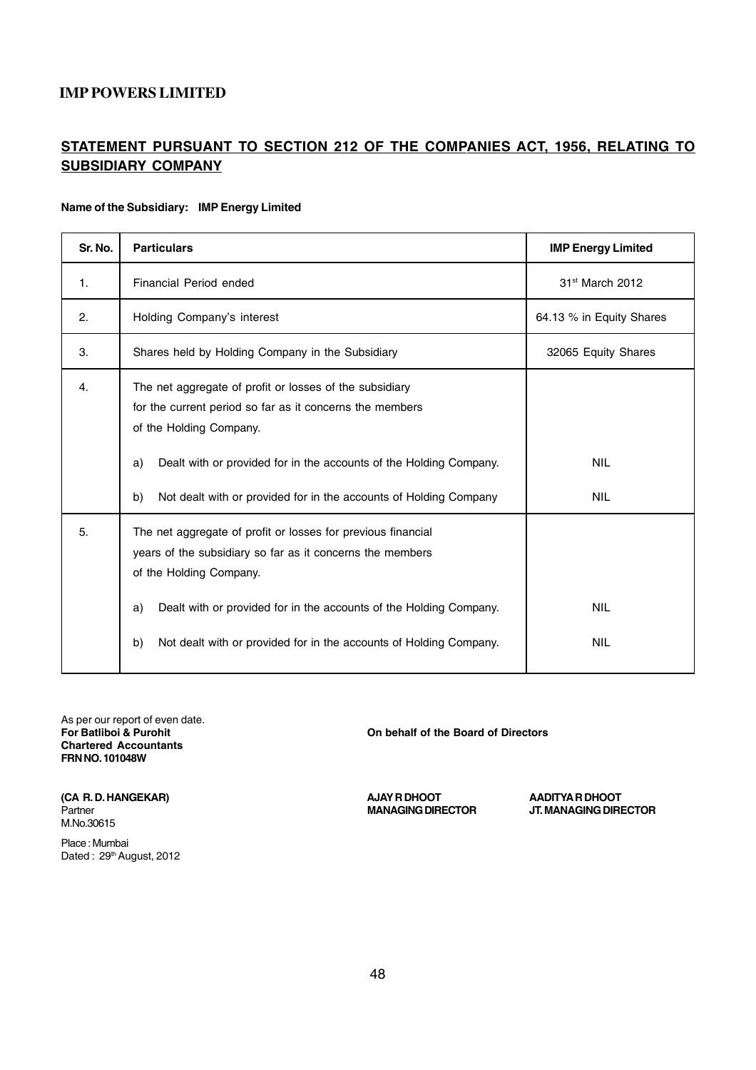**IMP POWERS LIMITED**

## STATEMENT PURSUANT TO SECTION 212 OF THE COMPANIES ACT, 1956, RELATING TO SUBSIDIARY COMPANY

**Name of the Subsidiary: IMP Energy Limited**

| Sr. No. | Particulars | IMP Energy Limited |
|---|---|---|
| 1. | Financial Period ended | 31st March 2012 |
| 2. | Holding Company's interest | 64.13 % in Equity Shares |
| 3. | Shares held by Holding Company in the Subsidiary | 32065 Equity Shares |
| 4. | The net aggregate of profit or losses of the subsidiary for the current period so far as it concerns the members of the Holding Company. | |
| | a) Dealt with or provided for in the accounts of the Holding Company. | NIL |
| | b) Not dealt with or provided for in the accounts of Holding Company | NIL |
| 5. | The net aggregate of profit or losses for previous financial years of the subsidiary so far as it concerns the members of the Holding Company. | |
| | a) Dealt with or provided for in the accounts of the Holding Company. | NIL |
| | b) Not dealt with or provided for in the accounts of Holding Company. | NIL |

As per our report of even date.
**For Batliboi & Purohit**
**Chartered Accountants**
**FRN NO. 101048W**

**(CA R. D. HANGEKAR)**
Partner
M.No.30615

Place : Mumbai
Dated : 29th August, 2012

**On behalf of the Board of Directors**

**AJAY R DHOOT**
**MANAGING DIRECTOR**

**AADITYA R DHOOT**
**JT. MANAGING DIRECTOR**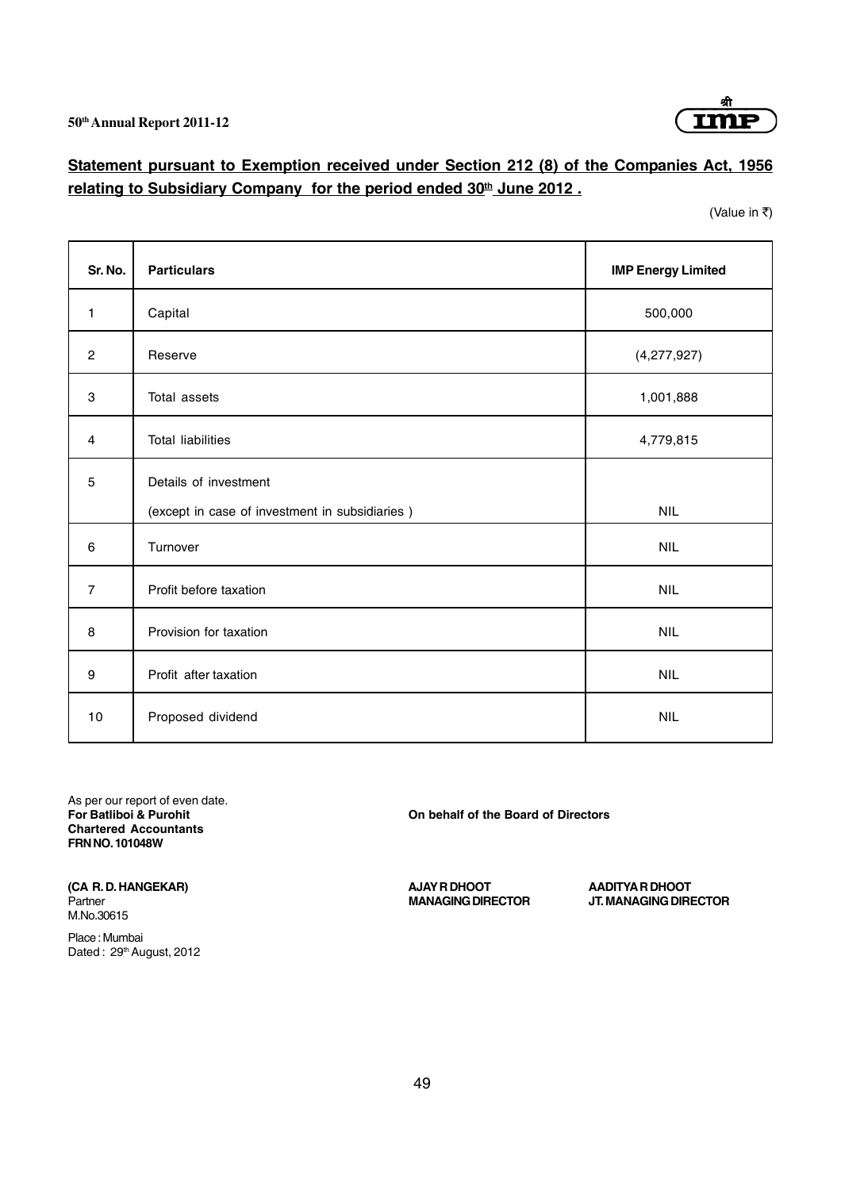## Statement pursuant to Exemption received under Section 212 (8) of the Companies Act, 1956 relating to Subsidiary Company for the period ended 30th June 2012 .

(Value in ₹)

| Sr. No. | Particulars | IMP Energy Limited |
|---|---|---|
| 1 | Capital | 500,000 |
| 2 | Reserve | (4,277,927) |
| 3 | Total assets | 1,001,888 |
| 4 | Total liabilities | 4,779,815 |
| 5 | Details of investment<br>(except in case of investment in subsidiaries ) | NIL |
| 6 | Turnover | NIL |
| 7 | Profit before taxation | NIL |
| 8 | Provision for taxation | NIL |
| 9 | Profit after taxation | NIL |
| 10 | Proposed dividend | NIL |

As per our report of even date.
**For Batliboi & Purohit**
**Chartered Accountants**
**FRN NO. 101048W**

**(CA R. D. HANGEKAR)**
Partner
M.No.30615

Place : Mumbai
Dated : 29th August, 2012

**On behalf of the Board of Directors**

**AJAY R DHOOT**
**MANAGING DIRECTOR**

**AADITYA R DHOOT**
**JT. MANAGING DIRECTOR**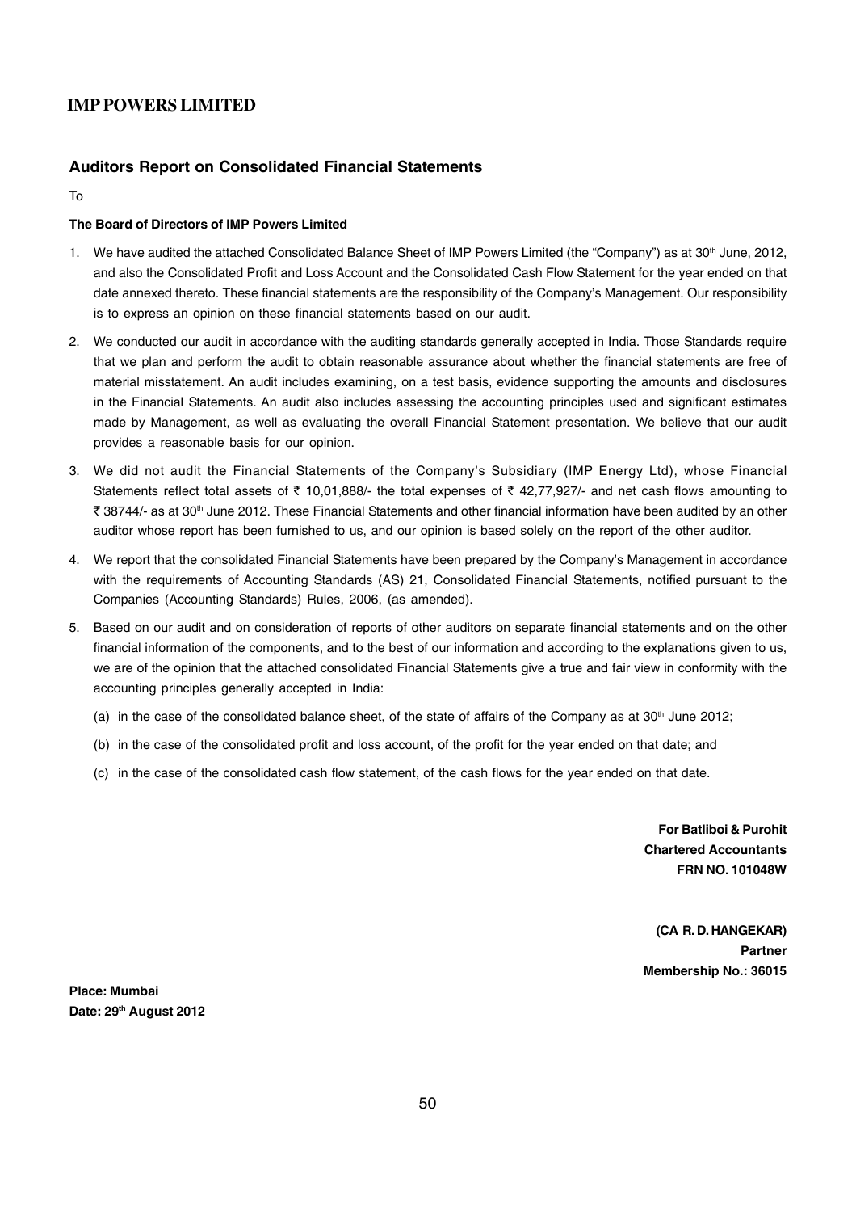## Auditors Report on Consolidated Financial Statements

To

**The Board of Directors of IMP Powers Limited**

1. We have audited the attached Consolidated Balance Sheet of IMP Powers Limited (the "Company") as at 30th June, 2012, and also the Consolidated Profit and Loss Account and the Consolidated Cash Flow Statement for the year ended on that date annexed thereto. These financial statements are the responsibility of the Company's Management. Our responsibility is to express an opinion on these financial statements based on our audit.

2. We conducted our audit in accordance with the auditing standards generally accepted in India. Those Standards require that we plan and perform the audit to obtain reasonable assurance about whether the financial statements are free of material misstatement. An audit includes examining, on a test basis, evidence supporting the amounts and disclosures in the Financial Statements. An audit also includes assessing the accounting principles used and significant estimates made by Management, as well as evaluating the overall Financial Statement presentation. We believe that our audit provides a reasonable basis for our opinion.

3. We did not audit the Financial Statements of the Company's Subsidiary (IMP Energy Ltd), whose Financial Statements reflect total assets of ₹ 10,01,888/- the total expenses of ₹ 42,77,927/- and net cash flows amounting to ₹ 38744/- as at 30th June 2012. These Financial Statements and other financial information have been audited by an other auditor whose report has been furnished to us, and our opinion is based solely on the report of the other auditor.

4. We report that the consolidated Financial Statements have been prepared by the Company's Management in accordance with the requirements of Accounting Standards (AS) 21, Consolidated Financial Statements, notified pursuant to the Companies (Accounting Standards) Rules, 2006, (as amended).

5. Based on our audit and on consideration of reports of other auditors on separate financial statements and on the other financial information of the components, and to the best of our information and according to the explanations given to us, we are of the opinion that the attached consolidated Financial Statements give a true and fair view in conformity with the accounting principles generally accepted in India:

   (a) in the case of the consolidated balance sheet, of the state of affairs of the Company as at 30th June 2012;

   (b) in the case of the consolidated profit and loss account, of the profit for the year ended on that date; and

   (c) in the case of the consolidated cash flow statement, of the cash flows for the year ended on that date.

**For Batliboi & Purohit**
**Chartered Accountants**
**FRN NO. 101048W**

**(CA R. D. HANGEKAR)**
**Partner**
**Membership No.: 36015**

**Place: Mumbai**
**Date: 29th August 2012**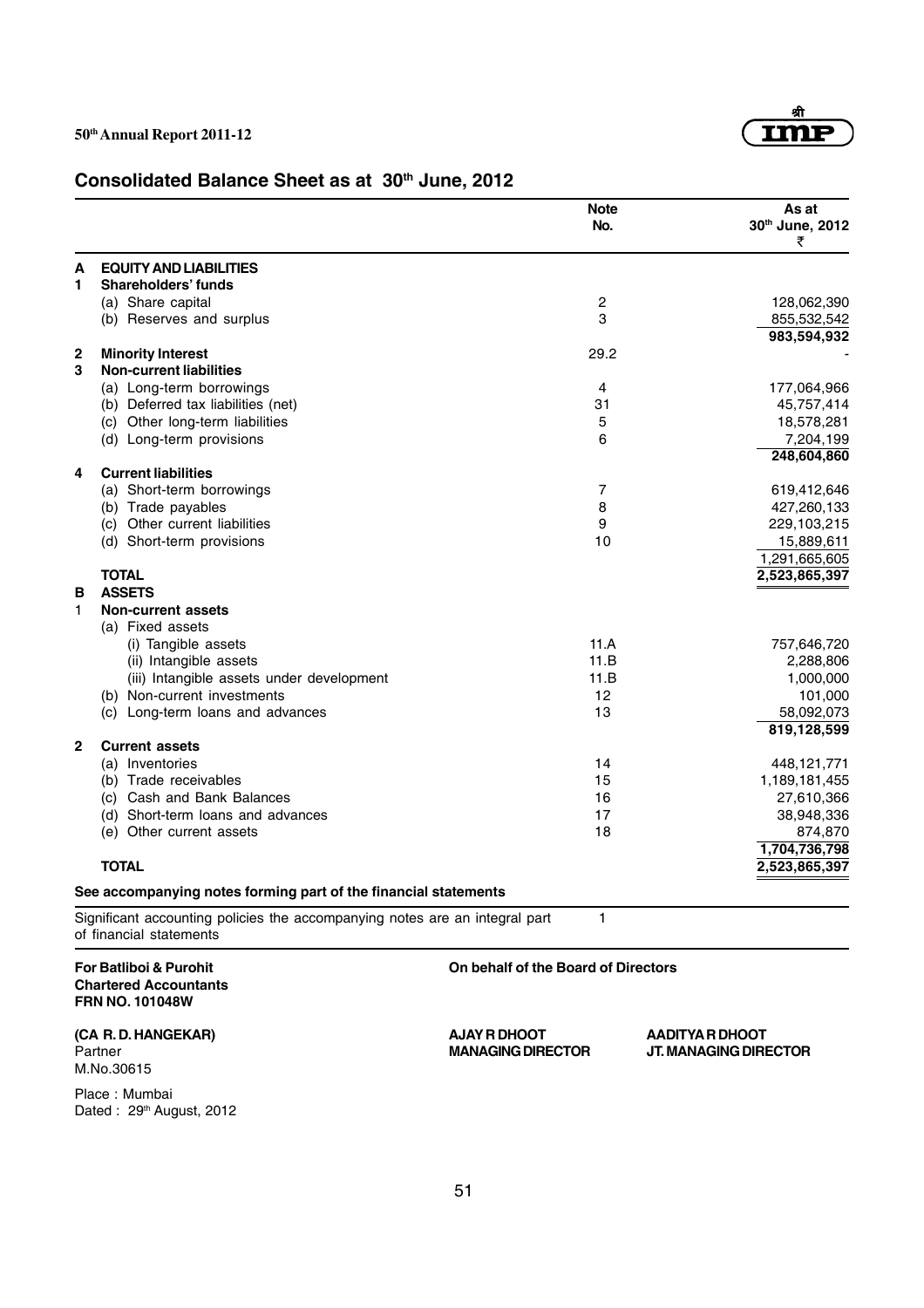## Consolidated Balance Sheet as at 30th June, 2012

| | | Note No. | As at 30th June, 2012 ₹ |
|---|---|---|---|
| **A** | **EQUITY AND LIABILITIES** | | |
| **1** | **Shareholders' funds** | | |
| | (a) Share capital | 2 | 128,062,390 |
| | (b) Reserves and surplus | 3 | 855,532,542 |
| | | | **983,594,932** |
| **2** | **Minority Interest** | 29.2 | - |
| **3** | **Non-current liabilities** | | |
| | (a) Long-term borrowings | 4 | 177,064,966 |
| | (b) Deferred tax liabilities (net) | 31 | 45,757,414 |
| | (c) Other long-term liabilities | 5 | 18,578,281 |
| | (d) Long-term provisions | 6 | 7,204,199 |
| | | | **248,604,860** |
| **4** | **Current liabilities** | | |
| | (a) Short-term borrowings | 7 | 619,412,646 |
| | (b) Trade payables | 8 | 427,260,133 |
| | (c) Other current liabilities | 9 | 229,103,215 |
| | (d) Short-term provisions | 10 | 15,889,611 |
| | | | 1,291,665,605 |
| | **TOTAL** | | **2,523,865,397** |
| **B** | **ASSETS** | | |
| 1 | **Non-current assets** | | |
| | (a) Fixed assets | | |
| | (i) Tangible assets | 11.A | 757,646,720 |
| | (ii) Intangible assets | 11.B | 2,288,806 |
| | (iii) Intangible assets under development | 11.B | 1,000,000 |
| | (b) Non-current investments | 12 | 101,000 |
| | (c) Long-term loans and advances | 13 | 58,092,073 |
| | | | **819,128,599** |
| **2** | **Current assets** | | |
| | (a) Inventories | 14 | 448,121,771 |
| | (b) Trade receivables | 15 | 1,189,181,455 |
| | (c) Cash and Bank Balances | 16 | 27,610,366 |
| | (d) Short-term loans and advances | 17 | 38,948,336 |
| | (e) Other current assets | 18 | 874,870 |
| | | | **1,704,736,798** |
| | **TOTAL** | | **2,523,865,397** |

**See accompanying notes forming part of the financial statements**

| | |
|---|---|
| Significant accounting policies the accompanying notes are an integral part of financial statements | 1 |

**For Batliboi & Purohit**
**Chartered Accountants**
**FRN NO. 101048W**

**On behalf of the Board of Directors**

**(CA R. D. HANGEKAR)**
Partner
M.No.30615

**AJAY R DHOOT**
**MANAGING DIRECTOR**

**AADITYA R DHOOT**
**JT. MANAGING DIRECTOR**

Place : Mumbai
Dated : 29th August, 2012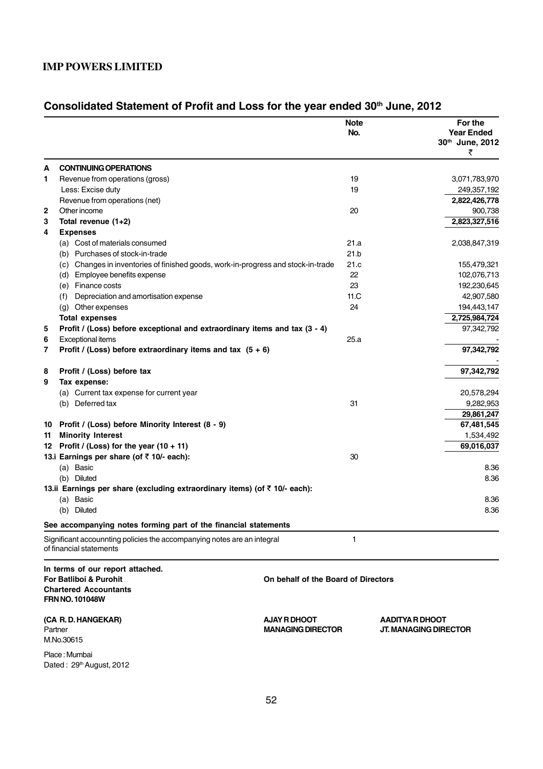# IMP POWERS LIMITED

## Consolidated Statement of Profit and Loss for the year ended 30th June, 2012

| | | Note No. | For the Year Ended 30th June, 2012 ₹ |
|---|---|---|---|
| **A** | **CONTINUING OPERATIONS** | | |
| 1 | Revenue from operations (gross) | 19 | 3,071,783,970 |
| | Less: Excise duty | 19 | 249,357,192 |
| | Revenue from operations (net) | | **2,822,426,778** |
| 2 | Other income | 20 | 900,738 |
| 3 | **Total revenue (1+2)** | | **2,823,327,516** |
| 4 | **Expenses** | | |
| | (a) Cost of materials consumed | 21.a | 2,038,847,319 |
| | (b) Purchases of stock-in-trade | 21.b | |
| | (c) Changes in inventories of finished goods, work-in-progress and stock-in-trade | 21.c | 155,479,321 |
| | (d) Employee benefits expense | 22 | 102,076,713 |
| | (e) Finance costs | 23 | 192,230,645 |
| | (f) Depreciation and amortisation expense | 11.C | 42,907,580 |
| | (g) Other expenses | 24 | 194,443,147 |
| | **Total expenses** | | **2,725,984,724** |
| 5 | **Profit / (Loss) before exceptional and extraordinary items and tax (3 - 4)** | | 97,342,792 |
| 6 | Exceptional items | 25.a | - |
| 7 | **Profit / (Loss) before extraordinary items and tax (5 + 6)** | | **97,342,792** |
| | | | - |
| 8 | **Profit / (Loss) before tax** | | **97,342,792** |
| 9 | **Tax expense:** | | |
| | (a) Current tax expense for current year | | 20,578,294 |
| | (b) Deferred tax | 31 | 9,282,953 |
| | | | **29,861,247** |
| 10 | **Profit / (Loss) before Minority Interest (8 - 9)** | | **67,481,545** |
| 11 | **Minority Interest** | | 1,534,492 |
| 12 | **Profit / (Loss) for the year (10 + 11)** | | **69,016,037** |
| 13.i | **Earnings per share (of ₹ 10/- each):** | 30 | |
| | (a) Basic | | 8.36 |
| | (b) Diluted | | 8.36 |
| 13.ii | **Earnings per share (excluding extraordinary items) (of ₹ 10/- each):** | | |
| | (a) Basic | | 8.36 |
| | (b) Diluted | | 8.36 |
| | **See accompanying notes forming part of the financial statements** | | |
| | Significant accounnting policies the accompanying notes are an integral of financial statements | 1 | |

**In terms of our report attached.**
**For Batliboi & Purohit**
**Chartered Accountants**
**FRN NO. 101048W**

**On behalf of the Board of Directors**

**(CA R. D. HANGEKAR)**
Partner
M.No.30615

**AJAY R DHOOT**
**MANAGING DIRECTOR**

**AADITYA R DHOOT**
**JT. MANAGING DIRECTOR**

Place : Mumbai
Dated : 29th August, 2012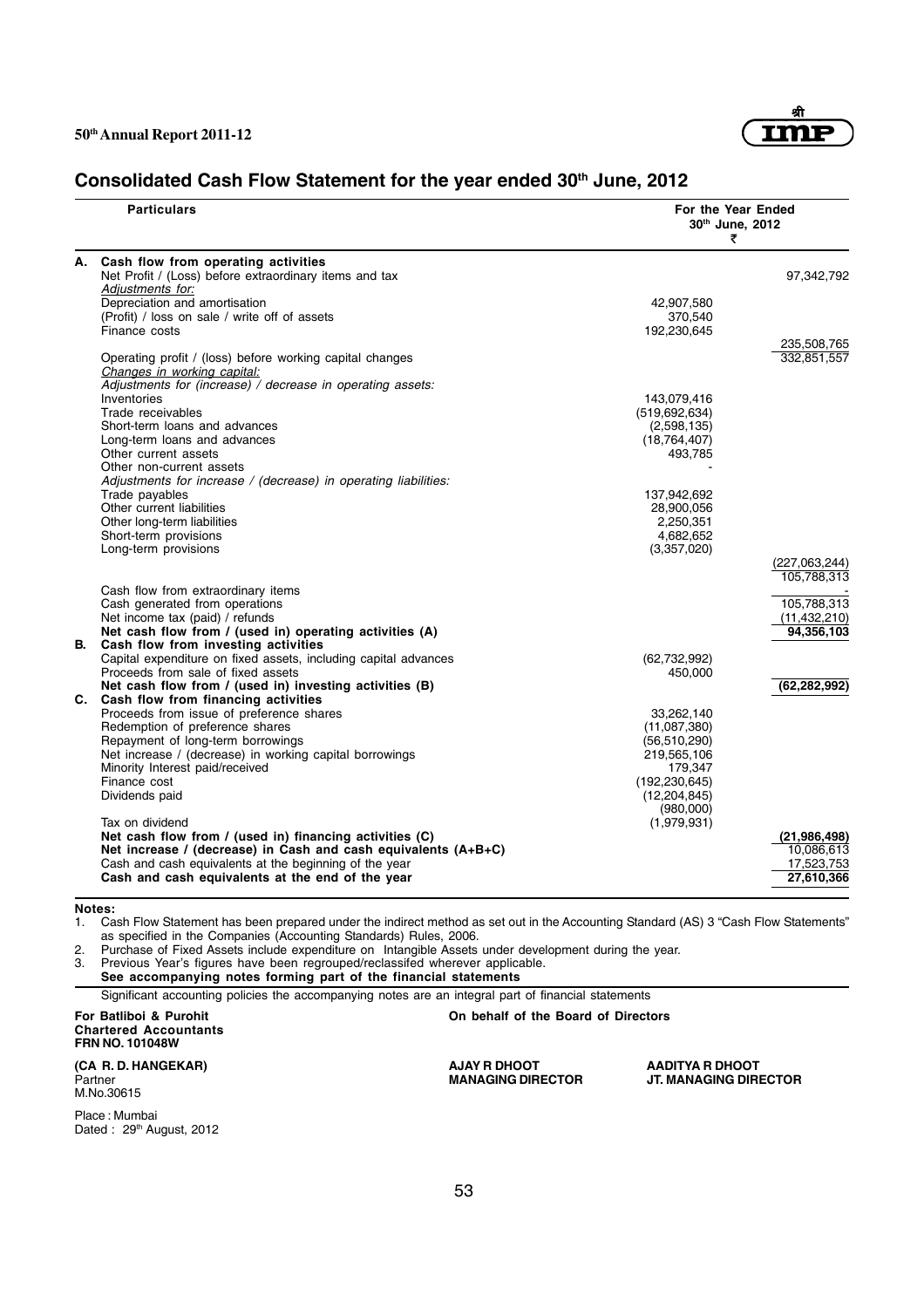# Consolidated Cash Flow Statement for the year ended 30th June, 2012

| | Particulars | For the Year Ended 30th June, 2012 ₹ | |
|---|---|---|---|
| **A.** | **Cash flow from operating activities** | | |
| | Net Profit / (Loss) before extraordinary items and tax | | 97,342,792 |
| | *Adjustments for:* | | |
| | Depreciation and amortisation | 42,907,580 | |
| | (Profit) / loss on sale / write off of assets | 370,540 | |
| | Finance costs | 192,230,645 | |
| | | | 235,508,765 |
| | Operating profit / (loss) before working capital changes | | 332,851,557 |
| | *Changes in working capital:* | | |
| | *Adjustments for (increase) / decrease in operating assets:* | | |
| | Inventories | 143,079,416 | |
| | Trade receivables | (519,692,634) | |
| | Short-term loans and advances | (2,598,135) | |
| | Long-term loans and advances | (18,764,407) | |
| | Other current assets | 493,785 | |
| | Other non-current assets | - | |
| | *Adjustments for increase / (decrease) in operating liabilities:* | | |
| | Trade payables | 137,942,692 | |
| | Other current liabilities | 28,900,056 | |
| | Other long-term liabilities | 2,250,351 | |
| | Short-term provisions | 4,682,652 | |
| | Long-term provisions | (3,357,020) | |
| | | | (227,063,244) |
| | | | 105,788,313 |
| | Cash flow from extraordinary items | | - |
| | Cash generated from operations | | 105,788,313 |
| | Net income tax (paid) / refunds | | (11,432,210) |
| | **Net cash flow from / (used in) operating activities (A)** | | **94,356,103** |
| **B.** | **Cash flow from investing activities** | | |
| | Capital expenditure on fixed assets, including capital advances | (62,732,992) | |
| | Proceeds from sale of fixed assets | 450,000 | |
| | **Net cash flow from / (used in) investing activities (B)** | | **(62,282,992)** |
| **C.** | **Cash flow from financing activities** | | |
| | Proceeds from issue of preference shares | 33,262,140 | |
| | Redemption of preference shares | (11,087,380) | |
| | Repayment of long-term borrowings | (56,510,290) | |
| | Net increase / (decrease) in working capital borrowings | 219,565,106 | |
| | Minority Interest paid/received | 179,347 | |
| | Finance cost | (192,230,645) | |
| | Dividends paid | (12,204,845) | |
| | | (980,000) | |
| | Tax on dividend | (1,979,931) | |
| | **Net cash flow from / (used in) financing activities (C)** | | **(21,986,498)** |
| | **Net increase / (decrease) in Cash and cash equivalents (A+B+C)** | | 10,086,613 |
| | Cash and cash equivalents at the beginning of the year | | 17,523,753 |
| | **Cash and cash equivalents at the end of the year** | | **27,610,366** |

**Notes:**

1. Cash Flow Statement has been prepared under the indirect method as set out in the Accounting Standard (AS) 3 "Cash Flow Statements" as specified in the Companies (Accounting Standards) Rules, 2006.
2. Purchase of Fixed Assets include expenditure on Intangible Assets under development during the year.
3. Previous Year's figures have been regrouped/reclassifed wherever applicable.

**See accompanying notes forming part of the financial statements**

Significant accounting policies the accompanying notes are an integral part of financial statements

**For Batliboi & Purohit**
**Chartered Accountants**
**FRN NO. 101048W**

**(CA R. D. HANGEKAR)**
Partner
M.No.30615

Place : Mumbai
Dated : 29th August, 2012

**On behalf of the Board of Directors**

**AJAY R DHOOT**
**MANAGING DIRECTOR**

**AADITYA R DHOOT**
**JT. MANAGING DIRECTOR**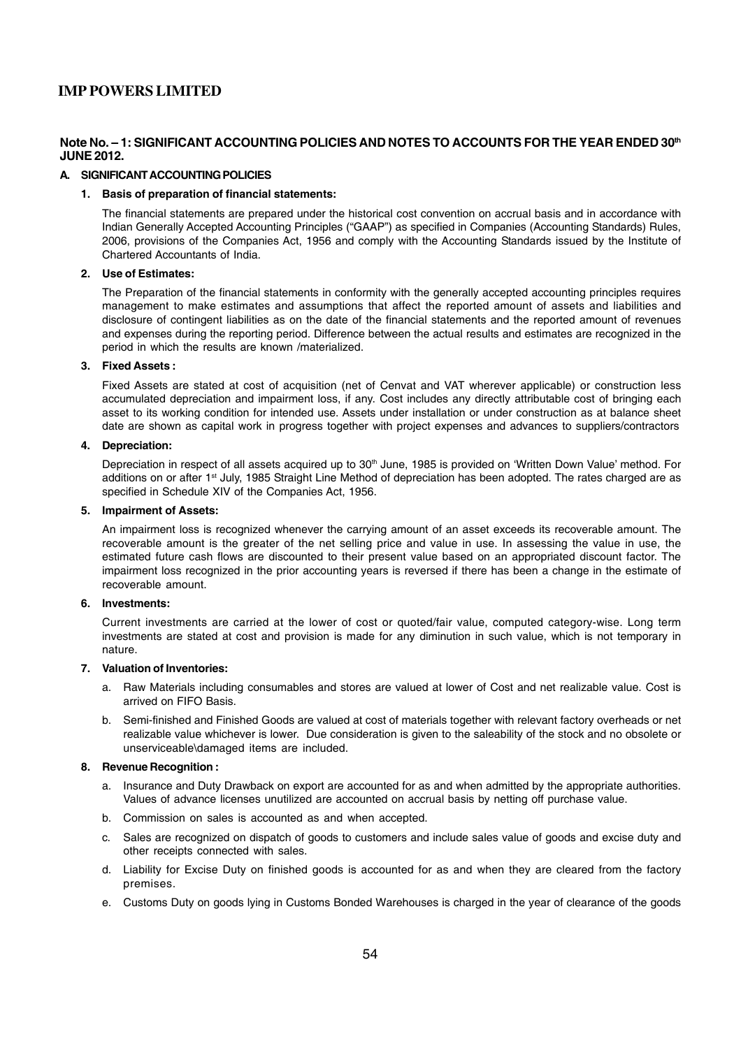## IMP POWERS LIMITED

### Note No. – 1: SIGNIFICANT ACCOUNTING POLICIES AND NOTES TO ACCOUNTS FOR THE YEAR ENDED 30th JUNE 2012.

#### A. SIGNIFICANT ACCOUNTING POLICIES

**1. Basis of preparation of financial statements:**

The financial statements are prepared under the historical cost convention on accrual basis and in accordance with Indian Generally Accepted Accounting Principles ("GAAP") as specified in Companies (Accounting Standards) Rules, 2006, provisions of the Companies Act, 1956 and comply with the Accounting Standards issued by the Institute of Chartered Accountants of India.

**2. Use of Estimates:**

The Preparation of the financial statements in conformity with the generally accepted accounting principles requires management to make estimates and assumptions that affect the reported amount of assets and liabilities and disclosure of contingent liabilities as on the date of the financial statements and the reported amount of revenues and expenses during the reporting period. Difference between the actual results and estimates are recognized in the period in which the results are known /materialized.

**3. Fixed Assets :**

Fixed Assets are stated at cost of acquisition (net of Cenvat and VAT wherever applicable) or construction less accumulated depreciation and impairment loss, if any. Cost includes any directly attributable cost of bringing each asset to its working condition for intended use. Assets under installation or under construction as at balance sheet date are shown as capital work in progress together with project expenses and advances to suppliers/contractors

**4. Depreciation:**

Depreciation in respect of all assets acquired up to 30th June, 1985 is provided on 'Written Down Value' method. For additions on or after 1st July, 1985 Straight Line Method of depreciation has been adopted. The rates charged are as specified in Schedule XIV of the Companies Act, 1956.

**5. Impairment of Assets:**

An impairment loss is recognized whenever the carrying amount of an asset exceeds its recoverable amount. The recoverable amount is the greater of the net selling price and value in use. In assessing the value in use, the estimated future cash flows are discounted to their present value based on an appropriated discount factor. The impairment loss recognized in the prior accounting years is reversed if there has been a change in the estimate of recoverable amount.

**6. Investments:**

Current investments are carried at the lower of cost or quoted/fair value, computed category-wise. Long term investments are stated at cost and provision is made for any diminution in such value, which is not temporary in nature.

**7. Valuation of Inventories:**

a. Raw Materials including consumables and stores are valued at lower of Cost and net realizable value. Cost is arrived on FIFO Basis.

b. Semi-finished and Finished Goods are valued at cost of materials together with relevant factory overheads or net realizable value whichever is lower. Due consideration is given to the saleability of the stock and no obsolete or unserviceable\damaged items are included.

**8. Revenue Recognition :**

a. Insurance and Duty Drawback on export are accounted for as and when admitted by the appropriate authorities. Values of advance licenses unutilized are accounted on accrual basis by netting off purchase value.

b. Commission on sales is accounted as and when accepted.

c. Sales are recognized on dispatch of goods to customers and include sales value of goods and excise duty and other receipts connected with sales.

d. Liability for Excise Duty on finished goods is accounted for as and when they are cleared from the factory premises.

e. Customs Duty on goods lying in Customs Bonded Warehouses is charged in the year of clearance of the goods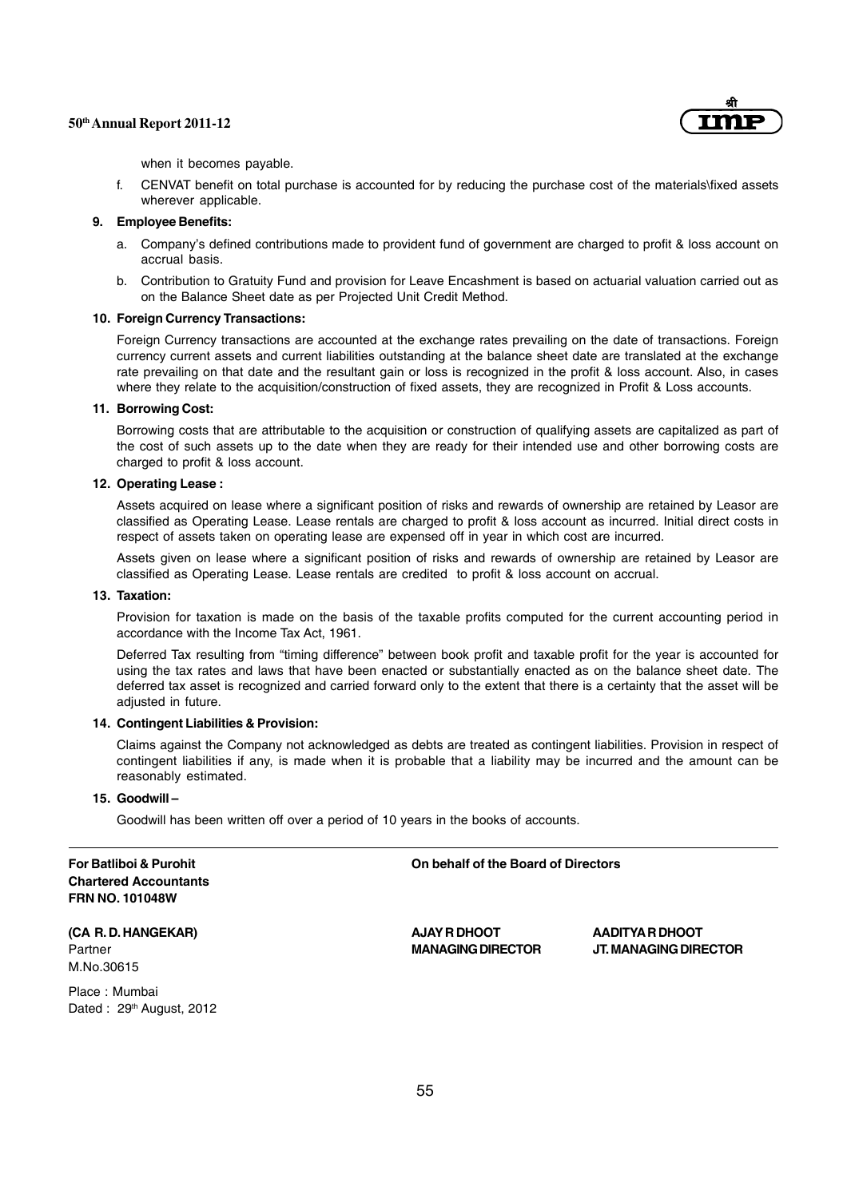when it becomes payable.

f. CENVAT benefit on total purchase is accounted for by reducing the purchase cost of the materials\fixed assets wherever applicable.

**9. Employee Benefits:**

a. Company's defined contributions made to provident fund of government are charged to profit & loss account on accrual basis.

b. Contribution to Gratuity Fund and provision for Leave Encashment is based on actuarial valuation carried out as on the Balance Sheet date as per Projected Unit Credit Method.

**10. Foreign Currency Transactions:**

Foreign Currency transactions are accounted at the exchange rates prevailing on the date of transactions. Foreign currency current assets and current liabilities outstanding at the balance sheet date are translated at the exchange rate prevailing on that date and the resultant gain or loss is recognized in the profit & loss account. Also, in cases where they relate to the acquisition/construction of fixed assets, they are recognized in Profit & Loss accounts.

**11. Borrowing Cost:**

Borrowing costs that are attributable to the acquisition or construction of qualifying assets are capitalized as part of the cost of such assets up to the date when they are ready for their intended use and other borrowing costs are charged to profit & loss account.

**12. Operating Lease :**

Assets acquired on lease where a significant position of risks and rewards of ownership are retained by Leasor are classified as Operating Lease. Lease rentals are charged to profit & loss account as incurred. Initial direct costs in respect of assets taken on operating lease are expensed off in year in which cost are incurred.

Assets given on lease where a significant position of risks and rewards of ownership are retained by Leasor are classified as Operating Lease. Lease rentals are credited to profit & loss account on accrual.

**13. Taxation:**

Provision for taxation is made on the basis of the taxable profits computed for the current accounting period in accordance with the Income Tax Act, 1961.

Deferred Tax resulting from "timing difference" between book profit and taxable profit for the year is accounted for using the tax rates and laws that have been enacted or substantially enacted as on the balance sheet date. The deferred tax asset is recognized and carried forward only to the extent that there is a certainty that the asset will be adjusted in future.

**14. Contingent Liabilities & Provision:**

Claims against the Company not acknowledged as debts are treated as contingent liabilities. Provision in respect of contingent liabilities if any, is made when it is probable that a liability may be incurred and the amount can be reasonably estimated.

**15. Goodwill –**

Goodwill has been written off over a period of 10 years in the books of accounts.

---

**For Batliboi & Purohit**
**Chartered Accountants**
**FRN NO. 101048W**

**(CA R. D. HANGEKAR)**
Partner
M.No.30615

Place : Mumbai
Dated : 29th August, 2012

**On behalf of the Board of Directors**

**AJAY R DHOOT**
**MANAGING DIRECTOR**

**AADITYA R DHOOT**
**JT. MANAGING DIRECTOR**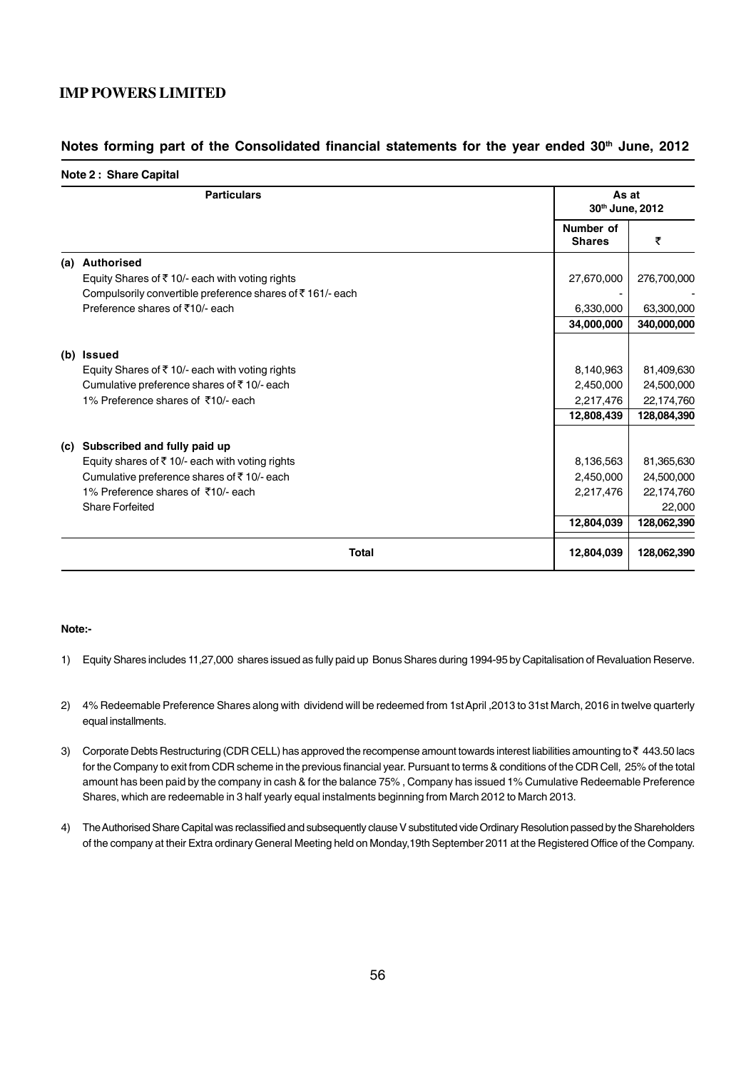## Notes forming part of the Consolidated financial statements for the year ended 30th June, 2012

### Note 2 : Share Capital

| | Particulars | As at 30th June, 2012 | |
|---|---|---|---|
| | | Number of Shares | ₹ |
| (a) | **Authorised** | | |
| | Equity Shares of ₹ 10/- each with voting rights | 27,670,000 | 276,700,000 |
| | Compulsorily convertible preference shares of ₹ 161/- each | - | - |
| | Preference shares of ₹10/- each | 6,330,000 | 63,300,000 |
| | | **34,000,000** | **340,000,000** |
| (b) | **Issued** | | |
| | Equity Shares of ₹ 10/- each with voting rights | 8,140,963 | 81,409,630 |
| | Cumulative preference shares of ₹ 10/- each | 2,450,000 | 24,500,000 |
| | 1% Preference shares of ₹10/- each | 2,217,476 | 22,174,760 |
| | | **12,808,439** | **128,084,390** |
| (c) | **Subscribed and fully paid up** | | |
| | Equity shares of ₹ 10/- each with voting rights | 8,136,563 | 81,365,630 |
| | Cumulative preference shares of ₹ 10/- each | 2,450,000 | 24,500,000 |
| | 1% Preference shares of ₹10/- each | 2,217,476 | 22,174,760 |
| | Share Forfeited | | 22,000 |
| | | **12,804,039** | **128,062,390** |
| | **Total** | **12,804,039** | **128,062,390** |

**Note:-**

1) Equity Shares includes 11,27,000 shares issued as fully paid up Bonus Shares during 1994-95 by Capitalisation of Revaluation Reserve.

2) 4% Redeemable Preference Shares along with dividend will be redeemed from 1st April ,2013 to 31st March, 2016 in twelve quarterly equal installments.

3) Corporate Debts Restructuring (CDR CELL) has approved the recompense amount towards interest liabilities amounting to ₹ 443.50 lacs for the Company to exit from CDR scheme in the previous financial year. Pursuant to terms & conditions of the CDR Cell, 25% of the total amount has been paid by the company in cash & for the balance 75% , Company has issued 1% Cumulative Redeemable Preference Shares, which are redeemable in 3 half yearly equal instalments beginning from March 2012 to March 2013.

4) The Authorised Share Capital was reclassified and subsequently clause V substituted vide Ordinary Resolution passed by the Shareholders of the company at their Extra ordinary General Meeting held on Monday,19th September 2011 at the Registered Office of the Company.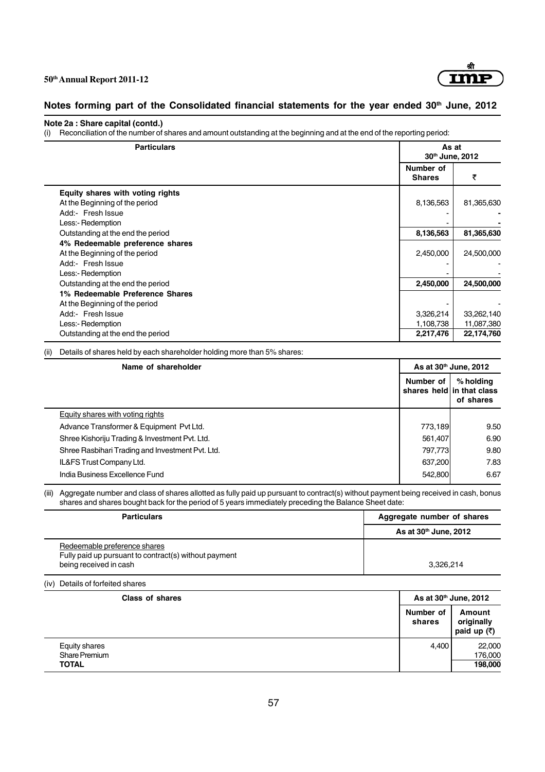## Notes forming part of the Consolidated financial statements for the year ended 30th June, 2012

**Note 2a : Share capital (contd.)**

(i) Reconciliation of the number of shares and amount outstanding at the beginning and at the end of the reporting period:

| Particulars | As at 30th June, 2012 | |
|---|---|---|
| | Number of Shares | ₹ |
| **Equity shares with voting rights** | | |
| At the Beginning of the period | 8,136,563 | 81,365,630 |
| Add:- Fresh Issue | - | - |
| Less:- Redemption | - | - |
| Outstanding at the end the period | **8,136,563** | **81,365,630** |
| **4% Redeemable preference shares** | | |
| At the Beginning of the period | 2,450,000 | 24,500,000 |
| Add:- Fresh Issue | - | - |
| Less:- Redemption | - | - |
| Outstanding at the end the period | **2,450,000** | **24,500,000** |
| **1% Redeemable Preference Shares** | | |
| At the Beginning of the period | - | - |
| Add:- Fresh Issue | 3,326,214 | 33,262,140 |
| Less:- Redemption | 1,108,738 | 11,087,380 |
| Outstanding at the end the period | **2,217,476** | **22,174,760** |

(ii) Details of shares held by each shareholder holding more than 5% shares:

| Name of shareholder | As at 30th June, 2012 | |
|---|---|---|
| | Number of shares held | % holding in that class of shares |
| Equity shares with voting rights | | |
| Advance Transformer & Equipment Pvt Ltd. | 773,189 | 9.50 |
| Shree Kishoriju Trading & Investment Pvt. Ltd. | 561,407 | 6.90 |
| Shree Rasbihari Trading and Investment Pvt. Ltd. | 797,773 | 9.80 |
| IL&FS Trust Company Ltd. | 637,200 | 7.83 |
| India Business Excellence Fund | 542,800 | 6.67 |

(iii) Aggregate number and class of shares allotted as fully paid up pursuant to contract(s) without payment being received in cash, bonus shares and shares bought back for the period of 5 years immediately preceding the Balance Sheet date:

| Particulars | Aggregate number of shares |
|---|---|
| | As at 30th June, 2012 |
| Redeemable preference shares<br>Fully paid up pursuant to contract(s) without payment being received in cash | 3,326,214 |

(iv) Details of forfeited shares

| Class of shares | As at 30th June, 2012 | |
|---|---|---|
| | Number of shares | Amount originally paid up (₹) |
| Equity shares | 4,400 | 22,000 |
| Share Premium | | 176,000 |
| **TOTAL** | | **198,000** |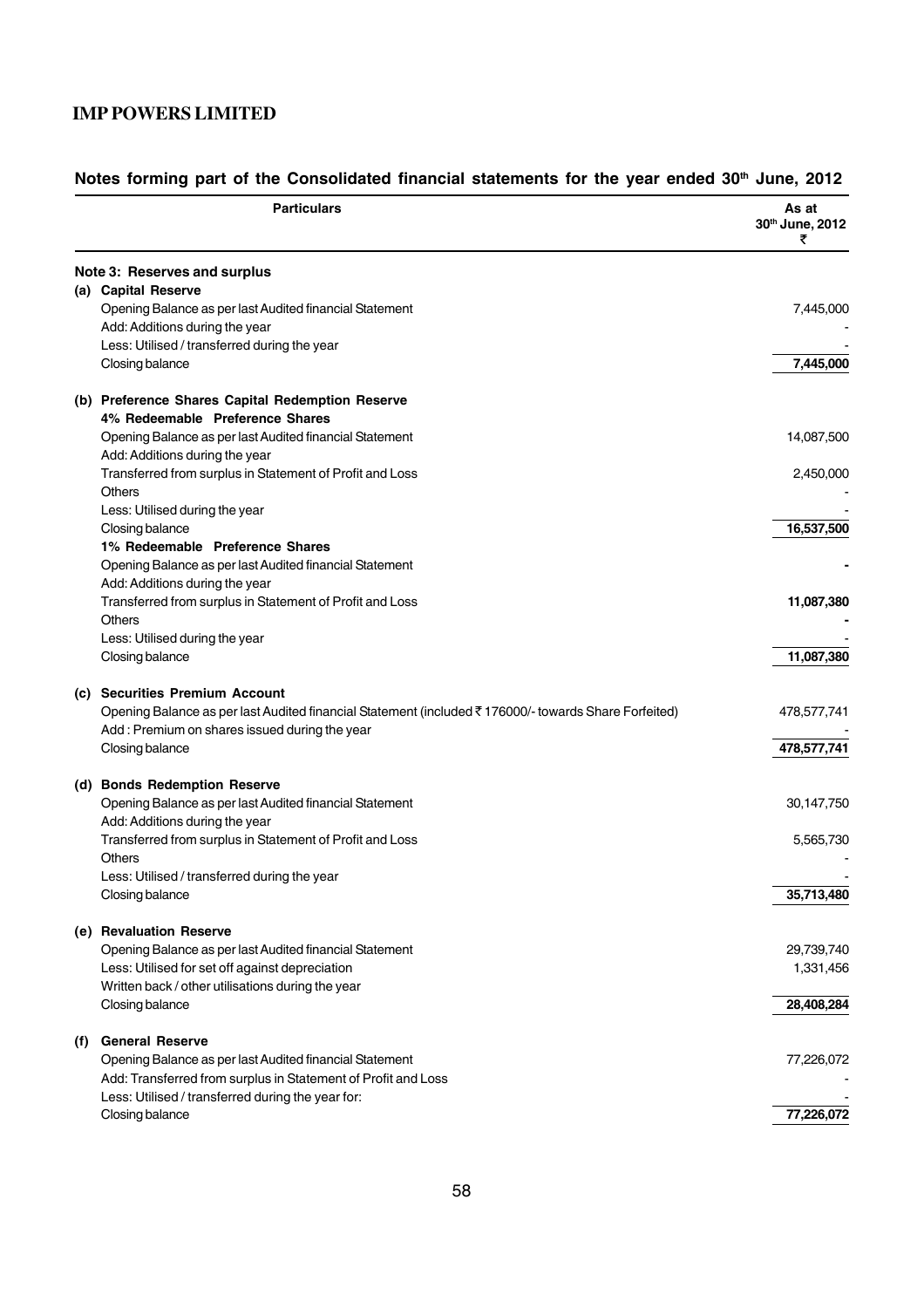## Notes forming part of the Consolidated financial statements for the year ended 30th June, 2012

| Particulars | As at 30th June, 2012 ₹ |
|---|---|
| **Note 3: Reserves and surplus** | |
| **(a) Capital Reserve** | |
| Opening Balance as per last Audited financial Statement | 7,445,000 |
| Add: Additions during the year | - |
| Less: Utilised / transferred during the year | - |
| Closing balance | **7,445,000** |
| **(b) Preference Shares Capital Redemption Reserve** | |
| **4% Redeemable Preference Shares** | |
| Opening Balance as per last Audited financial Statement | 14,087,500 |
| Add: Additions during the year | |
| Transferred from surplus in Statement of Profit and Loss | 2,450,000 |
| Others | - |
| Less: Utilised during the year | - |
| Closing balance | **16,537,500** |
| **1% Redeemable Preference Shares** | |
| Opening Balance as per last Audited financial Statement | **-** |
| Add: Additions during the year | |
| Transferred from surplus in Statement of Profit and Loss | **11,087,380** |
| Others | **-** |
| Less: Utilised during the year | - |
| Closing balance | **11,087,380** |
| **(c) Securities Premium Account** | |
| Opening Balance as per last Audited financial Statement (included ₹ 176000/- towards Share Forfeited) | 478,577,741 |
| Add : Premium on shares issued during the year | - |
| Closing balance | **478,577,741** |
| **(d) Bonds Redemption Reserve** | |
| Opening Balance as per last Audited financial Statement | 30,147,750 |
| Add: Additions during the year | |
| Transferred from surplus in Statement of Profit and Loss | 5,565,730 |
| Others | - |
| Less: Utilised / transferred during the year | - |
| Closing balance | **35,713,480** |
| **(e) Revaluation Reserve** | |
| Opening Balance as per last Audited financial Statement | 29,739,740 |
| Less: Utilised for set off against depreciation | 1,331,456 |
| Written back / other utilisations during the year | |
| Closing balance | **28,408,284** |
| **(f) General Reserve** | |
| Opening Balance as per last Audited financial Statement | 77,226,072 |
| Add: Transferred from surplus in Statement of Profit and Loss | - |
| Less: Utilised / transferred during the year for: | - |
| Closing balance | **77,226,072** |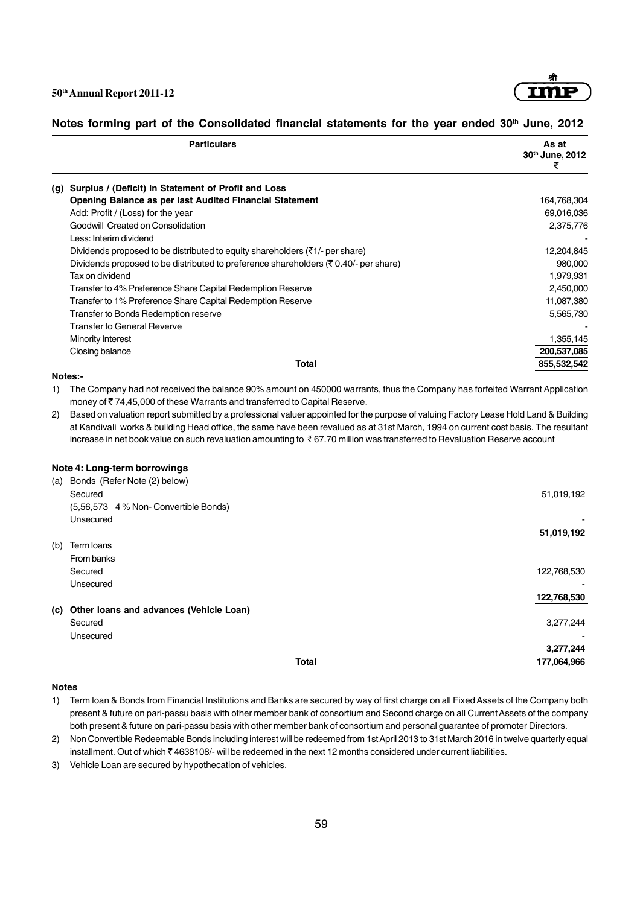## Notes forming part of the Consolidated financial statements for the year ended 30th June, 2012

| Particulars | As at 30th June, 2012 ₹ |
|---|---|
| **(g) Surplus / (Deficit) in Statement of Profit and Loss** | |
| **Opening Balance as per last Audited Financial Statement** | 164,768,304 |
| Add: Profit / (Loss) for the year | 69,016,036 |
| Goodwill Created on Consolidation | 2,375,776 |
| Less: Interim dividend | - |
| Dividends proposed to be distributed to equity shareholders (₹1/- per share) | 12,204,845 |
| Dividends proposed to be distributed to preference shareholders (₹ 0.40/- per share) | 980,000 |
| Tax on dividend | 1,979,931 |
| Transfer to 4% Preference Share Capital Redemption Reserve | 2,450,000 |
| Transfer to 1% Preference Share Capital Redemption Reserve | 11,087,380 |
| Transfer to Bonds Redemption reserve | 5,565,730 |
| Transfer to General Reverve | - |
| Minority Interest | 1,355,145 |
| Closing balance | **200,537,085** |
| **Total** | **855,532,542** |

**Notes:-**

1) The Company had not received the balance 90% amount on 450000 warrants, thus the Company has forfeited Warrant Application money of ₹ 74,45,000 of these Warrants and transferred to Capital Reserve.
2) Based on valuation report submitted by a professional valuer appointed for the purpose of valuing Factory Lease Hold Land & Building at Kandivali works & building Head office, the same have been revalued as at 31st March, 1994 on current cost basis. The resultant increase in net book value on such revaluation amounting to ₹ 67.70 million was transferred to Revaluation Reserve account

### Note 4: Long-term borrowings

| Particulars | ₹ |
|---|---|
| (a) Bonds (Refer Note (2) below) | |
| Secured | 51,019,192 |
| (5,56,573 4 % Non- Convertible Bonds) | |
| Unsecured | - |
| | **51,019,192** |
| (b) Term loans | |
| From banks | |
| Secured | 122,768,530 |
| Unsecured | - |
| | **122,768,530** |
| **(c) Other loans and advances (Vehicle Loan)** | |
| Secured | 3,277,244 |
| Unsecured | - |
| | **3,277,244** |
| **Total** | **177,064,966** |

**Notes**

1) Term loan & Bonds from Financial Institutions and Banks are secured by way of first charge on all Fixed Assets of the Company both present & future on pari-passu basis with other member bank of consortium and Second charge on all Current Assets of the company both present & future on pari-passu basis with other member bank of consortium and personal guarantee of promoter Directors.
2) Non Convertible Redeemable Bonds including interest will be redeemed from 1st April 2013 to 31st March 2016 in twelve quarterly equal installment. Out of which ₹ 4638108/- will be redeemed in the next 12 months considered under current liabilities.
3) Vehicle Loan are secured by hypothecation of vehicles.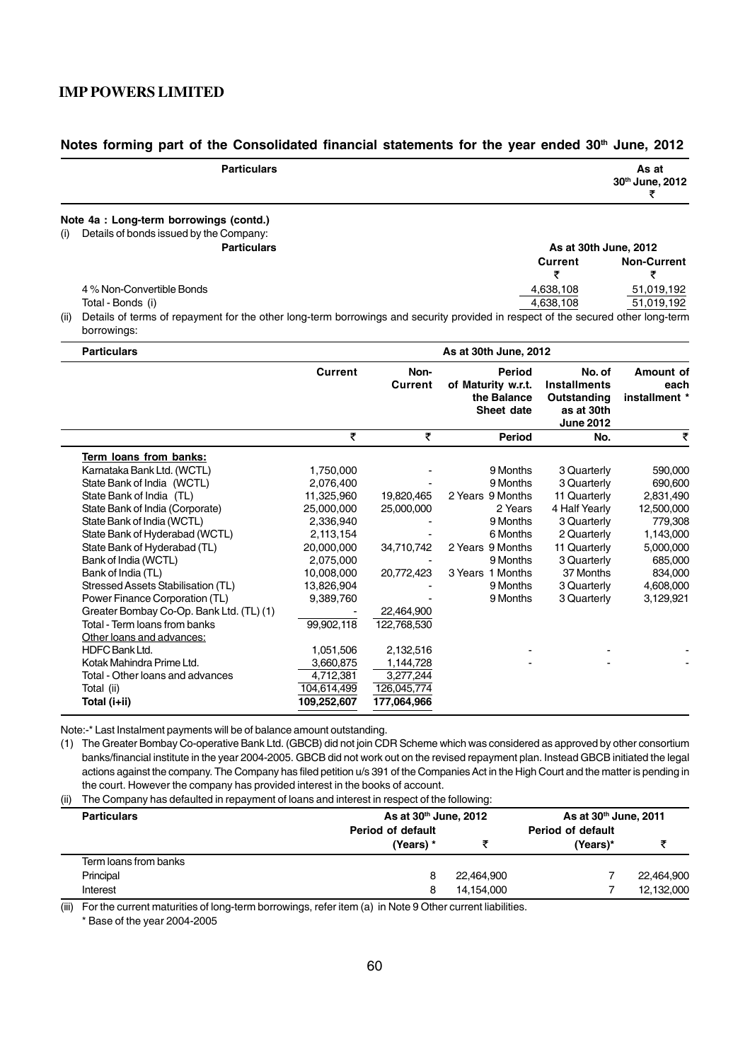## Notes forming part of the Consolidated financial statements for the year ended 30th June, 2012

| Particulars | As at 30th June, 2012 ₹ |
|---|---|

### Note 4a : Long-term borrowings (contd.)

(i) Details of bonds issued by the Company:

| Particulars | As at 30th June, 2012 | |
|---|---|---|
| | Current ₹ | Non-Current ₹ |
| 4 % Non-Convertible Bonds | 4,638,108 | 51,019,192 |
| Total - Bonds (i) | 4,638,108 | 51,019,192 |

(ii) Details of terms of repayment for the other long-term borrowings and security provided in respect of the secured other long-term borrowings:

| Particulars | As at 30th June, 2012 | | | | |
|---|---|---|---|---|---|
| | Current | Non-Current | Period of Maturity w.r.t. the Balance Sheet date | No. of Installments Outstanding as at 30th June 2012 | Amount of each installment * |
| | ₹ | ₹ | Period | No. | ₹ |
| **Term loans from banks:** | | | | | |
| Karnataka Bank Ltd. (WCTL) | 1,750,000 | - | 9 Months | 3 Quarterly | 590,000 |
| State Bank of India (WCTL) | 2,076,400 | - | 9 Months | 3 Quarterly | 690,600 |
| State Bank of India (TL) | 11,325,960 | 19,820,465 | 2 Years 9 Months | 11 Quarterly | 2,831,490 |
| State Bank of India (Corporate) | 25,000,000 | 25,000,000 | 2 Years | 4 Half Yearly | 12,500,000 |
| State Bank of India (WCTL) | 2,336,940 | - | 9 Months | 3 Quarterly | 779,308 |
| State Bank of Hyderabad (WCTL) | 2,113,154 | - | 6 Months | 2 Quarterly | 1,143,000 |
| State Bank of Hyderabad (TL) | 20,000,000 | 34,710,742 | 2 Years 9 Months | 11 Quarterly | 5,000,000 |
| Bank of India (WCTL) | 2,075,000 | - | 9 Months | 3 Quarterly | 685,000 |
| Bank of India (TL) | 10,008,000 | 20,772,423 | 3 Years 1 Months | 37 Months | 834,000 |
| Stressed Assets Stabilisation (TL) | 13,826,904 | - | 9 Months | 3 Quarterly | 4,608,000 |
| Power Finance Corporation (TL) | 9,389,760 | - | 9 Months | 3 Quarterly | 3,129,921 |
| Greater Bombay Co-Op. Bank Ltd. (TL) (1) | - | 22,464,900 | | | |
| Total - Term loans from banks | 99,902,118 | 122,768,530 | | | |
| Other loans and advances: | | | | | |
| HDFC Bank Ltd. | 1,051,506 | 2,132,516 | - | - | - |
| Kotak Mahindra Prime Ltd. | 3,660,875 | 1,144,728 | - | - | - |
| Total - Other loans and advances | 4,712,381 | 3,277,244 | | | |
| Total (ii) | 104,614,499 | 126,045,774 | | | |
| **Total (i+ii)** | **109,252,607** | **177,064,966** | | | |

Note:-* Last Instalment payments will be of balance amount outstanding.

(1) The Greater Bombay Co-operative Bank Ltd. (GBCB) did not join CDR Scheme which was considered as approved by other consortium banks/financial institute in the year 2004-2005. GBCB did not work out on the revised repayment plan. Instead GBCB initiated the legal actions against the company. The Company has filed petition u/s 391 of the Companies Act in the High Court and the matter is pending in the court. However the company has provided interest in the books of account.

(ii) The Company has defaulted in repayment of loans and interest in respect of the following:

| Particulars | As at 30th June, 2012 | | As at 30th June, 2011 | |
|---|---|---|---|---|
| | Period of default (Years) * | ₹ | Period of default (Years)* | ₹ |
| Term loans from banks | | | | |
| Principal | 8 | 22,464,900 | 7 | 22,464,900 |
| Interest | 8 | 14,154,000 | 7 | 12,132,000 |

(iii) For the current maturities of long-term borrowings, refer item (a) in Note 9 Other current liabilities.

\* Base of the year 2004-2005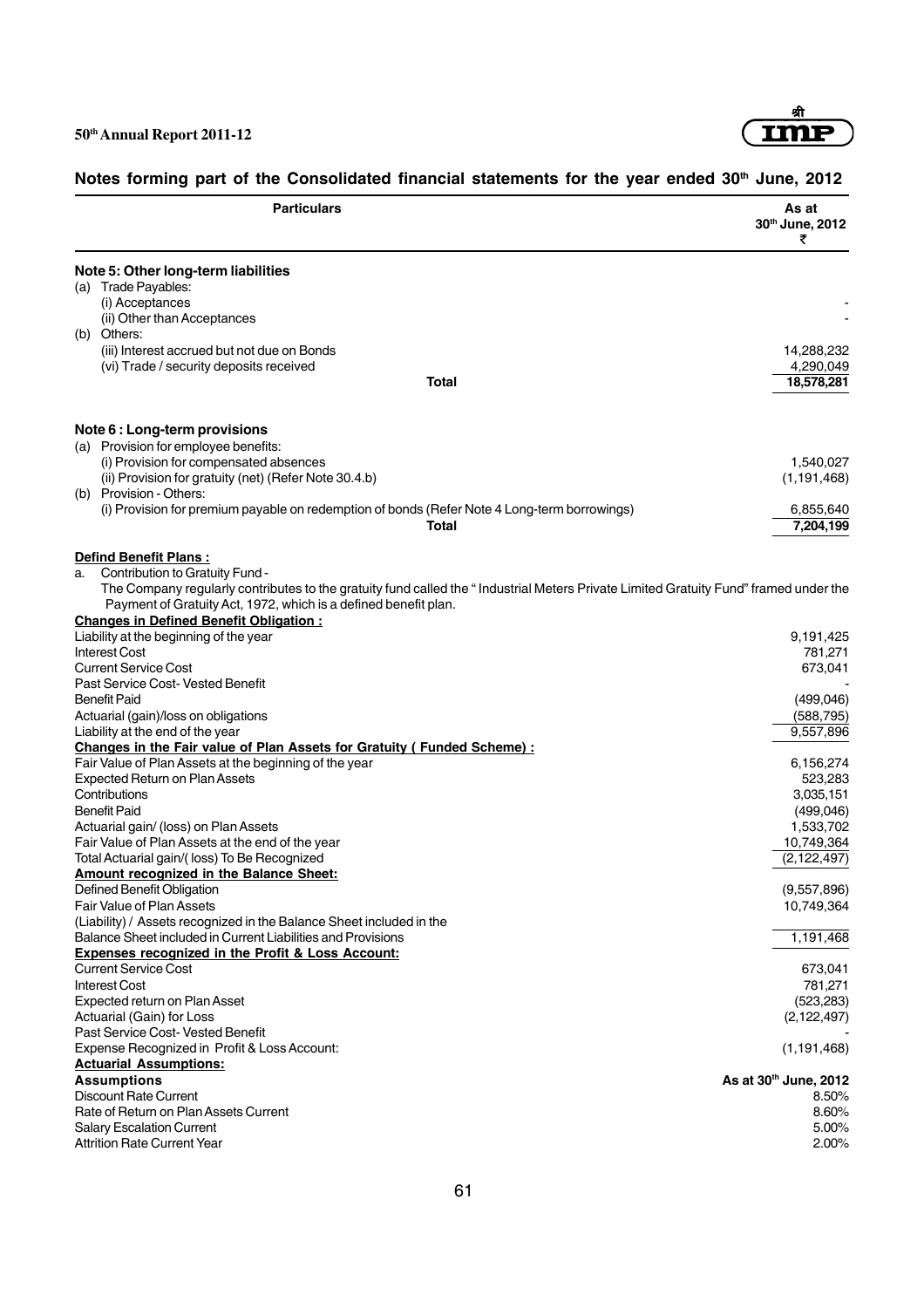## Notes forming part of the Consolidated financial statements for the year ended 30th June, 2012

| Particulars | As at 30th June, 2012 ₹ |
|---|---|
| **Note 5: Other long-term liabilities** | |
| (a) Trade Payables: | |
| (i) Acceptances | - |
| (ii) Other than Acceptances | - |
| (b) Others: | |
| (iii) Interest accrued but not due on Bonds | 14,288,232 |
| (vi) Trade / security deposits received | 4,290,049 |
| **Total** | **18,578,281** |
| **Note 6 : Long-term provisions** | |
| (a) Provision for employee benefits: | |
| (i) Provision for compensated absences | 1,540,027 |
| (ii) Provision for gratuity (net) (Refer Note 30.4.b) | (1,191,468) |
| (b) Provision - Others: | |
| (i) Provision for premium payable on redemption of bonds (Refer Note 4 Long-term borrowings) | 6,855,640 |
| **Total** | **7,204,199** |

**Defind Benefit Plans :**

a. Contribution to Gratuity Fund -

The Company regularly contributes to the gratuity fund called the " Industrial Meters Private Limited Gratuity Fund" framed under the Payment of Gratuity Act, 1972, which is a defined benefit plan.

| Particulars | ₹ |
|---|---|
| **Changes in Defined Benefit Obligation :** | |
| Liability at the beginning of the year | 9,191,425 |
| Interest Cost | 781,271 |
| Current Service Cost | 673,041 |
| Past Service Cost- Vested Benefit | - |
| Benefit Paid | (499,046) |
| Actuarial (gain)/loss on obligations | (588,795) |
| Liability at the end of the year | 9,557,896 |
| **Changes in the Fair value of Plan Assets for Gratuity ( Funded Scheme) :** | |
| Fair Value of Plan Assets at the beginning of the year | 6,156,274 |
| Expected Return on Plan Assets | 523,283 |
| Contributions | 3,035,151 |
| Benefit Paid | (499,046) |
| Actuarial gain/ (loss) on Plan Assets | 1,533,702 |
| Fair Value of Plan Assets at the end of the year | 10,749,364 |
| Total Actuarial gain/( loss) To Be Recognized | (2,122,497) |
| **Amount recognized in the Balance Sheet:** | |
| Defined Benefit Obligation | (9,557,896) |
| Fair Value of Plan Assets | 10,749,364 |
| (Liability) / Assets recognized in the Balance Sheet included in the Balance Sheet included in Current Liabilities and Provisions | 1,191,468 |
| **Expenses recognized in the Profit & Loss Account:** | |
| Current Service Cost | 673,041 |
| Interest Cost | 781,271 |
| Expected return on Plan Asset | (523,283) |
| Actuarial (Gain) for Loss | (2,122,497) |
| Past Service Cost- Vested Benefit | - |
| Expense Recognized in Profit & Loss Account: | (1,191,468) |
| **Actuarial Assumptions:** | |
| **Assumptions** | **As at 30th June, 2012** |
| Discount Rate Current | 8.50% |
| Rate of Return on Plan Assets Current | 8.60% |
| Salary Escalation Current | 5.00% |
| Attrition Rate Current Year | 2.00% |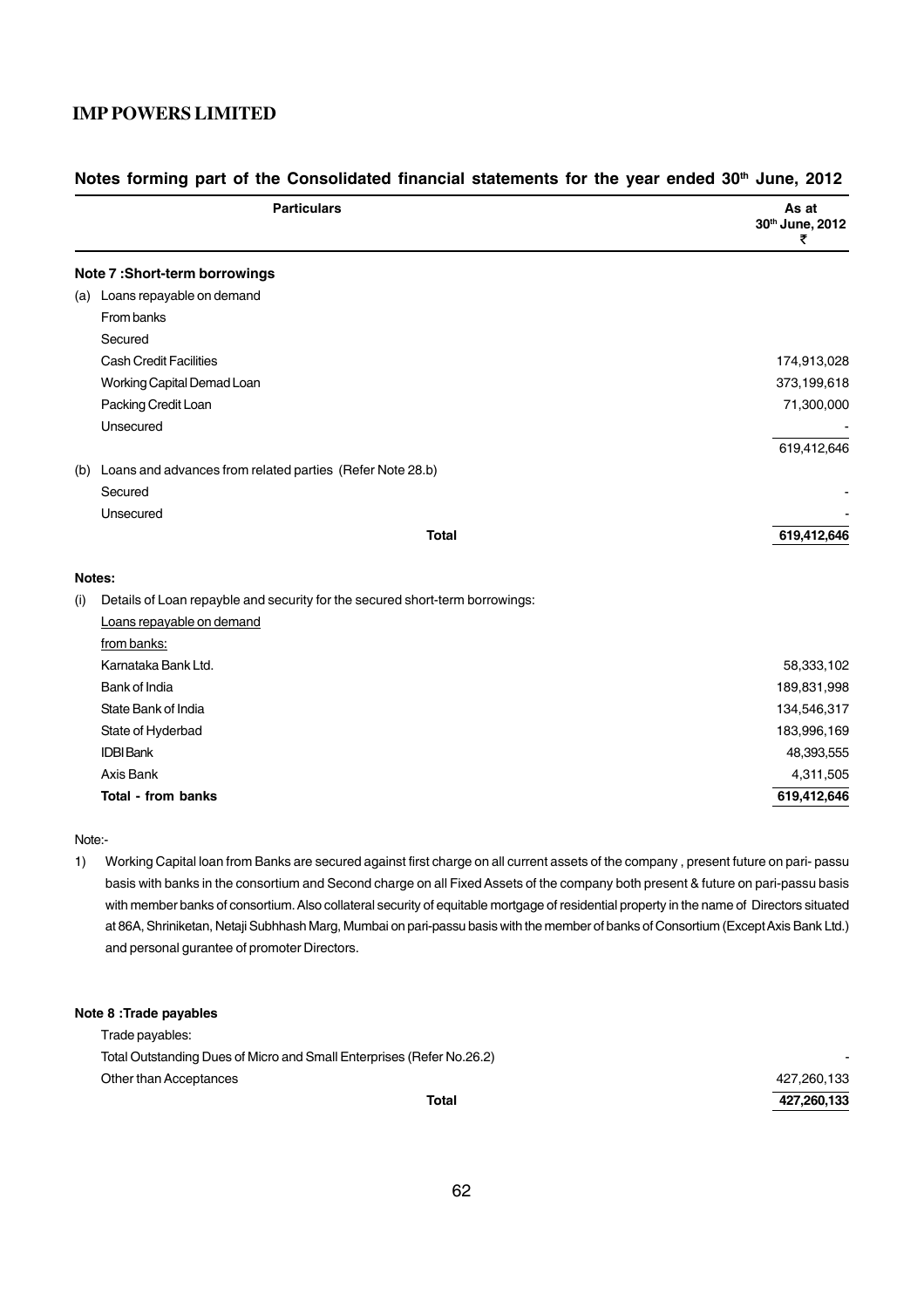## Notes forming part of the Consolidated financial statements for the year ended 30th June, 2012

| Particulars | As at 30th June, 2012 ₹ |
|---|---|
| **Note 7 :Short-term borrowings** | |
| (a) Loans repayable on demand | |
| From banks | |
| Secured | |
| Cash Credit Facilities | 174,913,028 |
| Working Capital Demad Loan | 373,199,618 |
| Packing Credit Loan | 71,300,000 |
| Unsecured | - |
| | 619,412,646 |
| (b) Loans and advances from related parties (Refer Note 28.b) | |
| Secured | - |
| Unsecured | - |
| **Total** | **619,412,646** |

**Notes:**

(i) Details of Loan repayble and security for the secured short-term borrowings:

| Loans repayable on demand from banks: | |
|---|---|
| Karnataka Bank Ltd. | 58,333,102 |
| Bank of India | 189,831,998 |
| State Bank of India | 134,546,317 |
| State of Hyderbad | 183,996,169 |
| IDBI Bank | 48,393,555 |
| Axis Bank | 4,311,505 |
| **Total - from banks** | **619,412,646** |

Note:-

1) Working Capital loan from Banks are secured against first charge on all current assets of the company , present future on pari- passu basis with banks in the consortium and Second charge on all Fixed Assets of the company both present & future on pari-passu basis with member banks of consortium. Also collateral security of equitable mortgage of residential property in the name of Directors situated at 86A, Shriniketan, Netaji Subhhash Marg, Mumbai on pari-passu basis with the member of banks of Consortium (Except Axis Bank Ltd.) and personal gurantee of promoter Directors.

| **Note 8 :Trade payables** | |
|---|---|
| Trade payables: | |
| Total Outstanding Dues of Micro and Small Enterprises (Refer No.26.2) | - |
| Other than Acceptances | 427,260,133 |
| **Total** | **427,260,133** |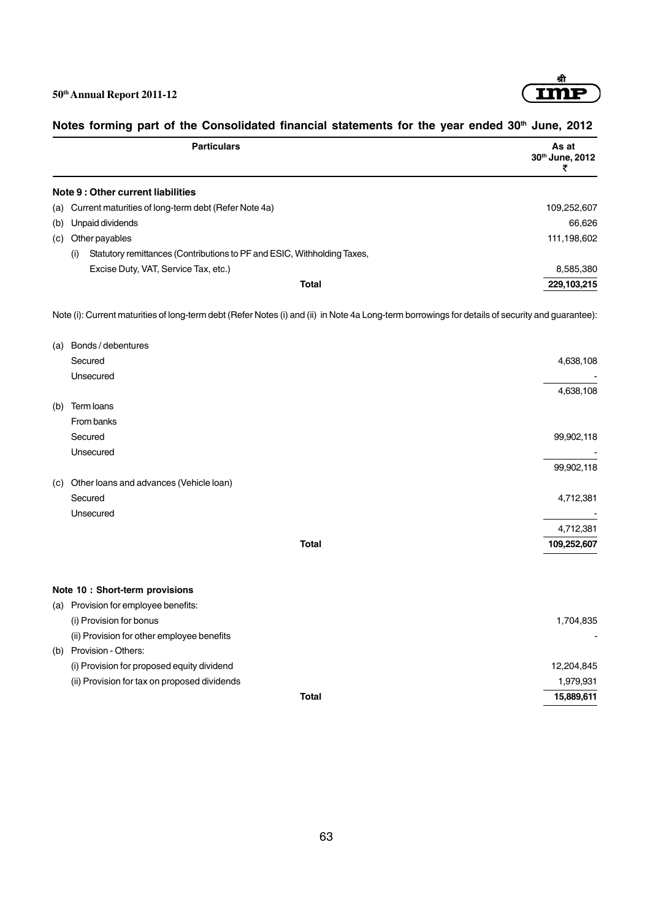## Notes forming part of the Consolidated financial statements for the year ended 30th June, 2012

| Particulars | As at 30th June, 2012 ₹ |
|---|---|
| **Note 9 : Other current liabilities** | |
| (a) Current maturities of long-term debt (Refer Note 4a) | 109,252,607 |
| (b) Unpaid dividends | 66,626 |
| (c) Other payables | 111,198,602 |
| (i) Statutory remittances (Contributions to PF and ESIC, Withholding Taxes, Excise Duty, VAT, Service Tax, etc.) | 8,585,380 |
| **Total** | **229,103,215** |

Note (i): Current maturities of long-term debt (Refer Notes (i) and (ii) in Note 4a Long-term borrowings for details of security and guarantee):

| Particulars | ₹ |
|---|---|
| (a) Bonds / debentures | |
| Secured | 4,638,108 |
| Unsecured | - |
| | 4,638,108 |
| (b) Term loans | |
| From banks | |
| Secured | 99,902,118 |
| Unsecured | - |
| | 99,902,118 |
| (c) Other loans and advances (Vehicle loan) | |
| Secured | 4,712,381 |
| Unsecured | - |
| | 4,712,381 |
| **Total** | **109,252,607** |

| Particulars | ₹ |
|---|---|
| **Note 10 : Short-term provisions** | |
| (a) Provision for employee benefits: | |
| (i) Provision for bonus | 1,704,835 |
| (ii) Provision for other employee benefits | - |
| (b) Provision - Others: | |
| (i) Provision for proposed equity dividend | 12,204,845 |
| (ii) Provision for tax on proposed dividends | 1,979,931 |
| **Total** | **15,889,611** |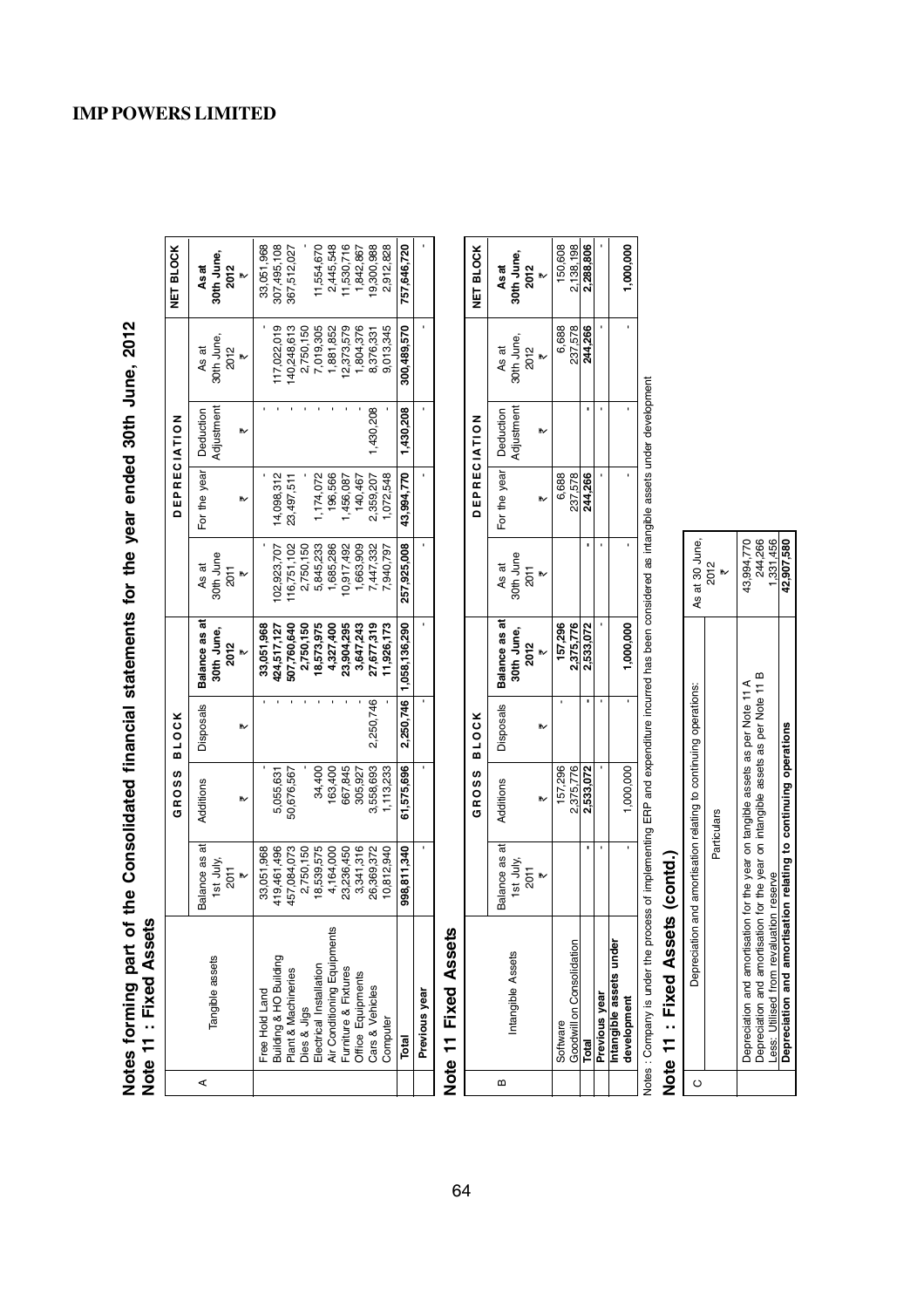# Notes forming part of the Consolidated financial statements for the year ended 30th June, 2012

## Note 11 : Fixed Assets

| A | Tangible assets | GROSS BLOCK | | | | DEPRECIATION | | | | NET BLOCK |
|---|---|---|---|---|---|---|---|---|---|---|
| | | Balance as at 1st July, 2011 ₹ | Additions ₹ | Disposals ₹ | Balance as at 30th June, 2012 ₹ | As at 30th June 2011 ₹ | For the year ₹ | Deduction Adjustment ₹ | As at 30th June, 2012 ₹ | As at 30th June, 2012 ₹ |
| | Free Hold Land | 33,051,968 | - | - | 33,051,968 | - | - | - | - | 33,051,968 |
| | Building & HO Building | 419,461,496 | 5,055,631 | - | 424,517,127 | 102,923,707 | 14,098,312 | - | 117,022,019 | 307,495,108 |
| | Plant & Machineries | 457,084,073 | 50,676,567 | - | 507,760,640 | 116,751,102 | 23,497,511 | - | 140,248,613 | 367,512,027 |
| | Dies & Jigs | 2,750,150 | - | - | 2,750,150 | 2,750,150 | - | - | 2,750,150 | - |
| | Electrical Installation | 18,539,575 | 34,400 | - | 18,573,975 | 5,845,233 | 1,174,072 | - | 7,019,305 | 11,554,670 |
| | Air Conditioning Equipments | 4,164,000 | 163,400 | - | 4,327,400 | 1,685,286 | 196,566 | - | 1,881,852 | 2,445,548 |
| | Furniture & Fixtures | 23,236,450 | 667,845 | - | 23,904,295 | 10,917,492 | 1,456,087 | - | 12,373,579 | 11,530,716 |
| | Office Equipments | 3,341,316 | 305,927 | - | 3,647,243 | 1,663,909 | 140,467 | - | 1,804,376 | 1,842,867 |
| | Cars & Vehicles | 26,369,372 | 3,558,693 | 2,250,746 | 27,677,319 | 7,447,332 | 2,359,207 | 1,430,208 | 8,376,331 | 19,300,988 |
| | Computer | 10,812,940 | 1,113,233 | - | 11,926,173 | 7,940,797 | 1,072,548 | - | 9,013,345 | 2,912,828 |
| | **Total** | **998,811,340** | **61,575,696** | **2,250,746** | **1,058,136,290** | **257,925,008** | **43,994,770** | **1,430,208** | **300,489,570** | **757,646,720** |
| | **Previous year** | - | - | - | - | - | - | - | - | - |

## Note 11 Fixed Assets

| B | Intangible Assets | GROSS BLOCK | | | | DEPRECIATION | | | | NET BLOCK |
|---|---|---|---|---|---|---|---|---|---|---|
| | | Balance as at 1st July, 2011 ₹ | Additions ₹ | Disposals ₹ | Balance as at 30th June, 2012 ₹ | As at 30th June 2011 ₹ | For the year ₹ | Deduction Adjustment ₹ | As at 30th June, 2012 ₹ | As at 30th June, 2012 ₹ |
| | Software | | 157,296 | - | 157,296 | | 6,688 | | 6,688 | 150,608 |
| | Goodwill on Consolidation | | 2,375,776 | | 2,375,776 | | 237,578 | | 237,578 | 2,138,198 |
| | **Total** | - | **2,533,072** | - | **2,533,072** | - | **244,266** | - | **244,266** | **2,288,806** |
| | **Previous year** | - | - | - | - | - | - | - | - | - |
| | **Intangible assets under development** | - | 1,000,000 | - | 1,000,000 | - | - | - | - | 1,000,000 |

Notes : Company is under the process of implementing ERP and expenditure incurred has been considered as intangible assets under development

## Note 11 : Fixed Assets (contd.)

| C | Depreciation and amortisation relating to continuing operations: | As at 30 June, 2012 ₹ |
|---|---|---|
| | Particulars | |
| | Depreciation and amortisation for the year on tangible assets as per Note 11 A | 43,994,770 |
| | Depreciation and amortisation for the year on intangible assets as per Note 11 B | 244,266 |
| | Less: Utilised from revaluation reserve | 1,331,456 |
| | **Depreciation and amortisation relating to continuing operations** | **42,907,580** |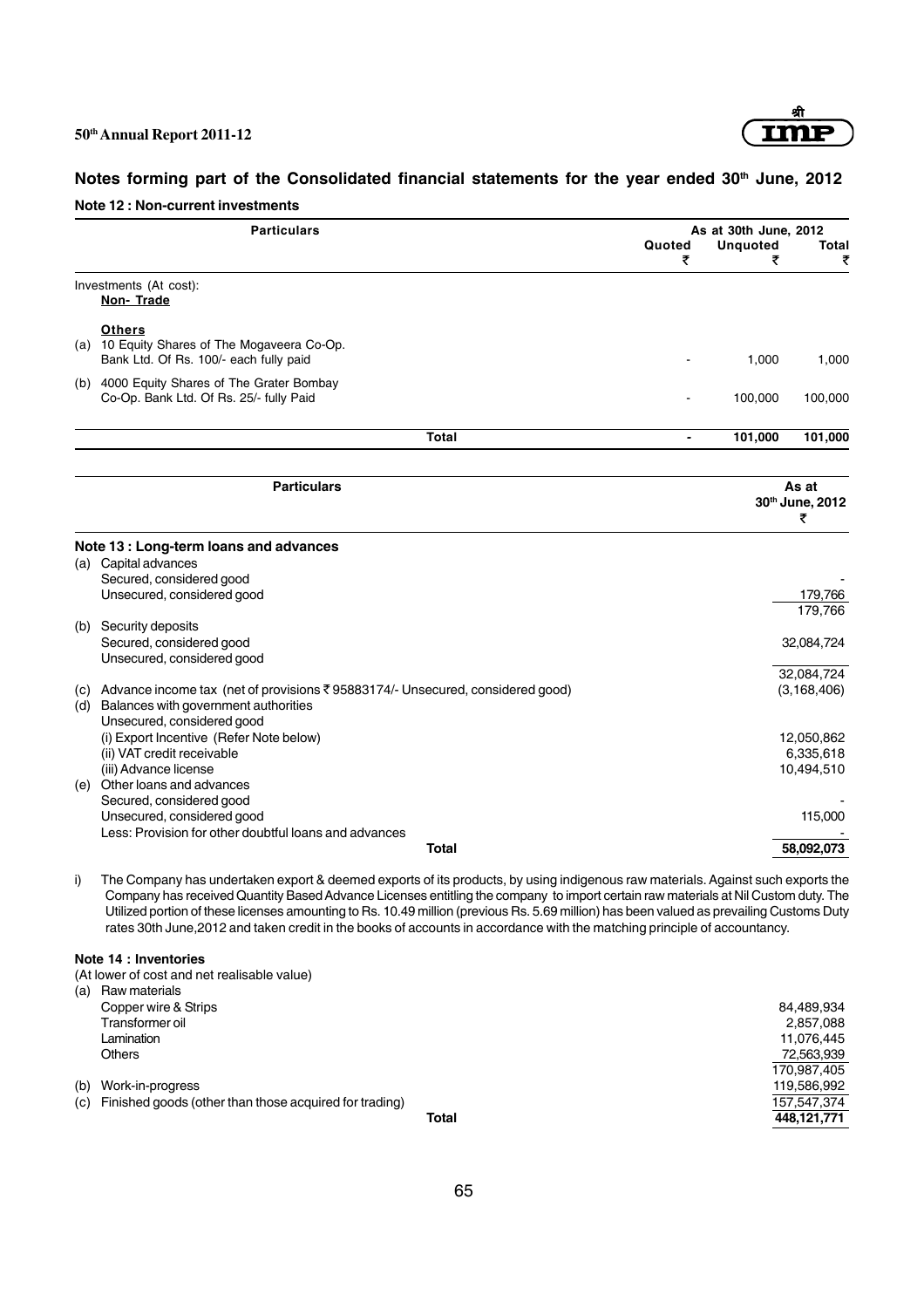## Notes forming part of the Consolidated financial statements for the year ended 30th June, 2012

### Note 12 : Non-current investments

| Particulars | As at 30th June, 2012 Quoted ₹ | Unquoted ₹ | Total ₹ |
|---|---|---|---|
| Investments (At cost): | | | |
| **Non- Trade** | | | |
| **Others** | | | |
| (a) 10 Equity Shares of The Mogaveera Co-Op. Bank Ltd. Of Rs. 100/- each fully paid | - | 1,000 | 1,000 |
| (b) 4000 Equity Shares of The Grater Bombay Co-Op. Bank Ltd. Of Rs. 25/- fully Paid | - | 100,000 | 100,000 |
| **Total** | **-** | **101,000** | **101,000** |

| Particulars | As at 30th June, 2012 ₹ |
|---|---|
| **Note 13 : Long-term loans and advances** | |
| (a) Capital advances | |
| Secured, considered good | - |
| Unsecured, considered good | 179,766 |
| | 179,766 |
| (b) Security deposits | |
| Secured, considered good | 32,084,724 |
| Unsecured, considered good | |
| | 32,084,724 |
| (c) Advance income tax (net of provisions ₹ 95883174/- Unsecured, considered good) | (3,168,406) |
| (d) Balances with government authorities | |
| Unsecured, considered good | |
| (i) Export Incentive (Refer Note below) | 12,050,862 |
| (ii) VAT credit receivable | 6,335,618 |
| (iii) Advance license | 10,494,510 |
| (e) Other loans and advances | |
| Secured, considered good | - |
| Unsecured, considered good | 115,000 |
| Less: Provision for other doubtful loans and advances | - |
| **Total** | **58,092,073** |

i) The Company has undertaken export & deemed exports of its products, by using indigenous raw materials. Against such exports the Company has received Quantity Based Advance Licenses entitling the company to import certain raw materials at Nil Custom duty. The Utilized portion of these licenses amounting to Rs. 10.49 million (previous Rs. 5.69 million) has been valued as prevailing Customs Duty rates 30th June,2012 and taken credit in the books of accounts in accordance with the matching principle of accountancy.

### Note 14 : Inventories

(At lower of cost and net realisable value)

| Particulars | As at 30th June, 2012 ₹ |
|---|---|
| (a) Raw materials | |
| Copper wire & Strips | 84,489,934 |
| Transformer oil | 2,857,088 |
| Lamination | 11,076,445 |
| Others | 72,563,939 |
| | 170,987,405 |
| (b) Work-in-progress | 119,586,992 |
| (c) Finished goods (other than those acquired for trading) | 157,547,374 |
| **Total** | **448,121,771** |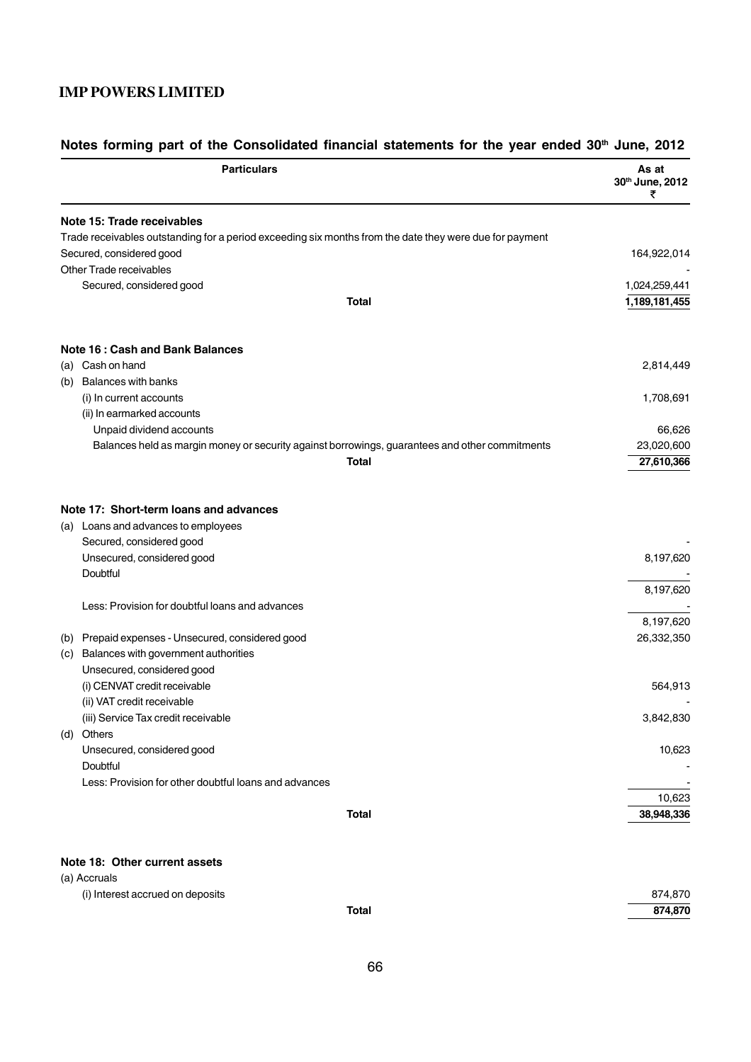## Notes forming part of the Consolidated financial statements for the year ended 30th June, 2012

| Particulars | As at 30th June, 2012 ₹ |
|---|---|
| **Note 15: Trade receivables** | |
| Trade receivables outstanding for a period exceeding six months from the date they were due for payment | |
| Secured, considered good | 164,922,014 |
| Other Trade receivables | - |
| Secured, considered good | 1,024,259,441 |
| **Total** | **1,189,181,455** |
| | |
| **Note 16 : Cash and Bank Balances** | |
| (a) Cash on hand | 2,814,449 |
| (b) Balances with banks | |
| (i) In current accounts | 1,708,691 |
| (ii) In earmarked accounts | |
| Unpaid dividend accounts | 66,626 |
| Balances held as margin money or security against borrowings, guarantees and other commitments | 23,020,600 |
| **Total** | **27,610,366** |
| | |
| **Note 17: Short-term loans and advances** | |
| (a) Loans and advances to employees | |
| Secured, considered good | - |
| Unsecured, considered good | 8,197,620 |
| Doubtful | - |
| | 8,197,620 |
| Less: Provision for doubtful loans and advances | - |
| | 8,197,620 |
| (b) Prepaid expenses - Unsecured, considered good | 26,332,350 |
| (c) Balances with government authorities | |
| Unsecured, considered good | |
| (i) CENVAT credit receivable | 564,913 |
| (ii) VAT credit receivable | - |
| (iii) Service Tax credit receivable | 3,842,830 |
| (d) Others | |
| Unsecured, considered good | 10,623 |
| Doubtful | - |
| Less: Provision for other doubtful loans and advances | - |
| | 10,623 |
| **Total** | **38,948,336** |
| | |
| **Note 18: Other current assets** | |
| (a) Accruals | |
| (i) Interest accrued on deposits | 874,870 |
| **Total** | **874,870** |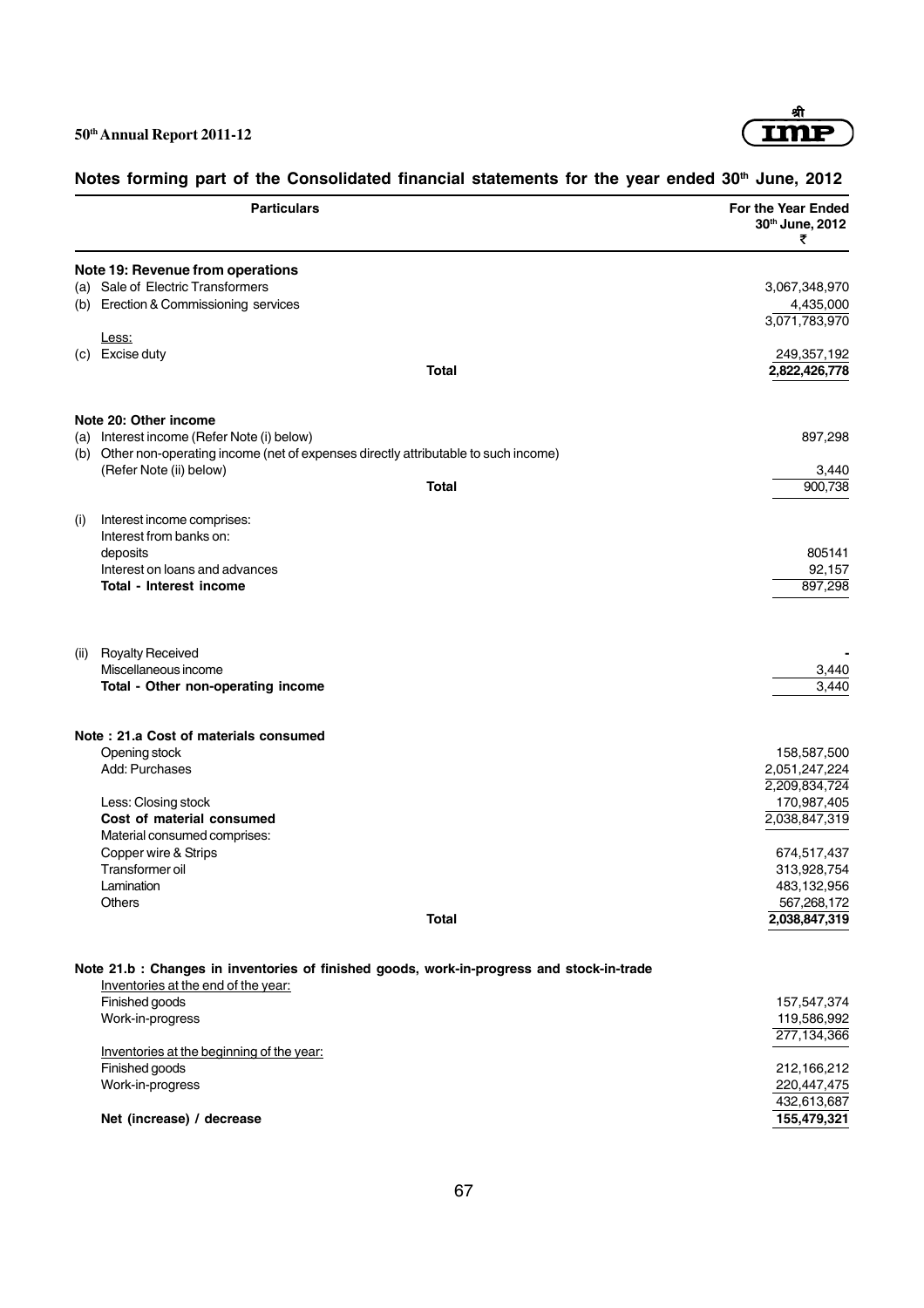## Notes forming part of the Consolidated financial statements for the year ended 30th June, 2012

| Particulars | For the Year Ended 30th June, 2012 ₹ |
|---|---|
| **Note 19: Revenue from operations** | |
| (a) Sale of Electric Transformers | 3,067,348,970 |
| (b) Erection & Commissioning services | 4,435,000 |
| | 3,071,783,970 |
| Less: | |
| (c) Excise duty | 249,357,192 |
| **Total** | **2,822,426,778** |
| | |
| **Note 20: Other income** | |
| (a) Interest income (Refer Note (i) below) | 897,298 |
| (b) Other non-operating income (net of expenses directly attributable to such income) (Refer Note (ii) below) | 3,440 |
| **Total** | 900,738 |
| | |
| (i) Interest income comprises: | |
| Interest from banks on: | |
| deposits | 805141 |
| Interest on loans and advances | 92,157 |
| **Total - Interest income** | 897,298 |
| | |
| (ii) Royalty Received | - |
| Miscellaneous income | 3,440 |
| **Total - Other non-operating income** | 3,440 |
| | |
| **Note : 21.a Cost of materials consumed** | |
| Opening stock | 158,587,500 |
| Add: Purchases | 2,051,247,224 |
| | 2,209,834,724 |
| Less: Closing stock | 170,987,405 |
| **Cost of material consumed** | 2,038,847,319 |
| Material consumed comprises: | |
| Copper wire & Strips | 674,517,437 |
| Transformer oil | 313,928,754 |
| Lamination | 483,132,956 |
| Others | 567,268,172 |
| **Total** | **2,038,847,319** |
| | |
| **Note 21.b : Changes in inventories of finished goods, work-in-progress and stock-in-trade** | |
| Inventories at the end of the year: | |
| Finished goods | 157,547,374 |
| Work-in-progress | 119,586,992 |
| | 277,134,366 |
| Inventories at the beginning of the year: | |
| Finished goods | 212,166,212 |
| Work-in-progress | 220,447,475 |
| | 432,613,687 |
| **Net (increase) / decrease** | **155,479,321** |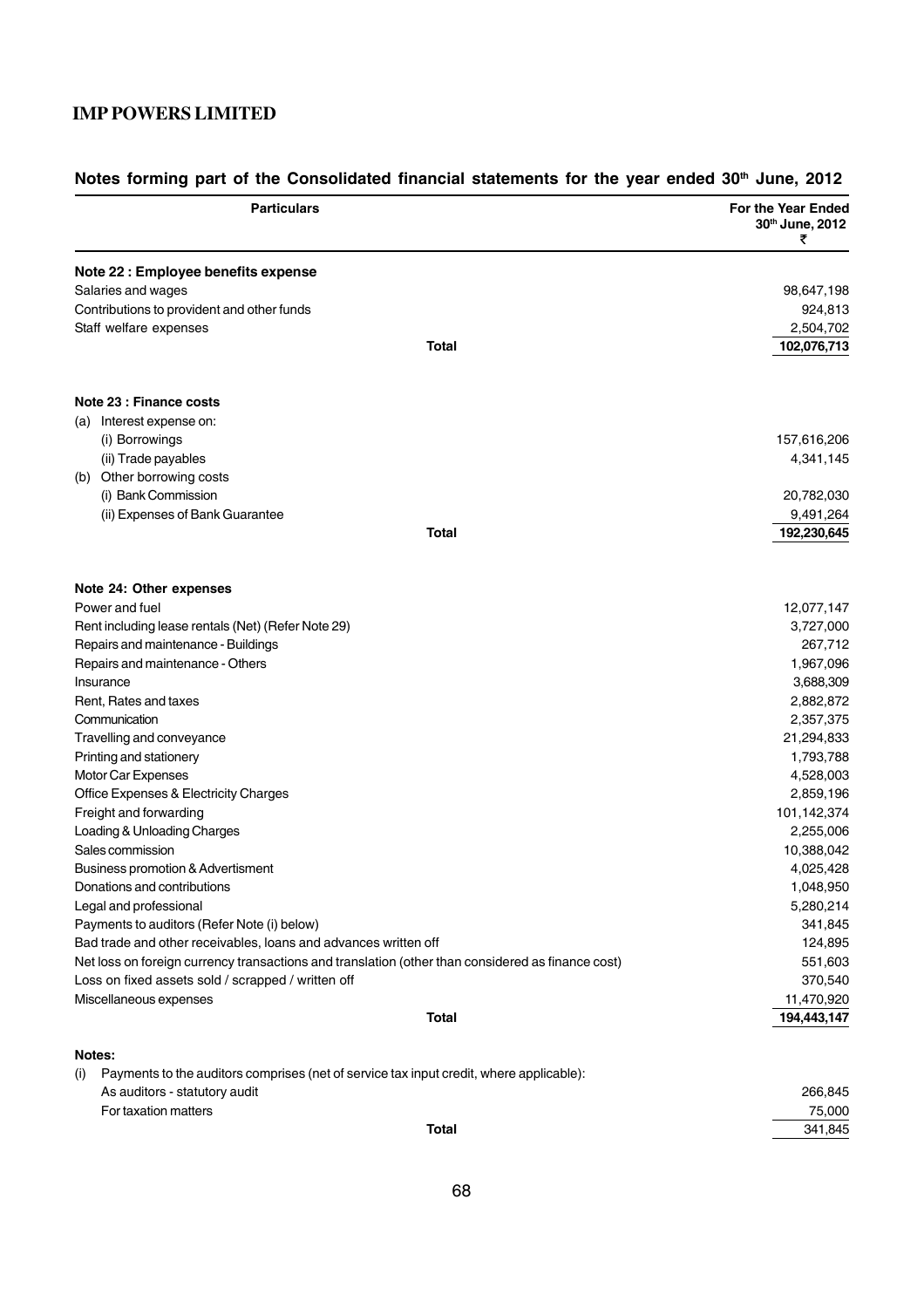**IMP POWERS LIMITED**

## Notes forming part of the Consolidated financial statements for the year ended 30th June, 2012

| Particulars | For the Year Ended 30th June, 2012 ₹ |
|---|---|
| **Note 22 : Employee benefits expense** | |
| Salaries and wages | 98,647,198 |
| Contributions to provident and other funds | 924,813 |
| Staff welfare expenses | 2,504,702 |
| **Total** | **102,076,713** |
| | |
| **Note 23 : Finance costs** | |
| (a) Interest expense on: | |
| (i) Borrowings | 157,616,206 |
| (ii) Trade payables | 4,341,145 |
| (b) Other borrowing costs | |
| (i) Bank Commission | 20,782,030 |
| (ii) Expenses of Bank Guarantee | 9,491,264 |
| **Total** | **192,230,645** |
| | |
| **Note 24: Other expenses** | |
| Power and fuel | 12,077,147 |
| Rent including lease rentals (Net) (Refer Note 29) | 3,727,000 |
| Repairs and maintenance - Buildings | 267,712 |
| Repairs and maintenance - Others | 1,967,096 |
| Insurance | 3,688,309 |
| Rent, Rates and taxes | 2,882,872 |
| Communication | 2,357,375 |
| Travelling and conveyance | 21,294,833 |
| Printing and stationery | 1,793,788 |
| Motor Car Expenses | 4,528,003 |
| Office Expenses & Electricity Charges | 2,859,196 |
| Freight and forwarding | 101,142,374 |
| Loading & Unloading Charges | 2,255,006 |
| Sales commission | 10,388,042 |
| Business promotion & Advertisment | 4,025,428 |
| Donations and contributions | 1,048,950 |
| Legal and professional | 5,280,214 |
| Payments to auditors (Refer Note (i) below) | 341,845 |
| Bad trade and other receivables, loans and advances written off | 124,895 |
| Net loss on foreign currency transactions and translation (other than considered as finance cost) | 551,603 |
| Loss on fixed assets sold / scrapped / written off | 370,540 |
| Miscellaneous expenses | 11,470,920 |
| **Total** | **194,443,147** |

**Notes:**

(i) Payments to the auditors comprises (net of service tax input credit, where applicable):

| | |
|---|---|
| As auditors - statutory audit | 266,845 |
| For taxation matters | 75,000 |
| **Total** | 341,845 |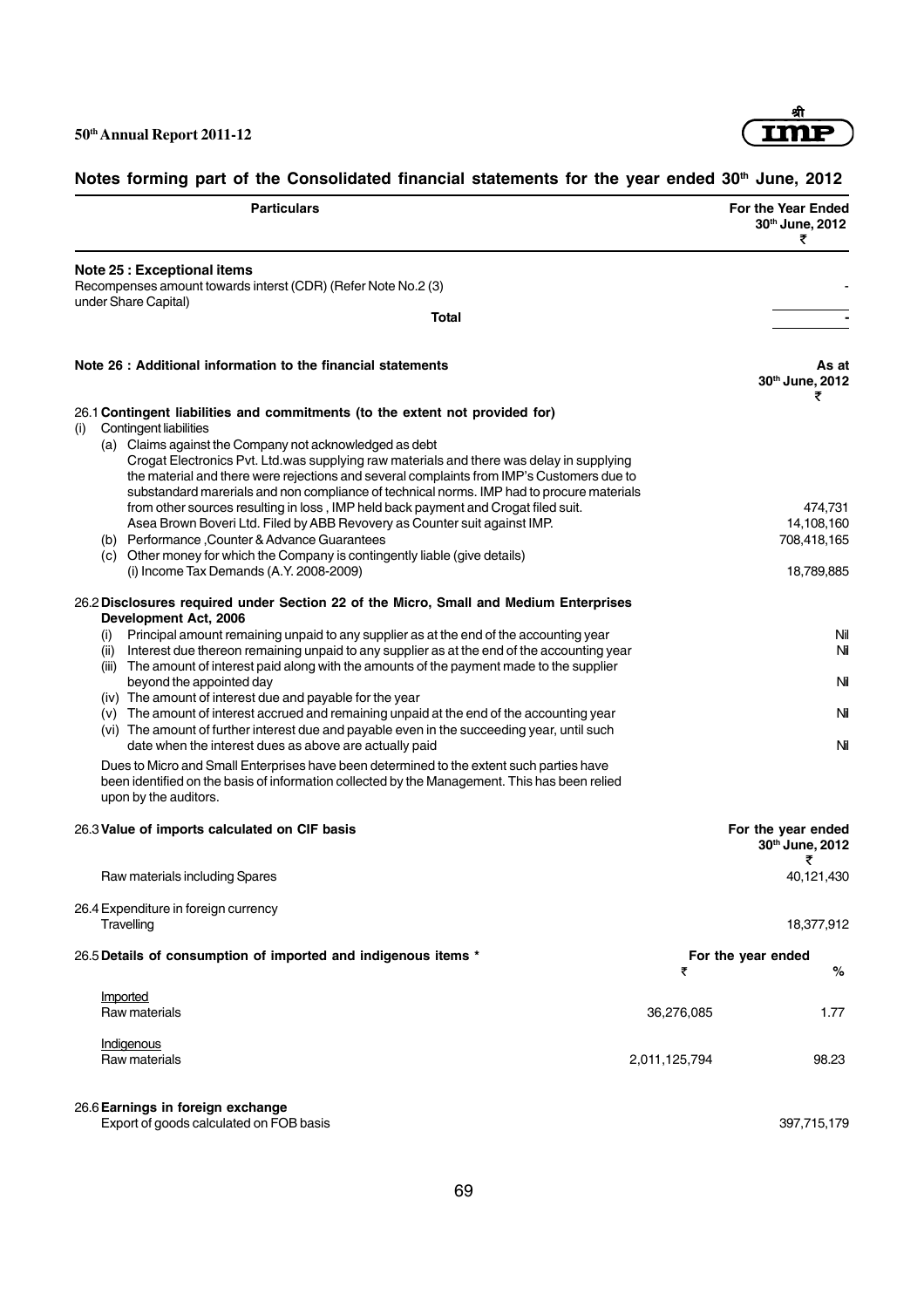# Notes forming part of the Consolidated financial statements for the year ended 30th June, 2012

| Particulars | For the Year Ended 30th June, 2012 ₹ |
|---|---|
| **Note 25 : Exceptional items** | |
| Recompenses amount towards interst (CDR) (Refer Note No.2 (3) under Share Capital) | - |
| **Total** | - |

| **Note 26 : Additional information to the financial statements** | As at 30th June, 2012 ₹ |
|---|---|
| 26.1 **Contingent liabilities and commitments (to the extent not provided for)** | |
| (i) Contingent liabilities | |
| (a) Claims against the Company not acknowledged as debt | |
| Crogat Electronics Pvt. Ltd.was supplying raw materials and there was delay in supplying the material and there were rejections and several complaints from IMP's Customers due to substandard marerials and non compliance of technical norms. IMP had to procure materials from other sources resulting in loss , IMP held back payment and Crogat filed suit. | 474,731 |
| Asea Brown Boveri Ltd. Filed by ABB Revovery as Counter suit against IMP. | 14,108,160 |
| (b) Performance ,Counter & Advance Guarantees | 708,418,165 |
| (c) Other money for which the Company is contingently liable (give details) | |
| (i) Income Tax Demands (A.Y. 2008-2009) | 18,789,885 |

| 26.2 **Disclosures required under Section 22 of the Micro, Small and Medium Enterprises Development Act, 2006** | |
|---|---|
| (i) Principal amount remaining unpaid to any supplier as at the end of the accounting year | Nil |
| (ii) Interest due thereon remaining unpaid to any supplier as at the end of the accounting year | Nil |
| (iii) The amount of interest paid along with the amounts of the payment made to the supplier beyond the appointed day | Nil |
| (iv) The amount of interest due and payable for the year | |
| (v) The amount of interest accrued and remaining unpaid at the end of the accounting year | Nil |
| (vi) The amount of further interest due and payable even in the succeeding year, until such date when the interest dues as above are actually paid | Nil |

Dues to Micro and Small Enterprises have been determined to the extent such parties have been identified on the basis of information collected by the Management. This has been relied upon by the auditors.

| 26.3 **Value of imports calculated on CIF basis** | For the year ended 30th June, 2012 ₹ |
|---|---|
| Raw materials including Spares | 40,121,430 |
| 26.4 Expenditure in foreign currency | |
| Travelling | 18,377,912 |

| 26.5 **Details of consumption of imported and indigenous items \*** | For the year ended ₹ | % |
|---|---|---|
| Imported | | |
| Raw materials | 36,276,085 | 1.77 |
| Indigenous | | |
| Raw materials | 2,011,125,794 | 98.23 |

| 26.6 **Earnings in foreign exchange** | |
|---|---|
| Export of goods calculated on FOB basis | 397,715,179 |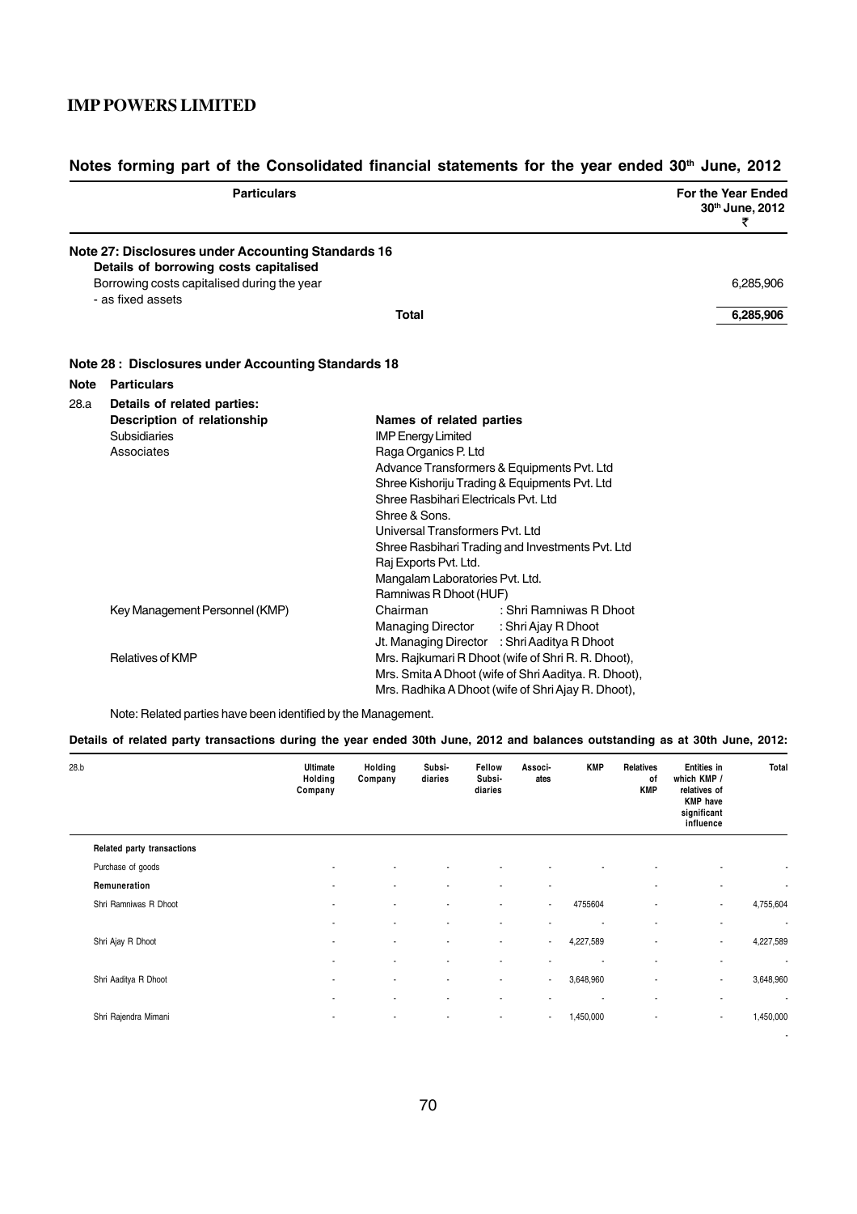## Notes forming part of the Consolidated financial statements for the year ended 30th June, 2012

| Particulars | For the Year Ended 30th June, 2012 ₹ |
|---|---|
| **Note 27: Disclosures under Accounting Standards 16** | |
| **Details of borrowing costs capitalised** | |
| Borrowing costs capitalised during the year - as fixed assets | 6,285,906 |
| **Total** | **6,285,906** |

### Note 28 : Disclosures under Accounting Standards 18

**Note Particulars**

**28.a Details of related parties:**

| Description of relationship | Names of related parties |
|---|---|
| Subsidiaries | IMP Energy Limited |
| Associates | Raga Organics P. Ltd |
| | Advance Transformers & Equipments Pvt. Ltd |
| | Shree Kishoriju Trading & Equipments Pvt. Ltd |
| | Shree Rasbihari Electricals Pvt. Ltd |
| | Shree & Sons. |
| | Universal Transformers Pvt. Ltd |
| | Shree Rasbihari Trading and Investments Pvt. Ltd |
| | Raj Exports Pvt. Ltd. |
| | Mangalam Laboratories Pvt. Ltd. |
| | Ramniwas R Dhoot (HUF) |
| Key Management Personnel (KMP) | Chairman : Shri Ramniwas R Dhoot |
| | Managing Director : Shri Ajay R Dhoot |
| | Jt. Managing Director : Shri Aaditya R Dhoot |
| Relatives of KMP | Mrs. Rajkumari R Dhoot (wife of Shri R. R. Dhoot), |
| | Mrs. Smita A Dhoot (wife of Shri Aaditya. R. Dhoot), |
| | Mrs. Radhika A Dhoot (wife of Shri Ajay R. Dhoot), |

Note: Related parties have been identified by the Management.

**Details of related party transactions during the year ended 30th June, 2012 and balances outstanding as at 30th June, 2012:**

| 28.b | Ultimate Holding Company | Holding Company | Subsi-diaries | Fellow Subsi-diaries | Associ-ates | KMP | Relatives of KMP | Entities in which KMP / relatives of KMP have significant influence | Total |
|---|---|---|---|---|---|---|---|---|---|
| **Related party transactions** | | | | | | | | | |
| Purchase of goods | - | - | - | - | - | - | - | - | - |
| **Remuneration** | - | - | - | - | - | | - | - | - |
| Shri Ramniwas R Dhoot | - | - | - | - | - | 4755604 | - | - | 4,755,604 |
| | - | - | - | - | - | - | - | - | - |
| Shri Ajay R Dhoot | - | - | - | - | - | 4,227,589 | - | - | 4,227,589 |
| | - | - | - | - | - | - | - | - | - |
| Shri Aaditya R Dhoot | - | - | - | - | - | 3,648,960 | - | - | 3,648,960 |
| | - | - | - | - | - | - | - | - | - |
| Shri Rajendra Mimani | - | - | - | - | - | 1,450,000 | - | - | 1,450,000 |
| | | | | | | | | | - |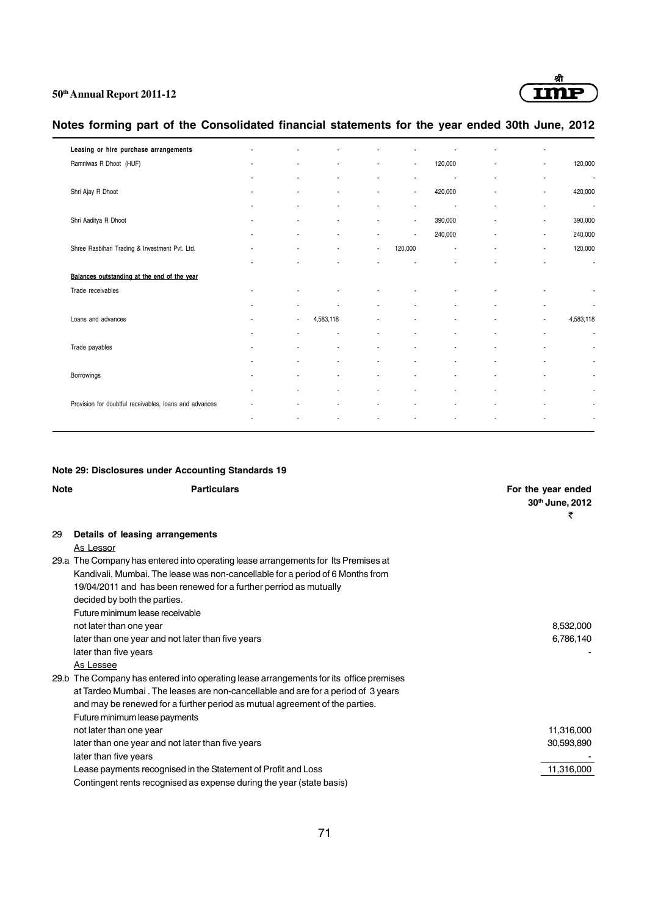## Notes forming part of the Consolidated financial statements for the year ended 30th June, 2012

| | | | | | | | | | |
|---|---|---|---|---|---|---|---|---|---|
| **Leasing or hire purchase arrangements** | - | - | - | - | - | - | - | - | |
| Ramniwas R Dhoot (HUF) | - | - | - | - | - | 120,000 | - | - | 120,000 |
| | - | - | - | - | - | - | - | - | - |
| Shri Ajay R Dhoot | - | - | - | - | - | 420,000 | - | - | 420,000 |
| | - | - | - | - | - | - | - | - | - |
| Shri Aaditya R Dhoot | - | - | - | - | - | 390,000 | - | - | 390,000 |
| | - | - | - | - | - | 240,000 | - | - | 240,000 |
| Shree Rasbihari Trading & Investment Pvt. Ltd. | - | - | - | - | 120,000 | - | - | - | 120,000 |
| | - | - | - | - | - | - | - | - | - |
| **Balances outstanding at the end of the year** | | | | | | | | | |
| Trade receivables | - | - | - | - | - | - | - | - | - |
| | - | - | - | - | - | - | - | - | - |
| Loans and advances | - | - | 4,583,118 | - | - | - | - | - | 4,583,118 |
| | - | - | - | - | - | - | - | - | - |
| Trade payables | - | - | - | - | - | - | - | - | - |
| | - | - | - | - | - | - | - | - | - |
| Borrowings | - | - | - | - | - | - | - | - | - |
| | - | - | - | - | - | - | - | - | - |
| Provision for doubtful receivables, loans and advances | - | - | - | - | - | - | - | - | - |
| | - | - | - | - | - | - | - | - | - |

### Note 29: Disclosures under Accounting Standards 19

| Note | Particulars | For the year ended 30th June, 2012 ₹ |
|---|---|---|
| 29 | **Details of leasing arrangements** | |
| | As Lessor | |
| 29.a | The Company has entered into operating lease arrangements for Its Premises at Kandivali, Mumbai. The lease was non-cancellable for a period of 6 Months from 19/04/2011 and has been renewed for a further perriod as mutually decided by both the parties. | |
| | Future minimum lease receivable | |
| | not later than one year | 8,532,000 |
| | later than one year and not later than five years | 6,786,140 |
| | later than five years | - |
| | As Lessee | |
| 29.b | The Company has entered into operating lease arrangements for its office premises at Tardeo Mumbai . The leases are non-cancellable and are for a period of 3 years and may be renewed for a further period as mutual agreement of the parties. | |
| | Future minimum lease payments | |
| | not later than one year | 11,316,000 |
| | later than one year and not later than five years | 30,593,890 |
| | later than five years | - |
| | Lease payments recognised in the Statement of Profit and Loss | 11,316,000 |
| | Contingent rents recognised as expense during the year (state basis) | |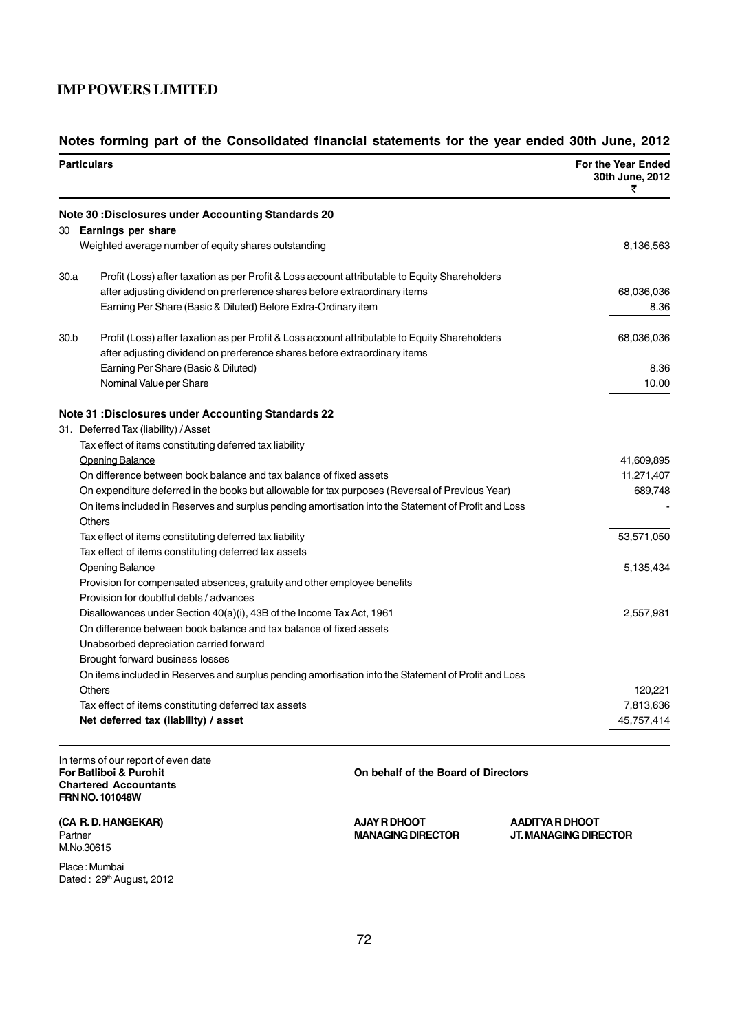## Notes forming part of the Consolidated financial statements for the year ended 30th June, 2012

| Particulars | | For the Year Ended 30th June, 2012 ₹ |
|---|---|---|
| **Note 30 :Disclosures under Accounting Standards 20** | | |
| 30 | **Earnings per share** | |
| | Weighted average number of equity shares outstanding | 8,136,563 |
| 30.a | Profit (Loss) after taxation as per Profit & Loss account attributable to Equity Shareholders after adjusting dividend on prerference shares before extraordinary items | 68,036,036 |
| | Earning Per Share (Basic & Diluted) Before Extra-Ordinary item | 8.36 |
| 30.b | Profit (Loss) after taxation as per Profit & Loss account attributable to Equity Shareholders after adjusting dividend on prerference shares before extraordinary items | 68,036,036 |
| | Earning Per Share (Basic & Diluted) | 8.36 |
| | Nominal Value per Share | 10.00 |
| **Note 31 :Disclosures under Accounting Standards 22** | | |
| 31. | Deferred Tax (liability) / Asset | |
| | Tax effect of items constituting deferred tax liability | |
| | Opening Balance | 41,609,895 |
| | On difference between book balance and tax balance of fixed assets | 11,271,407 |
| | On expenditure deferred in the books but allowable for tax purposes (Reversal of Previous Year) | 689,748 |
| | On items included in Reserves and surplus pending amortisation into the Statement of Profit and Loss | - |
| | Others | |
| | Tax effect of items constituting deferred tax liability | 53,571,050 |
| | Tax effect of items constituting deferred tax assets | |
| | Opening Balance | 5,135,434 |
| | Provision for compensated absences, gratuity and other employee benefits | |
| | Provision for doubtful debts / advances | |
| | Disallowances under Section 40(a)(i), 43B of the Income Tax Act, 1961 | 2,557,981 |
| | On difference between book balance and tax balance of fixed assets | |
| | Unabsorbed depreciation carried forward | |
| | Brought forward business losses | |
| | On items included in Reserves and surplus pending amortisation into the Statement of Profit and Loss | |
| | Others | 120,221 |
| | Tax effect of items constituting deferred tax assets | 7,813,636 |
| | **Net deferred tax (liability) / asset** | 45,757,414 |

In terms of our report of even date
**For Batliboi & Purohit**
**Chartered Accountants**
**FRN NO. 101048W**

**(CA R. D. HANGEKAR)**
Partner
M.No.30615

Place : Mumbai
Dated : 29th August, 2012

**On behalf of the Board of Directors**

**AJAY R DHOOT**
**MANAGING DIRECTOR**

**AADITYA R DHOOT**
**JT. MANAGING DIRECTOR**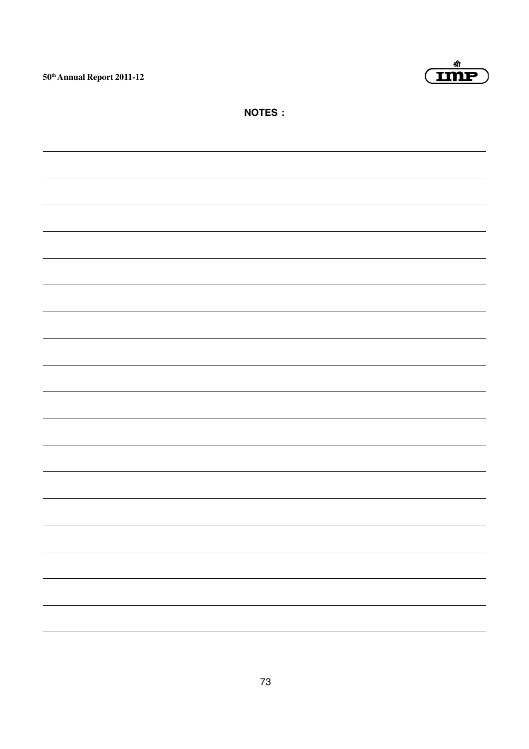**NOTES :**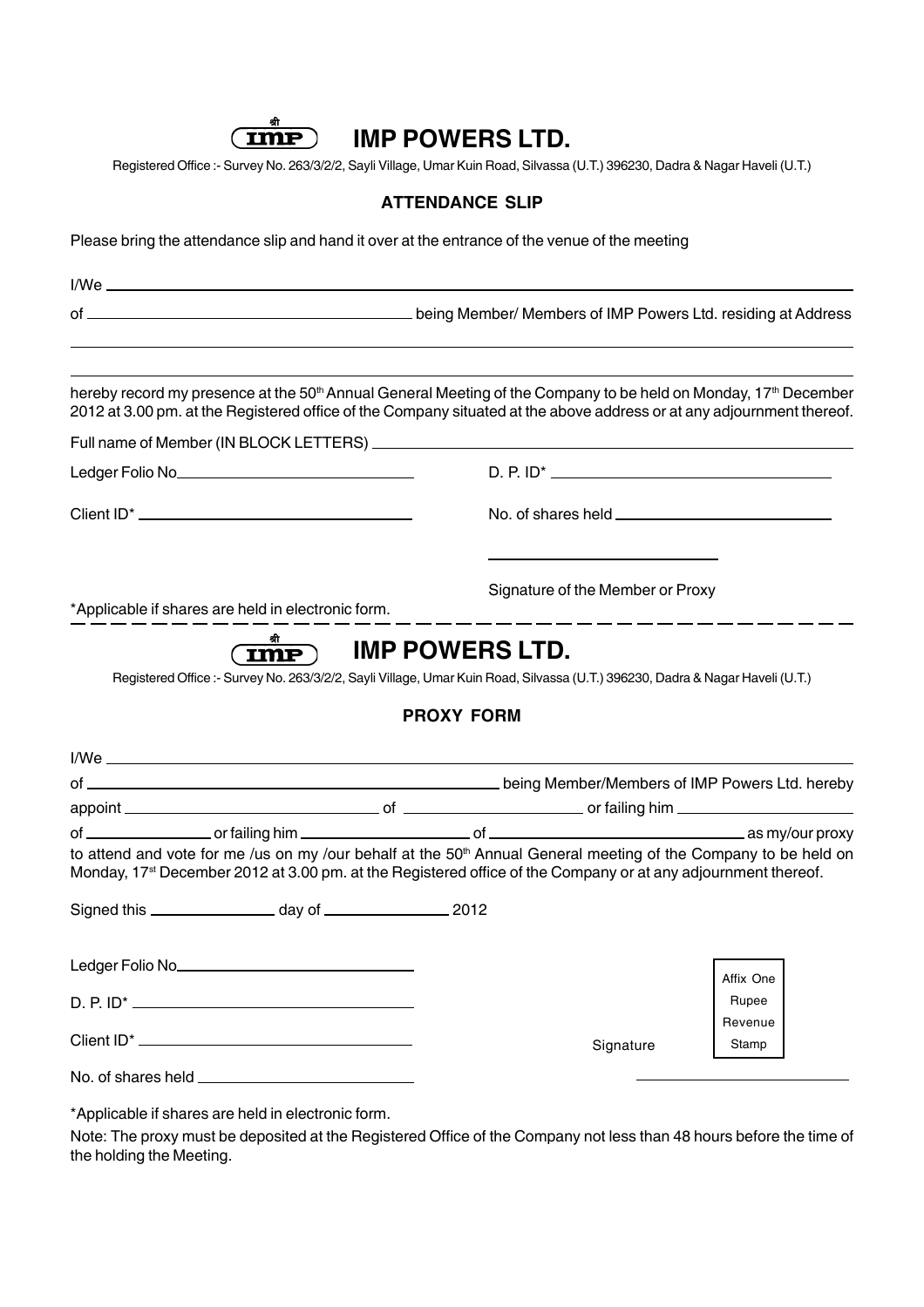# IMP POWERS LTD.

Registered Office :- Survey No. 263/3/2/2, Sayli Village, Umar Kuin Road, Silvassa (U.T.) 396230, Dadra & Nagar Haveli (U.T.)

## ATTENDANCE SLIP

Please bring the attendance slip and hand it over at the entrance of the venue of the meeting

I/We ______________________________________________

of ______________________ being Member/ Members of IMP Powers Ltd. residing at Address

______________________________________________

______________________________________________

hereby record my presence at the 50th Annual General Meeting of the Company to be held on Monday, 17th December 2012 at 3.00 pm. at the Registered office of the Company situated at the above address or at any adjournment thereof.

Full name of Member (IN BLOCK LETTERS) ______________________

Ledger Folio No______________ D. P. ID* ______________

Client ID* ______________ No. of shares held ______________

______________

Signature of the Member or Proxy

*Applicable if shares are held in electronic form.

---

# IMP POWERS LTD.

Registered Office :- Survey No. 263/3/2/2, Sayli Village, Umar Kuin Road, Silvassa (U.T.) 396230, Dadra & Nagar Haveli (U.T.)

## PROXY FORM

I/We ______________________________________________

of ______________________ being Member/Members of IMP Powers Ltd. hereby appoint ______________ of ______________ or failing him ______________ of ______________ or failing him ______________ of ______________ as my/our proxy to attend and vote for me /us on my /our behalf at the 50th Annual General meeting of the Company to be held on Monday, 17st December 2012 at 3.00 pm. at the Registered office of the Company or at any adjournment thereof.

Signed this ______________ day of ______________ 2012

Ledger Folio No______________

D. P. ID* ______________

Client ID* ______________

No. of shares held ______________

Signature

Affix One Rupee Revenue Stamp

______________

*Applicable if shares are held in electronic form.

Note: The proxy must be deposited at the Registered Office of the Company not less than 48 hours before the time of the holding the Meeting.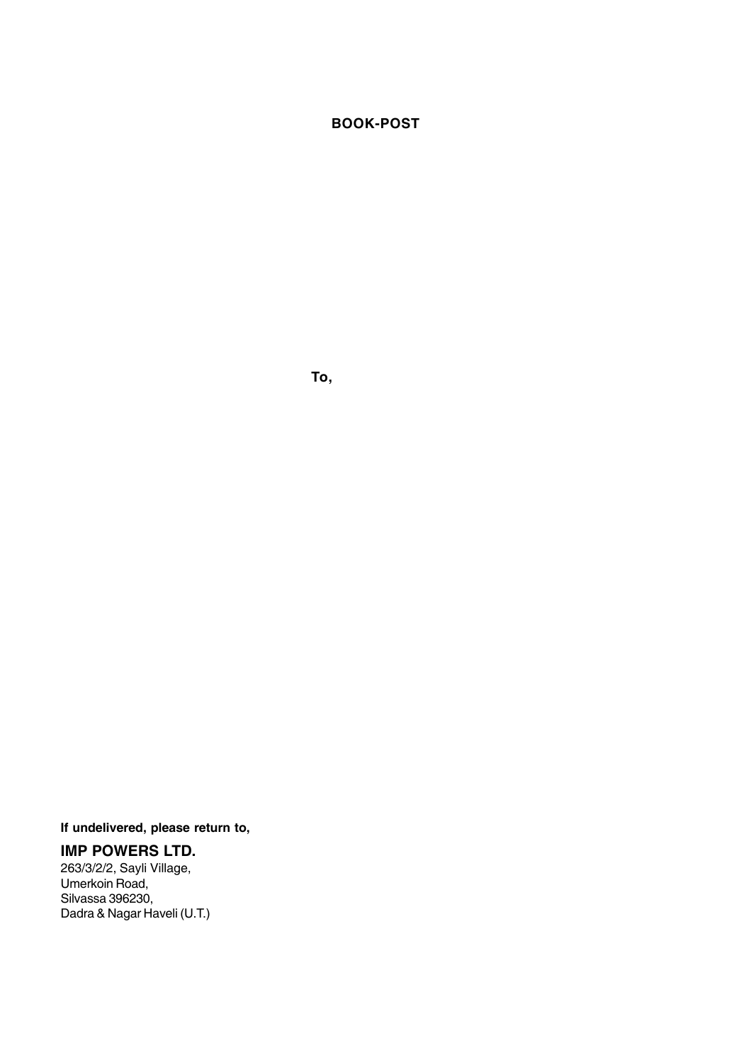**BOOK-POST**

**To,**

**If undelivered, please return to,**

**IMP POWERS LTD.**

263/3/2/2, Sayli Village,
Umerkoin Road,
Silvassa 396230,
Dadra & Nagar Haveli (U.T.)